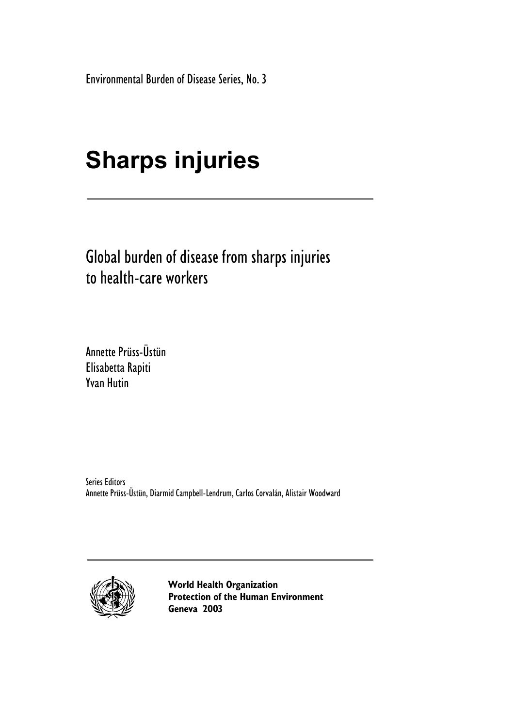Environmental Burden of Disease Series, No. 3

# Sharps injuries

## Global burden of disease from sharps injuries to health-care workers

Annette Prüss-Üstün
Elisabetta Rapiti
Yvan Hutin

Series Editors
Annette Prüss-Üstün, Diarmid Campbell-Lendrum, Carlos Corvalán, Alistair Woodward

**World Health Organization**
**Protection of the Human Environment**
**Geneva 2003**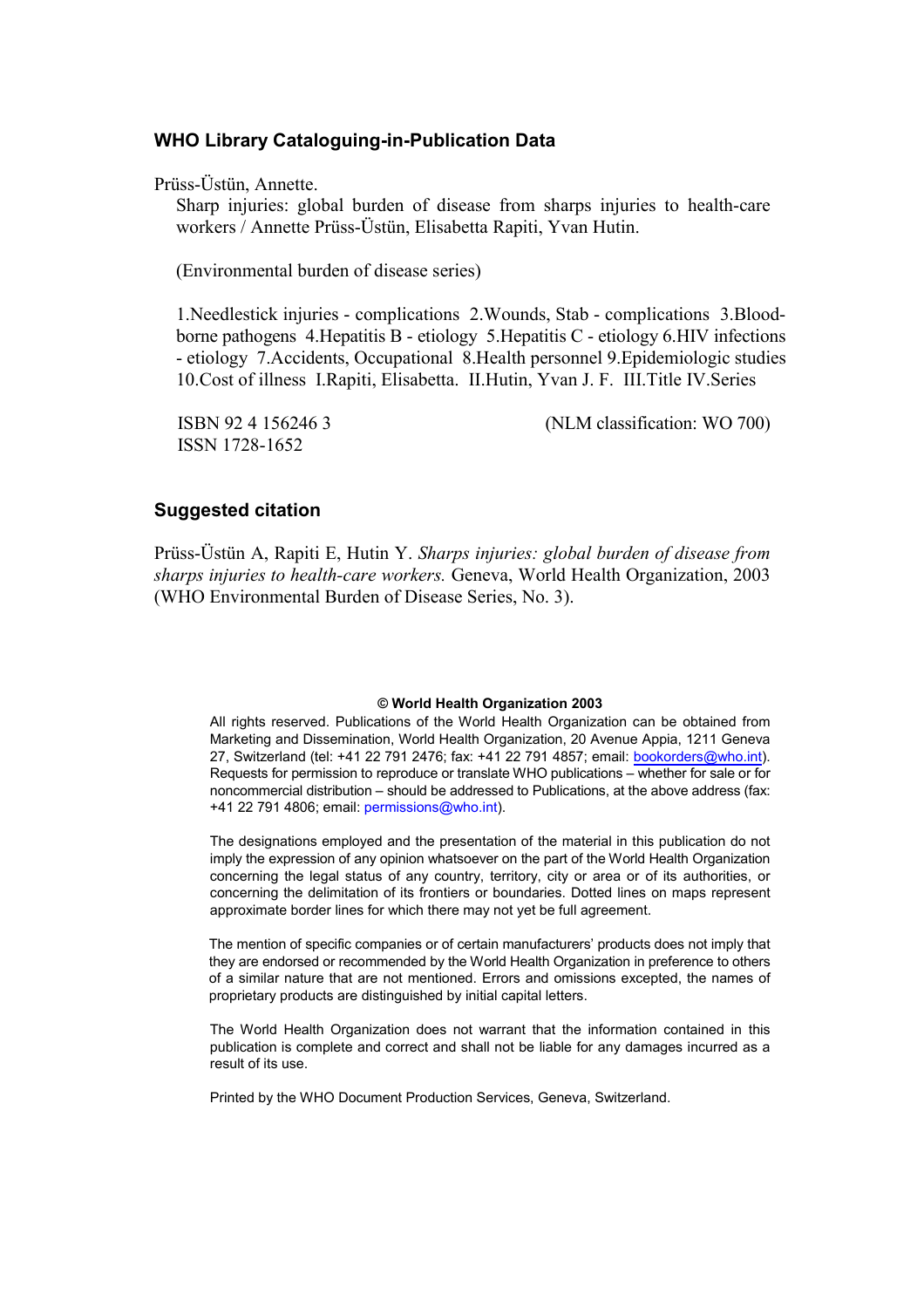## WHO Library Cataloguing-in-Publication Data

Prüss-Üstün, Annette.

Sharp injuries: global burden of disease from sharps injuries to health-care workers / Annette Prüss-Üstün, Elisabetta Rapiti, Yvan Hutin.

(Environmental burden of disease series)

1.Needlestick injuries - complications 2.Wounds, Stab - complications 3.Blood-borne pathogens 4.Hepatitis B - etiology 5.Hepatitis C - etiology 6.HIV infections - etiology 7.Accidents, Occupational 8.Health personnel 9.Epidemiologic studies 10.Cost of illness I.Rapiti, Elisabetta. II.Hutin, Yvan J. F. III.Title IV.Series

ISBN 92 4 156246 3 (NLM classification: WO 700)
ISSN 1728-1652

## Suggested citation

Prüss-Üstün A, Rapiti E, Hutin Y. *Sharps injuries: global burden of disease from sharps injuries to health-care workers.* Geneva, World Health Organization, 2003 (WHO Environmental Burden of Disease Series, No. 3).

**© World Health Organization 2003**

All rights reserved. Publications of the World Health Organization can be obtained from Marketing and Dissemination, World Health Organization, 20 Avenue Appia, 1211 Geneva 27, Switzerland (tel: +41 22 791 2476; fax: +41 22 791 4857; email: bookorders@who.int). Requests for permission to reproduce or translate WHO publications – whether for sale or for noncommercial distribution – should be addressed to Publications, at the above address (fax: +41 22 791 4806; email: permissions@who.int).

The designations employed and the presentation of the material in this publication do not imply the expression of any opinion whatsoever on the part of the World Health Organization concerning the legal status of any country, territory, city or area or of its authorities, or concerning the delimitation of its frontiers or boundaries. Dotted lines on maps represent approximate border lines for which there may not yet be full agreement.

The mention of specific companies or of certain manufacturers' products does not imply that they are endorsed or recommended by the World Health Organization in preference to others of a similar nature that are not mentioned. Errors and omissions excepted, the names of proprietary products are distinguished by initial capital letters.

The World Health Organization does not warrant that the information contained in this publication is complete and correct and shall not be liable for any damages incurred as a result of its use.

Printed by the WHO Document Production Services, Geneva, Switzerland.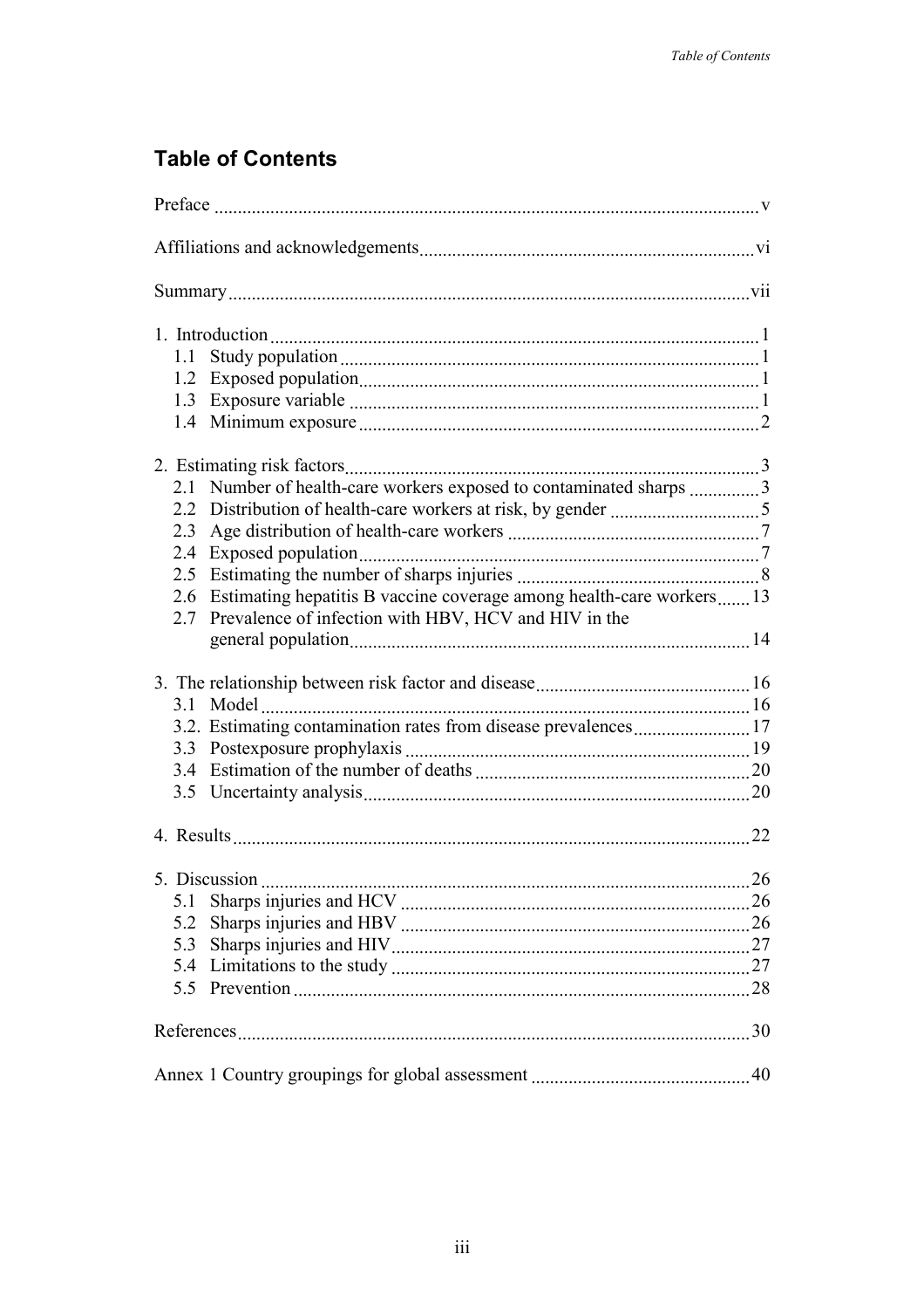## Table of Contents

Preface v

Affiliations and acknowledgements vi

Summary vii

1. Introduction 1
   - 1.1 Study population 1
   - 1.2 Exposed population 1
   - 1.3 Exposure variable 1
   - 1.4 Minimum exposure 2

2. Estimating risk factors 3
   - 2.1 Number of health-care workers exposed to contaminated sharps 3
   - 2.2 Distribution of health-care workers at risk, by gender 5
   - 2.3 Age distribution of health-care workers 7
   - 2.4 Exposed population 7
   - 2.5 Estimating the number of sharps injuries 8
   - 2.6 Estimating hepatitis B vaccine coverage among health-care workers 13
   - 2.7 Prevalence of infection with HBV, HCV and HIV in the general population 14

3. The relationship between risk factor and disease 16
   - 3.1 Model 16
   - 3.2. Estimating contamination rates from disease prevalences 17
   - 3.3 Postexposure prophylaxis 19
   - 3.4 Estimation of the number of deaths 20
   - 3.5 Uncertainty analysis 20

4. Results 22

5. Discussion 26
   - 5.1 Sharps injuries and HCV 26
   - 5.2 Sharps injuries and HBV 26
   - 5.3 Sharps injuries and HIV 27
   - 5.4 Limitations to the study 27
   - 5.5 Prevention 28

References 30

Annex 1 Country groupings for global assessment 40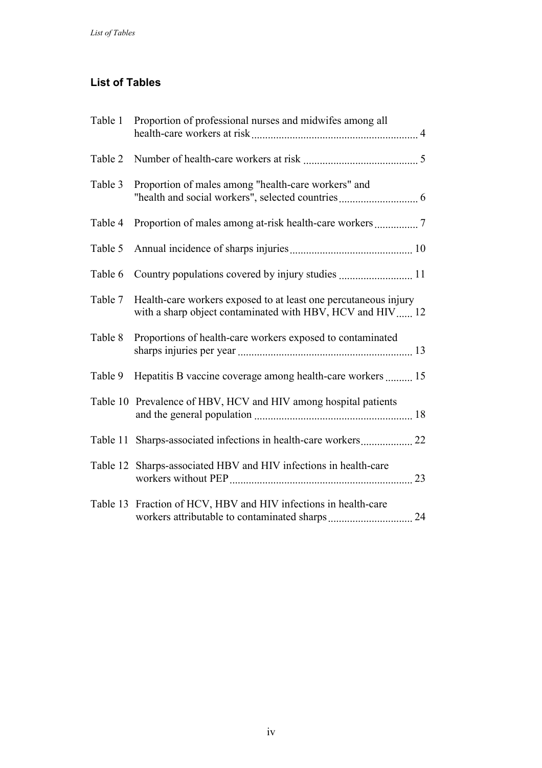## List of Tables

| | | |
|---|---|---|
| Table 1 | Proportion of professional nurses and midwifes among all health-care workers at risk | 4 |
| Table 2 | Number of health-care workers at risk | 5 |
| Table 3 | Proportion of males among "health-care workers" and "health and social workers", selected countries | 6 |
| Table 4 | Proportion of males among at-risk health-care workers | 7 |
| Table 5 | Annual incidence of sharps injuries | 10 |
| Table 6 | Country populations covered by injury studies | 11 |
| Table 7 | Health-care workers exposed to at least one percutaneous injury with a sharp object contaminated with HBV, HCV and HIV | 12 |
| Table 8 | Proportions of health-care workers exposed to contaminated sharps injuries per year | 13 |
| Table 9 | Hepatitis B vaccine coverage among health-care workers | 15 |
| Table 10 | Prevalence of HBV, HCV and HIV among hospital patients and the general population | 18 |
| Table 11 | Sharps-associated infections in health-care workers | 22 |
| Table 12 | Sharps-associated HBV and HIV infections in health-care workers without PEP | 23 |
| Table 13 | Fraction of HCV, HBV and HIV infections in health-care workers attributable to contaminated sharps | 24 |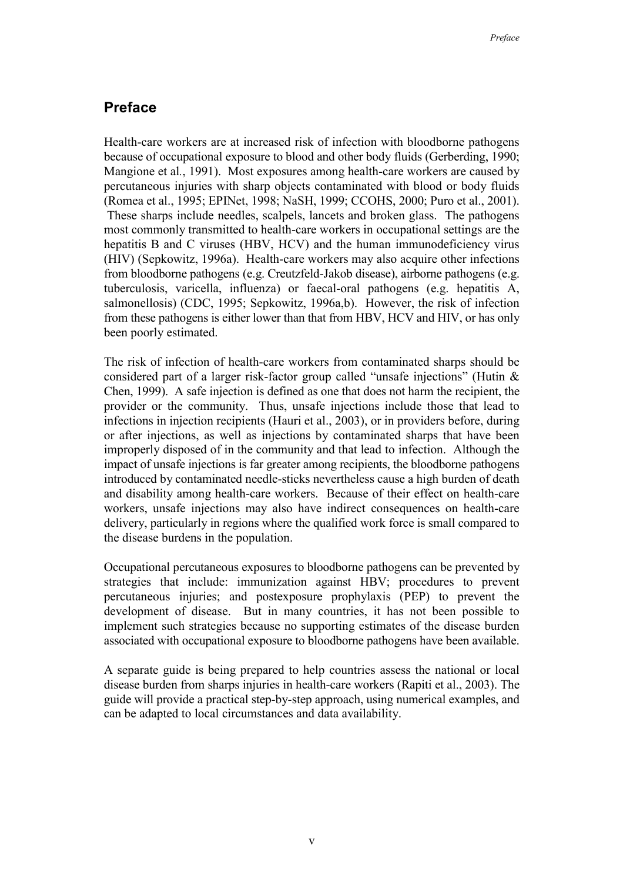## Preface

Health-care workers are at increased risk of infection with bloodborne pathogens because of occupational exposure to blood and other body fluids (Gerberding, 1990; Mangione et al., 1991). Most exposures among health-care workers are caused by percutaneous injuries with sharp objects contaminated with blood or body fluids (Romea et al., 1995; EPINet, 1998; NaSH, 1999; CCOHS, 2000; Puro et al., 2001). These sharps include needles, scalpels, lancets and broken glass. The pathogens most commonly transmitted to health-care workers in occupational settings are the hepatitis B and C viruses (HBV, HCV) and the human immunodeficiency virus (HIV) (Sepkowitz, 1996a). Health-care workers may also acquire other infections from bloodborne pathogens (e.g. Creutzfeld-Jakob disease), airborne pathogens (e.g. tuberculosis, varicella, influenza) or faecal-oral pathogens (e.g. hepatitis A, salmonellosis) (CDC, 1995; Sepkowitz, 1996a,b). However, the risk of infection from these pathogens is either lower than that from HBV, HCV and HIV, or has only been poorly estimated.

The risk of infection of health-care workers from contaminated sharps should be considered part of a larger risk-factor group called "unsafe injections" (Hutin & Chen, 1999). A safe injection is defined as one that does not harm the recipient, the provider or the community. Thus, unsafe injections include those that lead to infections in injection recipients (Hauri et al., 2003), or in providers before, during or after injections, as well as injections by contaminated sharps that have been improperly disposed of in the community and that lead to infection. Although the impact of unsafe injections is far greater among recipients, the bloodborne pathogens introduced by contaminated needle-sticks nevertheless cause a high burden of death and disability among health-care workers. Because of their effect on health-care workers, unsafe injections may also have indirect consequences on health-care delivery, particularly in regions where the qualified work force is small compared to the disease burdens in the population.

Occupational percutaneous exposures to bloodborne pathogens can be prevented by strategies that include: immunization against HBV; procedures to prevent percutaneous injuries; and postexposure prophylaxis (PEP) to prevent the development of disease. But in many countries, it has not been possible to implement such strategies because no supporting estimates of the disease burden associated with occupational exposure to bloodborne pathogens have been available.

A separate guide is being prepared to help countries assess the national or local disease burden from sharps injuries in health-care workers (Rapiti et al., 2003). The guide will provide a practical step-by-step approach, using numerical examples, and can be adapted to local circumstances and data availability.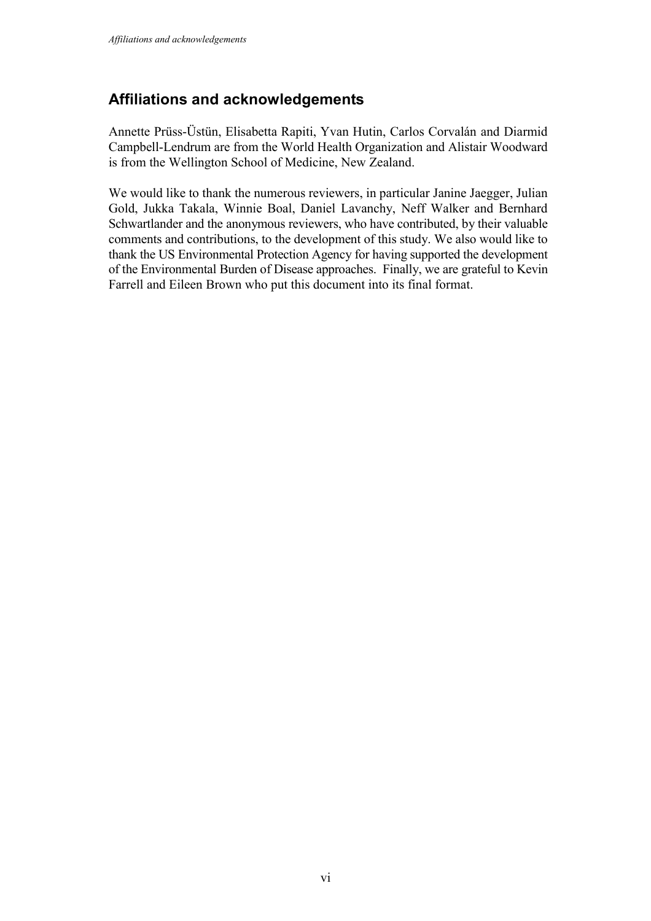## Affiliations and acknowledgements

Annette Prüss-Üstün, Elisabetta Rapiti, Yvan Hutin, Carlos Corvalán and Diarmid Campbell-Lendrum are from the World Health Organization and Alistair Woodward is from the Wellington School of Medicine, New Zealand.

We would like to thank the numerous reviewers, in particular Janine Jaegger, Julian Gold, Jukka Takala, Winnie Boal, Daniel Lavanchy, Neff Walker and Bernhard Schwartlander and the anonymous reviewers, who have contributed, by their valuable comments and contributions, to the development of this study. We also would like to thank the US Environmental Protection Agency for having supported the development of the Environmental Burden of Disease approaches. Finally, we are grateful to Kevin Farrell and Eileen Brown who put this document into its final format.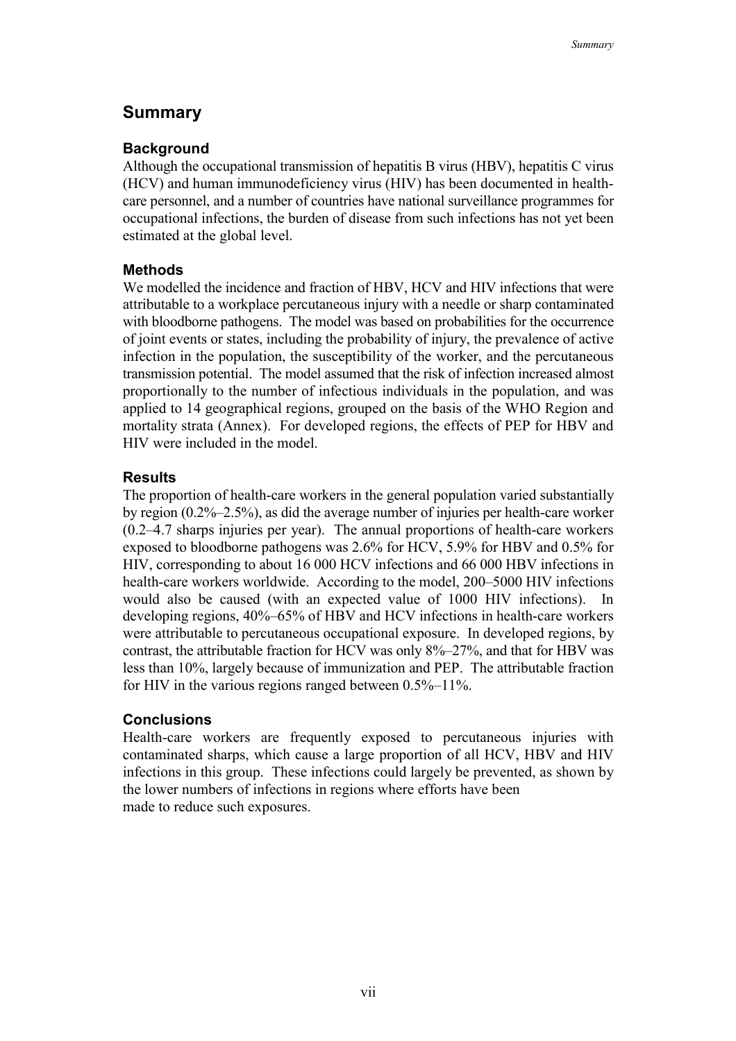## Summary

### Background

Although the occupational transmission of hepatitis B virus (HBV), hepatitis C virus (HCV) and human immunodeficiency virus (HIV) has been documented in health-care personnel, and a number of countries have national surveillance programmes for occupational infections, the burden of disease from such infections has not yet been estimated at the global level.

### Methods

We modelled the incidence and fraction of HBV, HCV and HIV infections that were attributable to a workplace percutaneous injury with a needle or sharp contaminated with bloodborne pathogens. The model was based on probabilities for the occurrence of joint events or states, including the probability of injury, the prevalence of active infection in the population, the susceptibility of the worker, and the percutaneous transmission potential. The model assumed that the risk of infection increased almost proportionally to the number of infectious individuals in the population, and was applied to 14 geographical regions, grouped on the basis of the WHO Region and mortality strata (Annex). For developed regions, the effects of PEP for HBV and HIV were included in the model.

### Results

The proportion of health-care workers in the general population varied substantially by region (0.2%–2.5%), as did the average number of injuries per health-care worker (0.2–4.7 sharps injuries per year). The annual proportions of health-care workers exposed to bloodborne pathogens was 2.6% for HCV, 5.9% for HBV and 0.5% for HIV, corresponding to about 16 000 HCV infections and 66 000 HBV infections in health-care workers worldwide. According to the model, 200–5000 HIV infections would also be caused (with an expected value of 1000 HIV infections). In developing regions, 40%–65% of HBV and HCV infections in health-care workers were attributable to percutaneous occupational exposure. In developed regions, by contrast, the attributable fraction for HCV was only 8%–27%, and that for HBV was less than 10%, largely because of immunization and PEP. The attributable fraction for HIV in the various regions ranged between 0.5%–11%.

### Conclusions

Health-care workers are frequently exposed to percutaneous injuries with contaminated sharps, which cause a large proportion of all HCV, HBV and HIV infections in this group. These infections could largely be prevented, as shown by the lower numbers of infections in regions where efforts have been made to reduce such exposures.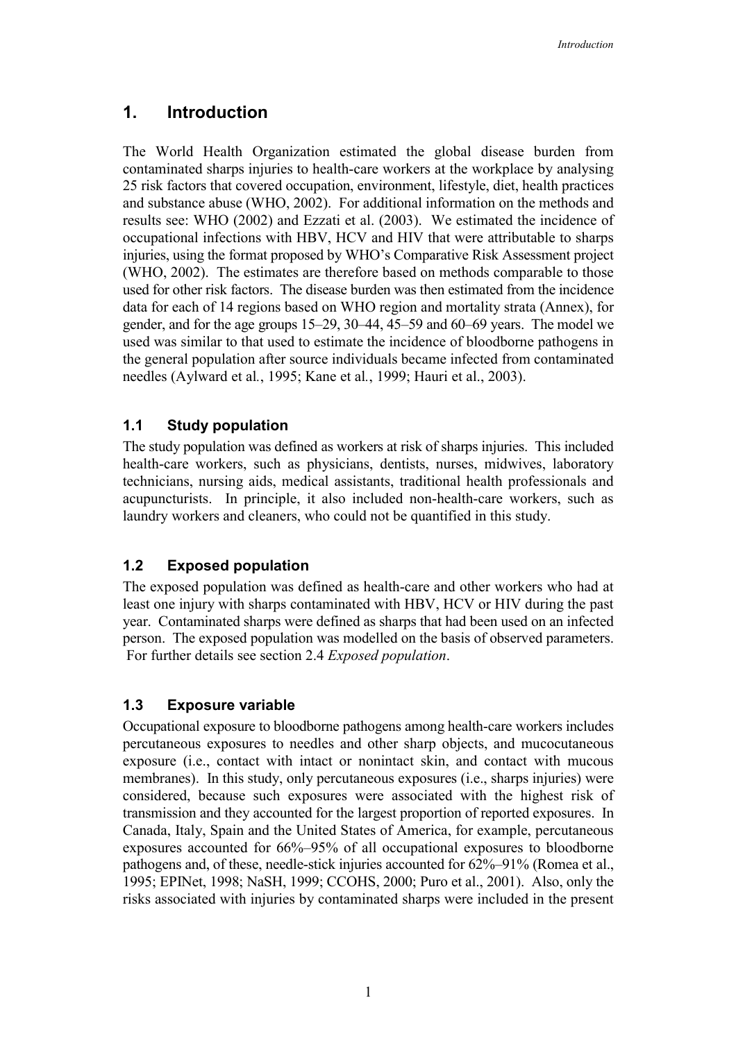# 1. Introduction

The World Health Organization estimated the global disease burden from contaminated sharps injuries to health-care workers at the workplace by analysing 25 risk factors that covered occupation, environment, lifestyle, diet, health practices and substance abuse (WHO, 2002). For additional information on the methods and results see: WHO (2002) and Ezzati et al. (2003). We estimated the incidence of occupational infections with HBV, HCV and HIV that were attributable to sharps injuries, using the format proposed by WHO's Comparative Risk Assessment project (WHO, 2002). The estimates are therefore based on methods comparable to those used for other risk factors. The disease burden was then estimated from the incidence data for each of 14 regions based on WHO region and mortality strata (Annex), for gender, and for the age groups 15–29, 30–44, 45–59 and 60–69 years. The model we used was similar to that used to estimate the incidence of bloodborne pathogens in the general population after source individuals became infected from contaminated needles (Aylward et al*.*, 1995; Kane et al*.*, 1999; Hauri et al., 2003).

## 1.1 Study population

The study population was defined as workers at risk of sharps injuries. This included health-care workers, such as physicians, dentists, nurses, midwives, laboratory technicians, nursing aids, medical assistants, traditional health professionals and acupuncturists. In principle, it also included non-health-care workers, such as laundry workers and cleaners, who could not be quantified in this study.

## 1.2 Exposed population

The exposed population was defined as health-care and other workers who had at least one injury with sharps contaminated with HBV, HCV or HIV during the past year. Contaminated sharps were defined as sharps that had been used on an infected person. The exposed population was modelled on the basis of observed parameters. For further details see section 2.4 *Exposed population*.

## 1.3 Exposure variable

Occupational exposure to bloodborne pathogens among health-care workers includes percutaneous exposures to needles and other sharp objects, and mucocutaneous exposure (i.e., contact with intact or nonintact skin, and contact with mucous membranes). In this study, only percutaneous exposures (i.e., sharps injuries) were considered, because such exposures were associated with the highest risk of transmission and they accounted for the largest proportion of reported exposures. In Canada, Italy, Spain and the United States of America, for example, percutaneous exposures accounted for 66%–95% of all occupational exposures to bloodborne pathogens and, of these, needle-stick injuries accounted for 62%–91% (Romea et al., 1995; EPINet, 1998; NaSH, 1999; CCOHS, 2000; Puro et al., 2001). Also, only the risks associated with injuries by contaminated sharps were included in the present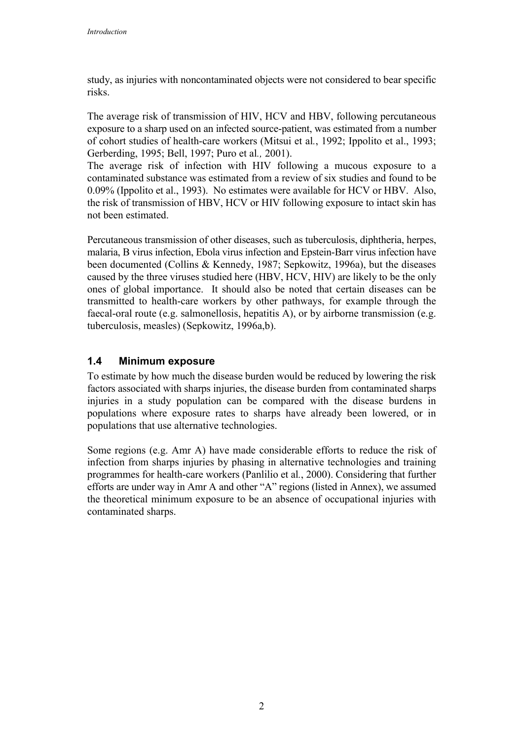study, as injuries with noncontaminated objects were not considered to bear specific risks.

The average risk of transmission of HIV, HCV and HBV, following percutaneous exposure to a sharp used on an infected source-patient, was estimated from a number of cohort studies of health-care workers (Mitsui et al*.*, 1992; Ippolito et al., 1993; Gerberding, 1995; Bell, 1997; Puro et al*.,* 2001).
The average risk of infection with HIV following a mucous exposure to a contaminated substance was estimated from a review of six studies and found to be 0.09% (Ippolito et al., 1993). No estimates were available for HCV or HBV. Also, the risk of transmission of HBV, HCV or HIV following exposure to intact skin has not been estimated.

Percutaneous transmission of other diseases, such as tuberculosis, diphtheria, herpes, malaria, B virus infection, Ebola virus infection and Epstein-Barr virus infection have been documented (Collins & Kennedy, 1987; Sepkowitz, 1996a), but the diseases caused by the three viruses studied here (HBV, HCV, HIV) are likely to be the only ones of global importance. It should also be noted that certain diseases can be transmitted to health-care workers by other pathways, for example through the faecal-oral route (e.g. salmonellosis, hepatitis A), or by airborne transmission (e.g. tuberculosis, measles) (Sepkowitz, 1996a,b).

## 1.4 Minimum exposure

To estimate by how much the disease burden would be reduced by lowering the risk factors associated with sharps injuries, the disease burden from contaminated sharps injuries in a study population can be compared with the disease burdens in populations where exposure rates to sharps have already been lowered, or in populations that use alternative technologies.

Some regions (e.g. Amr A) have made considerable efforts to reduce the risk of infection from sharps injuries by phasing in alternative technologies and training programmes for health-care workers (Panlilio et al*.*, 2000). Considering that further efforts are under way in Amr A and other "A" regions (listed in Annex), we assumed the theoretical minimum exposure to be an absence of occupational injuries with contaminated sharps.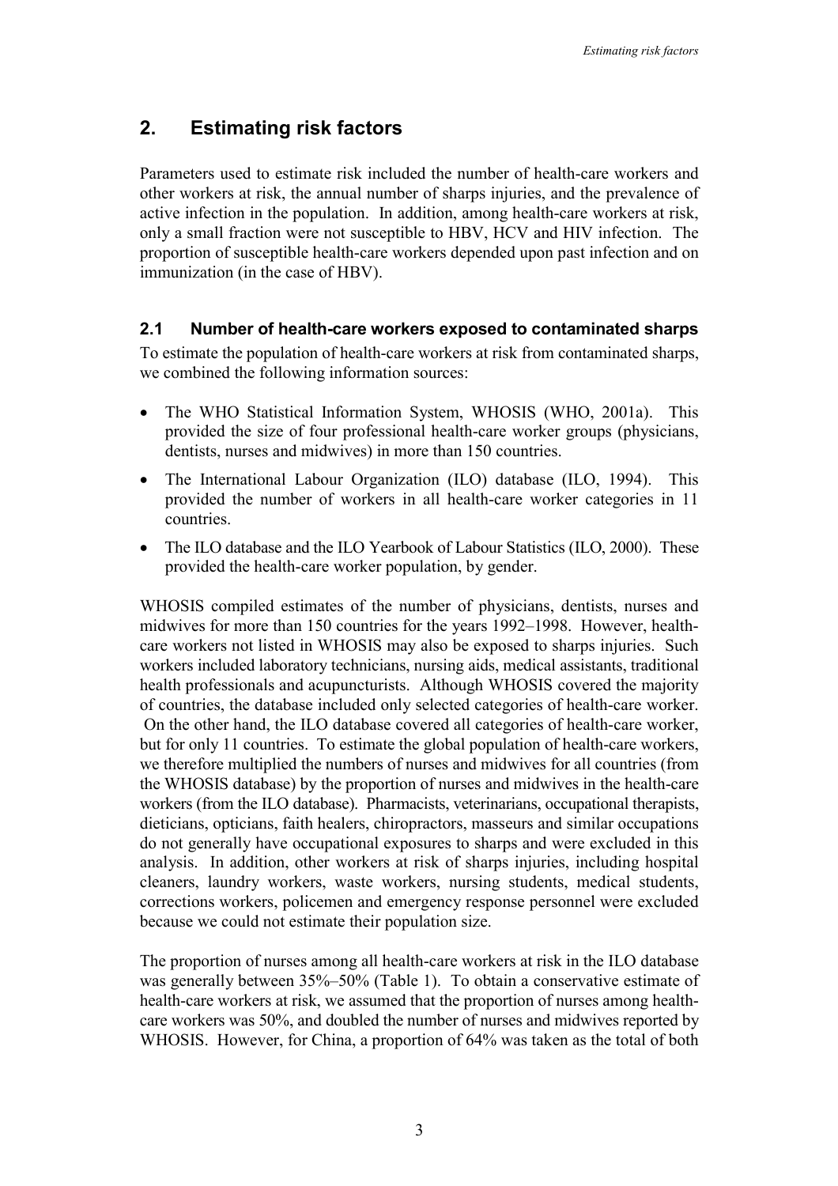# 2. Estimating risk factors

Parameters used to estimate risk included the number of health-care workers and other workers at risk, the annual number of sharps injuries, and the prevalence of active infection in the population. In addition, among health-care workers at risk, only a small fraction were not susceptible to HBV, HCV and HIV infection. The proportion of susceptible health-care workers depended upon past infection and on immunization (in the case of HBV).

## 2.1 Number of health-care workers exposed to contaminated sharps

To estimate the population of health-care workers at risk from contaminated sharps, we combined the following information sources:

- The WHO Statistical Information System, WHOSIS (WHO, 2001a). This provided the size of four professional health-care worker groups (physicians, dentists, nurses and midwives) in more than 150 countries.
- The International Labour Organization (ILO) database (ILO, 1994). This provided the number of workers in all health-care worker categories in 11 countries.
- The ILO database and the ILO Yearbook of Labour Statistics (ILO, 2000). These provided the health-care worker population, by gender.

WHOSIS compiled estimates of the number of physicians, dentists, nurses and midwives for more than 150 countries for the years 1992–1998. However, health-care workers not listed in WHOSIS may also be exposed to sharps injuries. Such workers included laboratory technicians, nursing aids, medical assistants, traditional health professionals and acupuncturists. Although WHOSIS covered the majority of countries, the database included only selected categories of health-care worker. On the other hand, the ILO database covered all categories of health-care worker, but for only 11 countries. To estimate the global population of health-care workers, we therefore multiplied the numbers of nurses and midwives for all countries (from the WHOSIS database) by the proportion of nurses and midwives in the health-care workers (from the ILO database). Pharmacists, veterinarians, occupational therapists, dieticians, opticians, faith healers, chiropractors, masseurs and similar occupations do not generally have occupational exposures to sharps and were excluded in this analysis. In addition, other workers at risk of sharps injuries, including hospital cleaners, laundry workers, waste workers, nursing students, medical students, corrections workers, policemen and emergency response personnel were excluded because we could not estimate their population size.

The proportion of nurses among all health-care workers at risk in the ILO database was generally between 35%–50% (Table 1). To obtain a conservative estimate of health-care workers at risk, we assumed that the proportion of nurses among health-care workers was 50%, and doubled the number of nurses and midwives reported by WHOSIS. However, for China, a proportion of 64% was taken as the total of both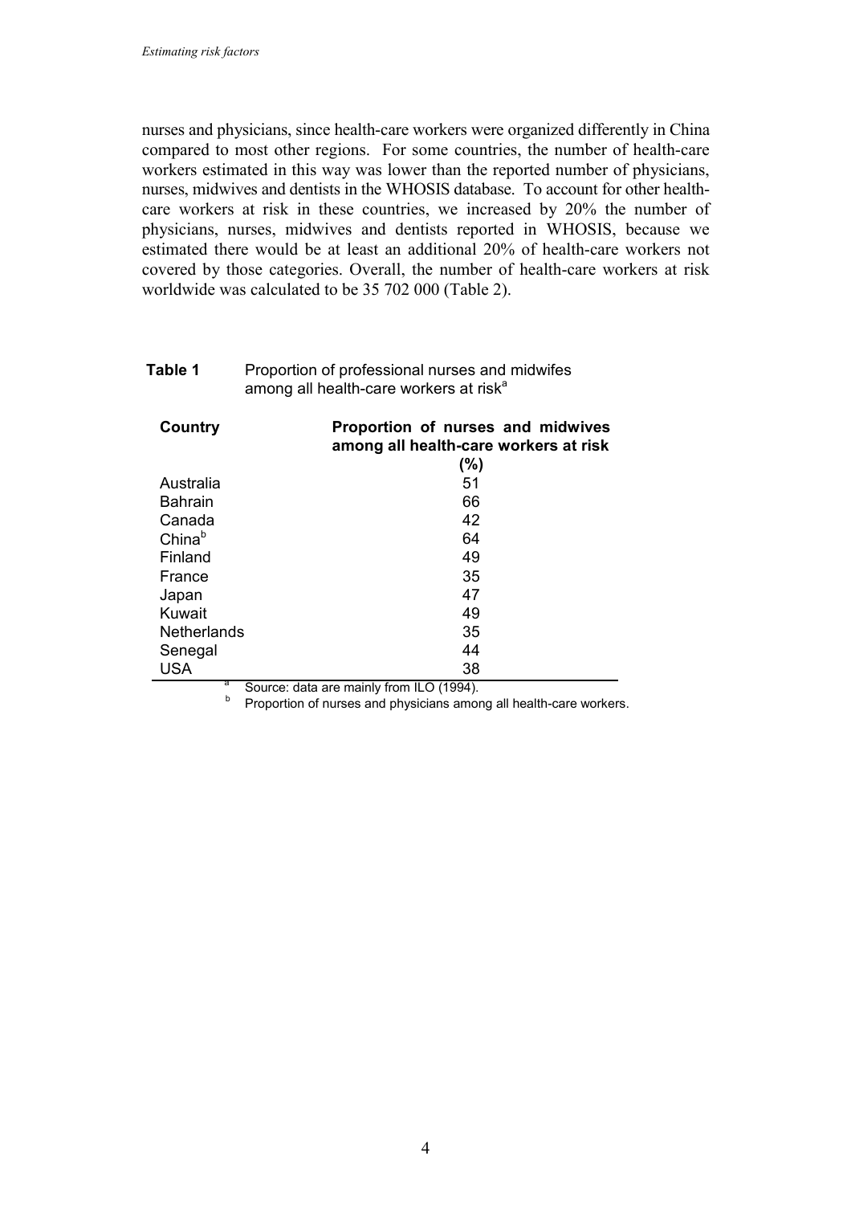nurses and physicians, since health-care workers were organized differently in China compared to most other regions. For some countries, the number of health-care workers estimated in this way was lower than the reported number of physicians, nurses, midwives and dentists in the WHOSIS database. To account for other health-care workers at risk in these countries, we increased by 20% the number of physicians, nurses, midwives and dentists reported in WHOSIS, because we estimated there would be at least an additional 20% of health-care workers not covered by those categories. Overall, the number of health-care workers at risk worldwide was calculated to be 35 702 000 (Table 2).

**Table 1** Proportion of professional nurses and midwifes among all health-care workers at risk[a]

| Country | Proportion of nurses and midwives among all health-care workers at risk (%) |
|---|---|
| Australia | 51 |
| Bahrain | 66 |
| Canada | 42 |
| China[b] | 64 |
| Finland | 49 |
| France | 35 |
| Japan | 47 |
| Kuwait | 49 |
| Netherlands | 35 |
| Senegal | 44 |
| USA | 38 |

[a] Source: data are mainly from ILO (1994).

[b] Proportion of nurses and physicians among all health-care workers.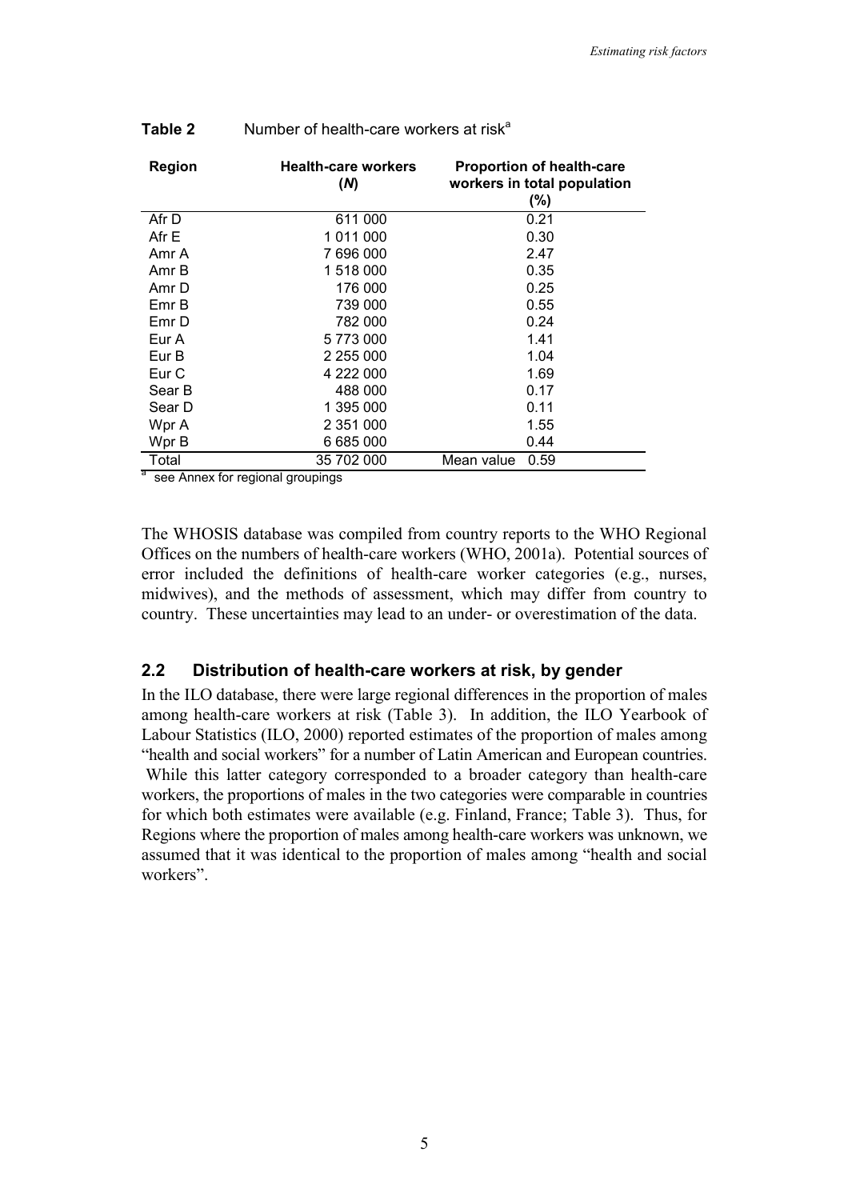**Table 2** Number of health-care workers at risk[a]

| Region | Health-care workers (*N*) | Proportion of health-care workers in total population (%) |
|---|---|---|
| Afr D | 611 000 | 0.21 |
| Afr E | 1 011 000 | 0.30 |
| Amr A | 7 696 000 | 2.47 |
| Amr B | 1 518 000 | 0.35 |
| Amr D | 176 000 | 0.25 |
| Emr B | 739 000 | 0.55 |
| Emr D | 782 000 | 0.24 |
| Eur A | 5 773 000 | 1.41 |
| Eur B | 2 255 000 | 1.04 |
| Eur C | 4 222 000 | 1.69 |
| Sear B | 488 000 | 0.17 |
| Sear D | 1 395 000 | 0.11 |
| Wpr A | 2 351 000 | 1.55 |
| Wpr B | 6 685 000 | 0.44 |
| Total | 35 702 000 | Mean value 0.59 |

[a] see Annex for regional groupings

The WHOSIS database was compiled from country reports to the WHO Regional Offices on the numbers of health-care workers (WHO, 2001a). Potential sources of error included the definitions of health-care worker categories (e.g., nurses, midwives), and the methods of assessment, which may differ from country to country. These uncertainties may lead to an under- or overestimation of the data.

## 2.2 Distribution of health-care workers at risk, by gender

In the ILO database, there were large regional differences in the proportion of males among health-care workers at risk (Table 3). In addition, the ILO Yearbook of Labour Statistics (ILO, 2000) reported estimates of the proportion of males among "health and social workers" for a number of Latin American and European countries. While this latter category corresponded to a broader category than health-care workers, the proportions of males in the two categories were comparable in countries for which both estimates were available (e.g. Finland, France; Table 3). Thus, for Regions where the proportion of males among health-care workers was unknown, we assumed that it was identical to the proportion of males among "health and social workers".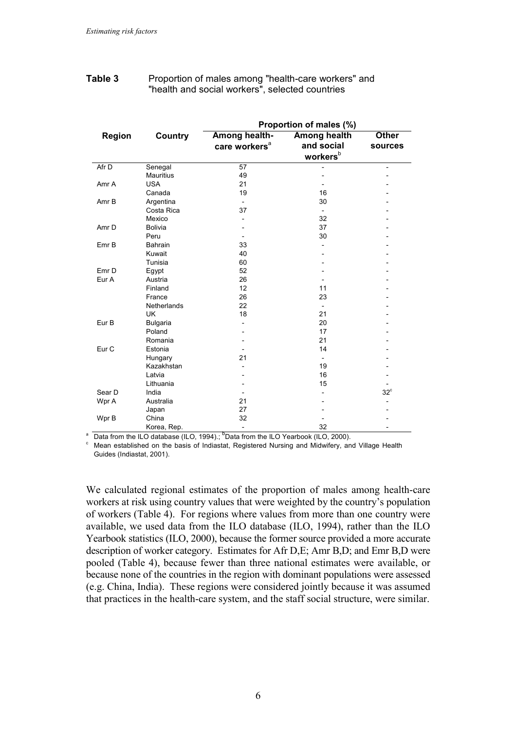**Table 3** Proportion of males among "health-care workers" and "health and social workers", selected countries

| Region | Country | Proportion of males (%) | | |
|---|---|---|---|---|
| | | Among health-care workers[a] | Among health and social workers[b] | Other sources |
| Afr D | Senegal | 57 | - | - |
| | Mauritius | 49 | - | - |
| Amr A | USA | 21 | - | - |
| | Canada | 19 | 16 | - |
| Amr B | Argentina | - | 30 | - |
| | Costa Rica | 37 | - | - |
| | Mexico | - | 32 | - |
| Amr D | Bolivia | - | 37 | - |
| | Peru | - | 30 | - |
| Emr B | Bahrain | 33 | - | - |
| | Kuwait | 40 | - | - |
| | Tunisia | 60 | - | - |
| Emr D | Egypt | 52 | - | - |
| Eur A | Austria | 26 | - | - |
| | Finland | 12 | 11 | - |
| | France | 26 | 23 | - |
| | Netherlands | 22 | - | - |
| | UK | 18 | 21 | - |
| Eur B | Bulgaria | - | 20 | - |
| | Poland | - | 17 | - |
| | Romania | - | 21 | - |
| Eur C | Estonia | - | 14 | - |
| | Hungary | 21 | - | - |
| | Kazakhstan | - | 19 | - |
| | Latvia | - | 16 | - |
| | Lithuania | - | 15 | - |
| Sear D | India | - | - | 32[c] |
| Wpr A | Australia | 21 | - | - |
| | Japan | 27 | - | - |
| Wpr B | China | 32 | - | - |
| | Korea, Rep. | - | 32 | - |

[a] Data from the ILO database (ILO, 1994).; [b] Data from the ILO Yearbook (ILO, 2000).
[c] Mean established on the basis of Indiastat, Registered Nursing and Midwifery, and Village Health Guides (Indiastat, 2001).

We calculated regional estimates of the proportion of males among health-care workers at risk using country values that were weighted by the country's population of workers (Table 4). For regions where values from more than one country were available, we used data from the ILO database (ILO, 1994), rather than the ILO Yearbook statistics (ILO, 2000), because the former source provided a more accurate description of worker category. Estimates for Afr D,E; Amr B,D; and Emr B,D were pooled (Table 4), because fewer than three national estimates were available, or because none of the countries in the region with dominant populations were assessed (e.g. China, India). These regions were considered jointly because it was assumed that practices in the health-care system, and the staff social structure, were similar.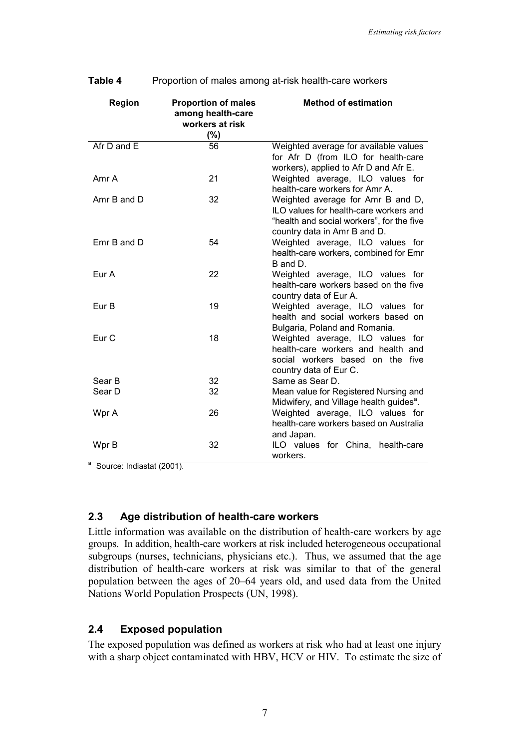**Table 4** Proportion of males among at-risk health-care workers

| Region | Proportion of males among health-care workers at risk (%) | Method of estimation |
|---|---|---|
| Afr D and E | 56 | Weighted average for available values for Afr D (from ILO for health-care workers), applied to Afr D and Afr E. |
| Amr A | 21 | Weighted average, ILO values for health-care workers for Amr A. |
| Amr B and D | 32 | Weighted average for Amr B and D, ILO values for health-care workers and "health and social workers", for the five country data in Amr B and D. |
| Emr B and D | 54 | Weighted average, ILO values for health-care workers, combined for Emr B and D. |
| Eur A | 22 | Weighted average, ILO values for health-care workers based on the five country data of Eur A. |
| Eur B | 19 | Weighted average, ILO values for health and social workers based on Bulgaria, Poland and Romania. |
| Eur C | 18 | Weighted average, ILO values for health-care workers and health and social workers based on the five country data of Eur C. |
| Sear B | 32 | Same as Sear D. |
| Sear D | 32 | Mean value for Registered Nursing and Midwifery, and Village health guides[a]. |
| Wpr A | 26 | Weighted average, ILO values for health-care workers based on Australia and Japan. |
| Wpr B | 32 | ILO values for China, health-care workers. |

[a] Source: Indiastat (2001).

## 2.3 Age distribution of health-care workers

Little information was available on the distribution of health-care workers by age groups. In addition, health-care workers at risk included heterogeneous occupational subgroups (nurses, technicians, physicians etc.). Thus, we assumed that the age distribution of health-care workers at risk was similar to that of the general population between the ages of 20–64 years old, and used data from the United Nations World Population Prospects (UN, 1998).

## 2.4 Exposed population

The exposed population was defined as workers at risk who had at least one injury with a sharp object contaminated with HBV, HCV or HIV. To estimate the size of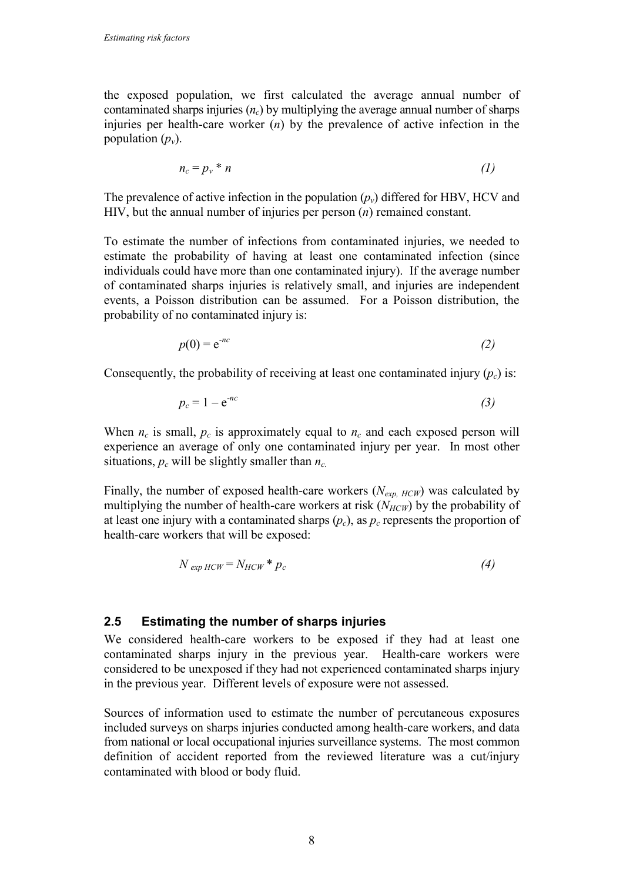the exposed population, we first calculated the average annual number of contaminated sharps injuries ($n_c$) by multiplying the average annual number of sharps injuries per health-care worker ($n$) by the prevalence of active infection in the population ($p_v$).

$$n_c = p_v * n \tag{1}$$

The prevalence of active infection in the population ($p_v$) differed for HBV, HCV and HIV, but the annual number of injuries per person ($n$) remained constant.

To estimate the number of infections from contaminated injuries, we needed to estimate the probability of having at least one contaminated infection (since individuals could have more than one contaminated injury). If the average number of contaminated sharps injuries is relatively small, and injuries are independent events, a Poisson distribution can be assumed. For a Poisson distribution, the probability of no contaminated injury is:

$$p(0) = e^{-nc} \tag{2}$$

Consequently, the probability of receiving at least one contaminated injury ($p_c$) is:

$$p_c = 1 - e^{-nc} \tag{3}$$

When $n_c$ is small, $p_c$ is approximately equal to $n_c$ and each exposed person will experience an average of only one contaminated injury per year. In most other situations, $p_c$ will be slightly smaller than $n_c$.

Finally, the number of exposed health-care workers ($N_{exp,\ HCW}$) was calculated by multiplying the number of health-care workers at risk ($N_{HCW}$) by the probability of at least one injury with a contaminated sharps ($p_c$), as $p_c$ represents the proportion of health-care workers that will be exposed:

$$N_{exp\ HCW} = N_{HCW} * p_c \tag{4}$$

## 2.5 Estimating the number of sharps injuries

We considered health-care workers to be exposed if they had at least one contaminated sharps injury in the previous year. Health-care workers were considered to be unexposed if they had not experienced contaminated sharps injury in the previous year. Different levels of exposure were not assessed.

Sources of information used to estimate the number of percutaneous exposures included surveys on sharps injuries conducted among health-care workers, and data from national or local occupational injuries surveillance systems. The most common definition of accident reported from the reviewed literature was a cut/injury contaminated with blood or body fluid.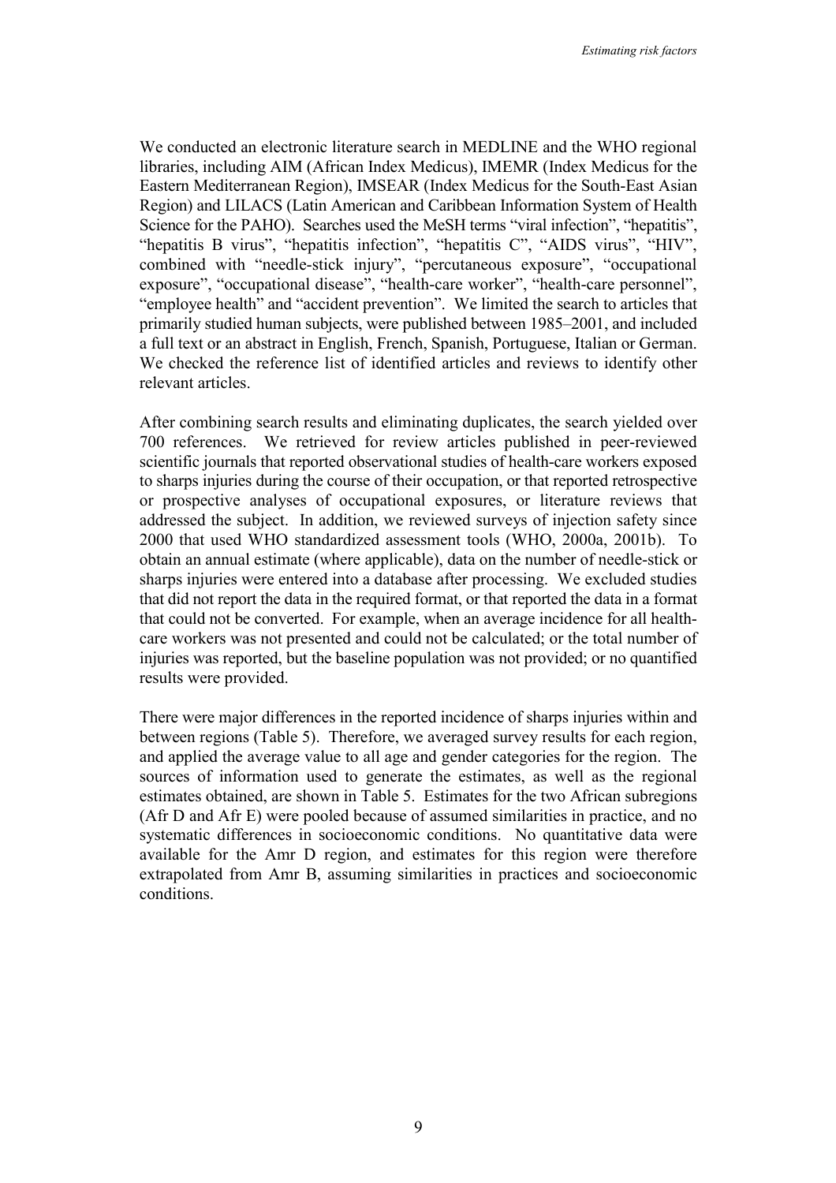We conducted an electronic literature search in MEDLINE and the WHO regional libraries, including AIM (African Index Medicus), IMEMR (Index Medicus for the Eastern Mediterranean Region), IMSEAR (Index Medicus for the South-East Asian Region) and LILACS (Latin American and Caribbean Information System of Health Science for the PAHO). Searches used the MeSH terms "viral infection", "hepatitis", "hepatitis B virus", "hepatitis infection", "hepatitis C", "AIDS virus", "HIV", combined with "needle-stick injury", "percutaneous exposure", "occupational exposure", "occupational disease", "health-care worker", "health-care personnel", "employee health" and "accident prevention". We limited the search to articles that primarily studied human subjects, were published between 1985–2001, and included a full text or an abstract in English, French, Spanish, Portuguese, Italian or German. We checked the reference list of identified articles and reviews to identify other relevant articles.

After combining search results and eliminating duplicates, the search yielded over 700 references. We retrieved for review articles published in peer-reviewed scientific journals that reported observational studies of health-care workers exposed to sharps injuries during the course of their occupation, or that reported retrospective or prospective analyses of occupational exposures, or literature reviews that addressed the subject. In addition, we reviewed surveys of injection safety since 2000 that used WHO standardized assessment tools (WHO, 2000a, 2001b). To obtain an annual estimate (where applicable), data on the number of needle-stick or sharps injuries were entered into a database after processing. We excluded studies that did not report the data in the required format, or that reported the data in a format that could not be converted. For example, when an average incidence for all health-care workers was not presented and could not be calculated; or the total number of injuries was reported, but the baseline population was not provided; or no quantified results were provided.

There were major differences in the reported incidence of sharps injuries within and between regions (Table 5). Therefore, we averaged survey results for each region, and applied the average value to all age and gender categories for the region. The sources of information used to generate the estimates, as well as the regional estimates obtained, are shown in Table 5. Estimates for the two African subregions (Afr D and Afr E) were pooled because of assumed similarities in practice, and no systematic differences in socioeconomic conditions. No quantitative data were available for the Amr D region, and estimates for this region were therefore extrapolated from Amr B, assuming similarities in practices and socioeconomic conditions.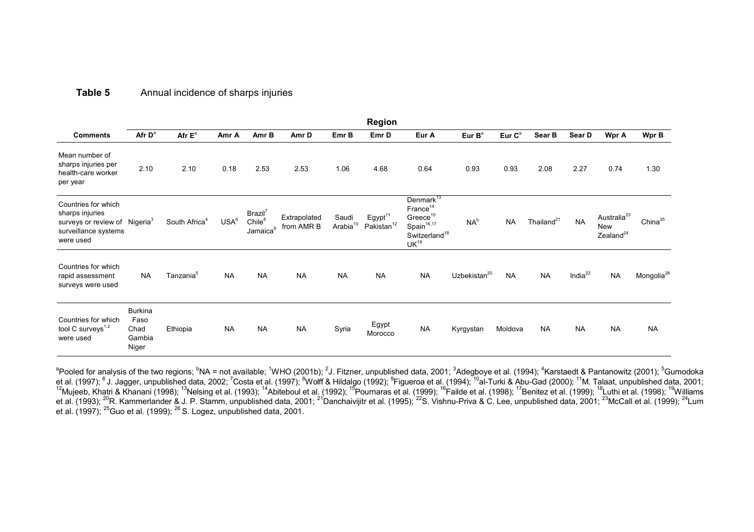**Table 5** Annual incidence of sharps injuries

| | Region | | | | | | | | | | | | | |
|---|---|---|---|---|---|---|---|---|---|---|---|---|---|---|
| **Comments** | **Afr D**[a] | **Afr E**[a] | **Amr A** | **Amr B** | **Amr D** | **Emr B** | **Emr D** | **Eur A** | **Eur B**[a] | **Eur C**[a] | **Sear B** | **Sear D** | **Wpr A** | **Wpr B** |
| Mean number of sharps injuries per health-care worker per year | 2.10 | 2.10 | 0.18 | 2.53 | 2.53 | 1.06 | 4.68 | 0.64 | 0.93 | 0.93 | 2.08 | 2.27 | 0.74 | 1.30 |
| Countries for which sharps injuries surveys or review of surveillance systems were used | Nigeria[3] | South Africa[4] | USA[6] | Brazil[7] Chile[8] Jamaica[9] | Extrapolated from AMR B | Saudi Arabia[10] | Egypt[11] Pakistan[12] | Denmark[13] France[14] Greece[15] Spain[16,17] Switzerland[18] UK[19] | NA[b] | NA | Thailand[21] | NA | Australia[23] New Zealand[24] | China[25] |
| Countries for which rapid assessment surveys were used | NA | Tanzania[5] | NA | NA | NA | NA | NA | NA | Uzbekistan[20] | NA | NA | India[22] | NA | Mongolia[26] |
| Countries for which tool C surveys[1,2] were used | Burkina Faso Chad Gambia Niger | Ethiopia | NA | NA | NA | Syria | Egypt Morocco | NA | Kyrgystan | Moldova | NA | NA | NA | NA |

[a]Pooled for analysis of the two regions; [b]NA = not available; [1]WHO (2001b); [2]J. Fitzner, unpublished data, 2001; [3]Adegboye et al. (1994); [4]Karstaedt & Pantanowitz (2001); [5]Gumodoka et al. (1997); [6] J. Jagger, unpublished data, 2002; [7]Costa et al. (1997); [8]Wolff & Hildalgo (1992); [9]Figueroa et al. (1994); [10]al-Turki & Abu-Gad (2000); [11]M. Talaat, unpublished data, 2001; [12]Mujeeb, Khatri & Khanani (1998); [13]Nelsing et al. (1993); [14]Abiteboul et al. (1992); [15]Pournaras et al. (1999); [16]Failde et al. (1998); [17]Benitez et al. (1999); [18]Luthi et al. (1998); [19]Williams et al. (1993); [20]R. Kammerlander & J. P. Stamm, unpublished data, 2001; [21]Danchaivijitr et al. (1995); [22]S. Vishnu-Priva & C. Lee, unpublished data, 2001; [23]McCall et al. (1999); [24]Lum et al. (1997); [25]Guo et al. (1999); [26] S. Logez, unpublished data, 2001.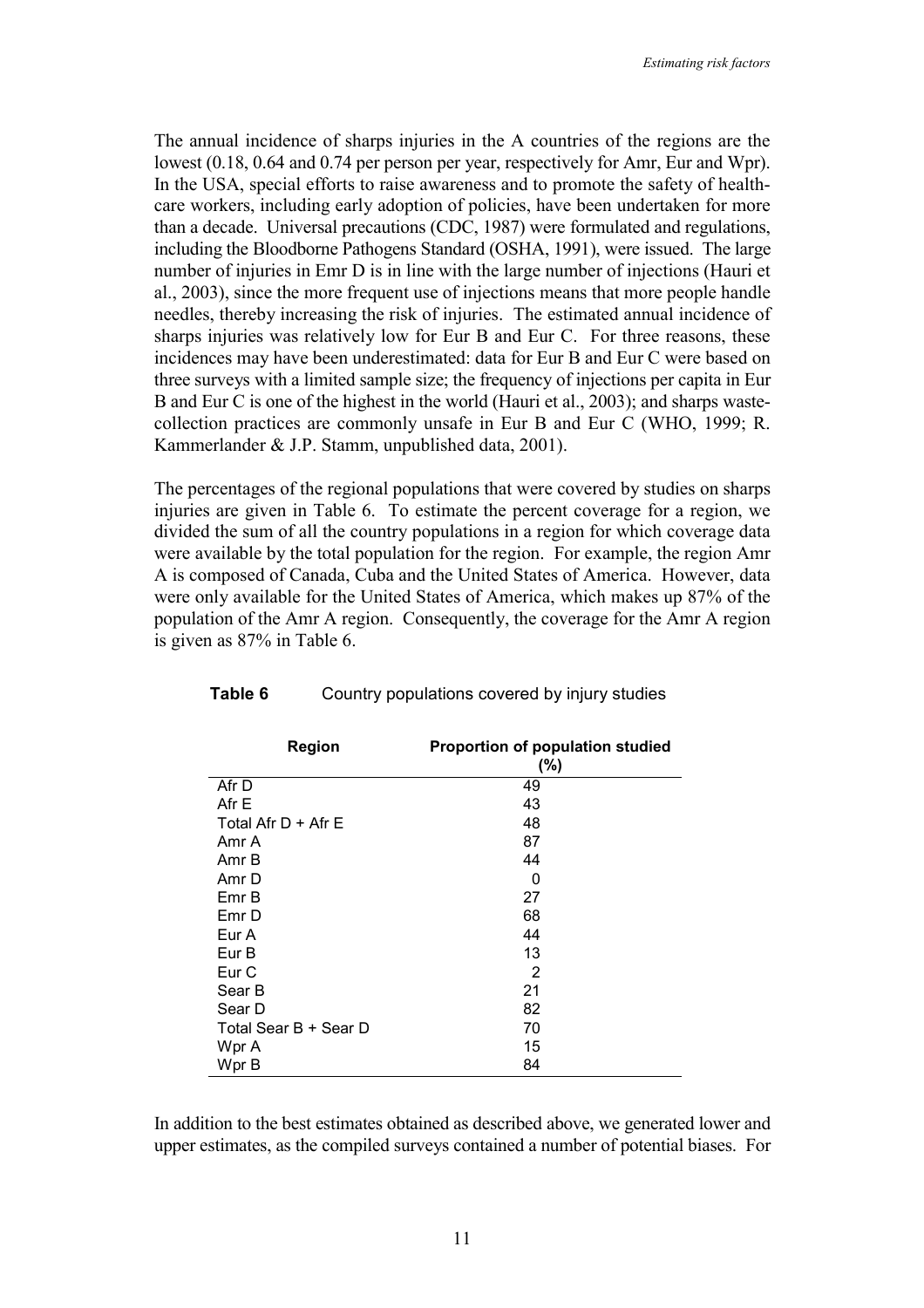The annual incidence of sharps injuries in the A countries of the regions are the lowest (0.18, 0.64 and 0.74 per person per year, respectively for Amr, Eur and Wpr). In the USA, special efforts to raise awareness and to promote the safety of health-care workers, including early adoption of policies, have been undertaken for more than a decade. Universal precautions (CDC, 1987) were formulated and regulations, including the Bloodborne Pathogens Standard (OSHA, 1991), were issued. The large number of injuries in Emr D is in line with the large number of injections (Hauri et al., 2003), since the more frequent use of injections means that more people handle needles, thereby increasing the risk of injuries. The estimated annual incidence of sharps injuries was relatively low for Eur B and Eur C. For three reasons, these incidences may have been underestimated: data for Eur B and Eur C were based on three surveys with a limited sample size; the frequency of injections per capita in Eur B and Eur C is one of the highest in the world (Hauri et al., 2003); and sharps waste-collection practices are commonly unsafe in Eur B and Eur C (WHO, 1999; R. Kammerlander & J.P. Stamm, unpublished data, 2001).

The percentages of the regional populations that were covered by studies on sharps injuries are given in Table 6. To estimate the percent coverage for a region, we divided the sum of all the country populations in a region for which coverage data were available by the total population for the region. For example, the region Amr A is composed of Canada, Cuba and the United States of America. However, data were only available for the United States of America, which makes up 87% of the population of the Amr A region. Consequently, the coverage for the Amr A region is given as 87% in Table 6.

**Table 6** Country populations covered by injury studies

| Region | Proportion of population studied (%) |
|---|---|
| Afr D | 49 |
| Afr E | 43 |
| Total Afr D + Afr E | 48 |
| Amr A | 87 |
| Amr B | 44 |
| Amr D | 0 |
| Emr B | 27 |
| Emr D | 68 |
| Eur A | 44 |
| Eur B | 13 |
| Eur C | 2 |
| Sear B | 21 |
| Sear D | 82 |
| Total Sear B + Sear D | 70 |
| Wpr A | 15 |
| Wpr B | 84 |

In addition to the best estimates obtained as described above, we generated lower and upper estimates, as the compiled surveys contained a number of potential biases. For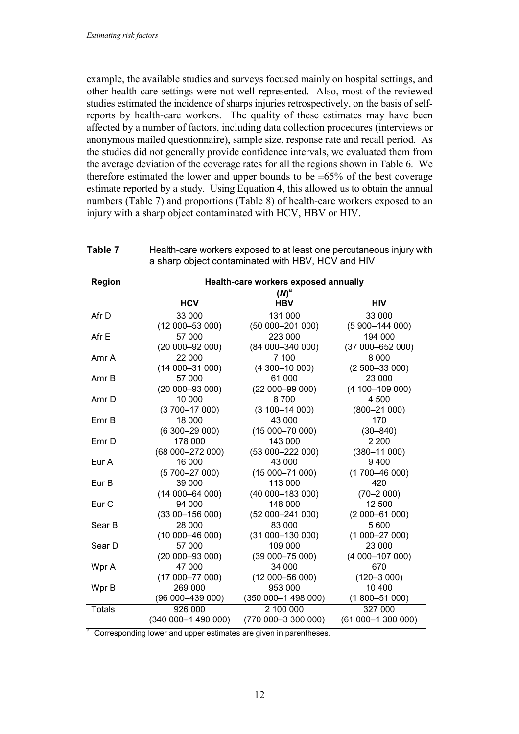example, the available studies and surveys focused mainly on hospital settings, and other health-care settings were not well represented. Also, most of the reviewed studies estimated the incidence of sharps injuries retrospectively, on the basis of self-reports by health-care workers. The quality of these estimates may have been affected by a number of factors, including data collection procedures (interviews or anonymous mailed questionnaire), sample size, response rate and recall period. As the studies did not generally provide confidence intervals, we evaluated them from the average deviation of the coverage rates for all the regions shown in Table 6. We therefore estimated the lower and upper bounds to be ±65% of the best coverage estimate reported by a study. Using Equation 4, this allowed us to obtain the annual numbers (Table 7) and proportions (Table 8) of health-care workers exposed to an injury with a sharp object contaminated with HCV, HBV or HIV.

**Table 7** Health-care workers exposed to at least one percutaneous injury with a sharp object contaminated with HBV, HCV and HIV

| Region | Health-care workers exposed annually ($N$)[a] | | |
|---|---|---|---|
| | **HCV** | **HBV** | **HIV** |
| Afr D | 33 000<br>(12 000–53 000) | 131 000<br>(50 000–201 000) | 33 000<br>(5 900–144 000) |
| Afr E | 57 000<br>(20 000–92 000) | 223 000<br>(84 000–340 000) | 194 000<br>(37 000–652 000) |
| Amr A | 22 000<br>(14 000–31 000) | 7 100<br>(4 300–10 000) | 8 000<br>(2 500–33 000) |
| Amr B | 57 000<br>(20 000–93 000) | 61 000<br>(22 000–99 000) | 23 000<br>(4 100–109 000) |
| Amr D | 10 000<br>(3 700–17 000) | 8 700<br>(3 100–14 000) | 4 500<br>(800–21 000) |
| Emr B | 18 000<br>(6 300–29 000) | 43 000<br>(15 000–70 000) | 170<br>(30–840) |
| Emr D | 178 000<br>(68 000–272 000) | 143 000<br>(53 000–222 000) | 2 200<br>(380–11 000) |
| Eur A | 16 000<br>(5 700–27 000) | 43 000<br>(15 000–71 000) | 9 400<br>(1 700–46 000) |
| Eur B | 39 000<br>(14 000–64 000) | 113 000<br>(40 000–183 000) | 420<br>(70–2 000) |
| Eur C | 94 000<br>(33 00–156 000) | 148 000<br>(52 000–241 000) | 12 500<br>(2 000–61 000) |
| Sear B | 28 000<br>(10 000–46 000) | 83 000<br>(31 000–130 000) | 5 600<br>(1 000–27 000) |
| Sear D | 57 000<br>(20 000–93 000) | 109 000<br>(39 000–75 000) | 23 000<br>(4 000–107 000) |
| Wpr A | 47 000<br>(17 000–77 000) | 34 000<br>(12 000–56 000) | 670<br>(120–3 000) |
| Wpr B | 269 000<br>(96 000–439 000) | 953 000<br>(350 000–1 498 000) | 10 400<br>(1 800–51 000) |
| Totals | 926 000<br>(340 000–1 490 000) | 2 100 000<br>(770 000–3 300 000) | 327 000<br>(61 000–1 300 000) |

[a] Corresponding lower and upper estimates are given in parentheses.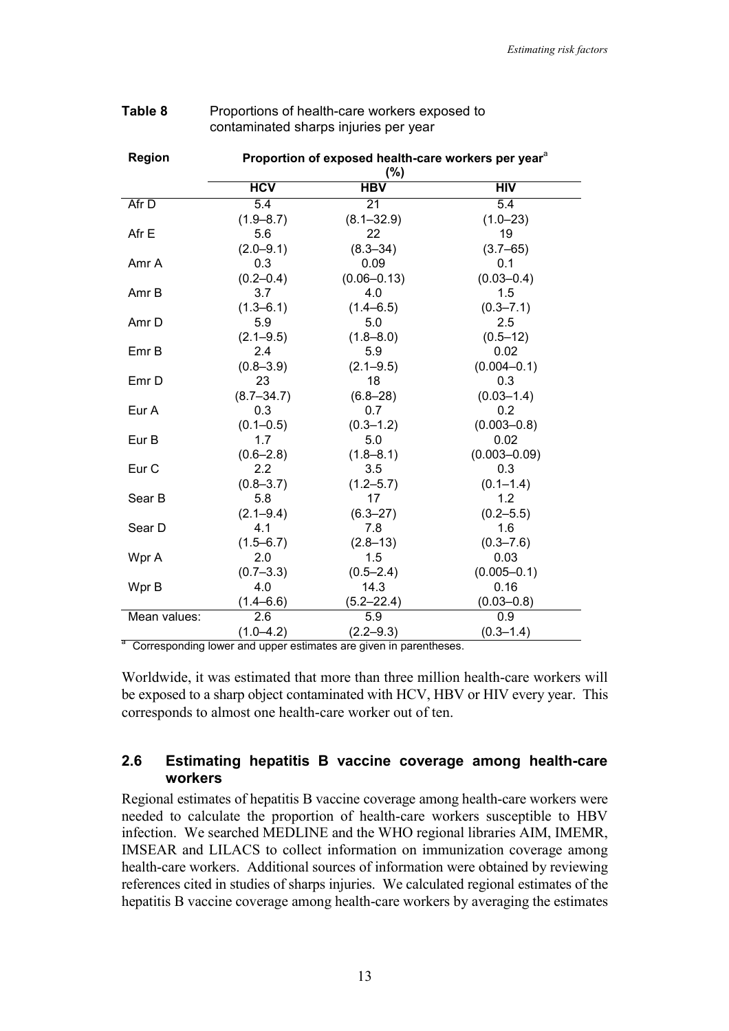**Table 8** Proportions of health-care workers exposed to contaminated sharps injuries per year

| Region | Proportion of exposed health-care workers per year[a] (%) | | |
|---|---|---|---|
| | HCV | HBV | HIV |
| Afr D | 5.4 (1.9–8.7) | 21 (8.1–32.9) | 5.4 (1.0–23) |
| Afr E | 5.6 (2.0–9.1) | 22 (8.3–34) | 19 (3.7–65) |
| Amr A | 0.3 (0.2–0.4) | 0.09 (0.06–0.13) | 0.1 (0.03–0.4) |
| Amr B | 3.7 (1.3–6.1) | 4.0 (1.4–6.5) | 1.5 (0.3–7.1) |
| Amr D | 5.9 (2.1–9.5) | 5.0 (1.8–8.0) | 2.5 (0.5–12) |
| Emr B | 2.4 (0.8–3.9) | 5.9 (2.1–9.5) | 0.02 (0.004–0.1) |
| Emr D | 23 (8.7–34.7) | 18 (6.8–28) | 0.3 (0.03–1.4) |
| Eur A | 0.3 (0.1–0.5) | 0.7 (0.3–1.2) | 0.2 (0.003–0.8) |
| Eur B | 1.7 (0.6–2.8) | 5.0 (1.8–8.1) | 0.02 (0.003–0.09) |
| Eur C | 2.2 (0.8–3.7) | 3.5 (1.2–5.7) | 0.3 (0.1–1.4) |
| Sear B | 5.8 (2.1–9.4) | 17 (6.3–27) | 1.2 (0.2–5.5) |
| Sear D | 4.1 (1.5–6.7) | 7.8 (2.8–13) | 1.6 (0.3–7.6) |
| Wpr A | 2.0 (0.7–3.3) | 1.5 (0.5–2.4) | 0.03 (0.005–0.1) |
| Wpr B | 4.0 (1.4–6.6) | 14.3 (5.2–22.4) | 0.16 (0.03–0.8) |
| Mean values: | 2.6 (1.0–4.2) | 5.9 (2.2–9.3) | 0.9 (0.3–1.4) |

[a] Corresponding lower and upper estimates are given in parentheses.

Worldwide, it was estimated that more than three million health-care workers will be exposed to a sharp object contaminated with HCV, HBV or HIV every year. This corresponds to almost one health-care worker out of ten.

## 2.6 Estimating hepatitis B vaccine coverage among health-care workers

Regional estimates of hepatitis B vaccine coverage among health-care workers were needed to calculate the proportion of health-care workers susceptible to HBV infection. We searched MEDLINE and the WHO regional libraries AIM, IMEMR, IMSEAR and LILACS to collect information on immunization coverage among health-care workers. Additional sources of information were obtained by reviewing references cited in studies of sharps injuries. We calculated regional estimates of the hepatitis B vaccine coverage among health-care workers by averaging the estimates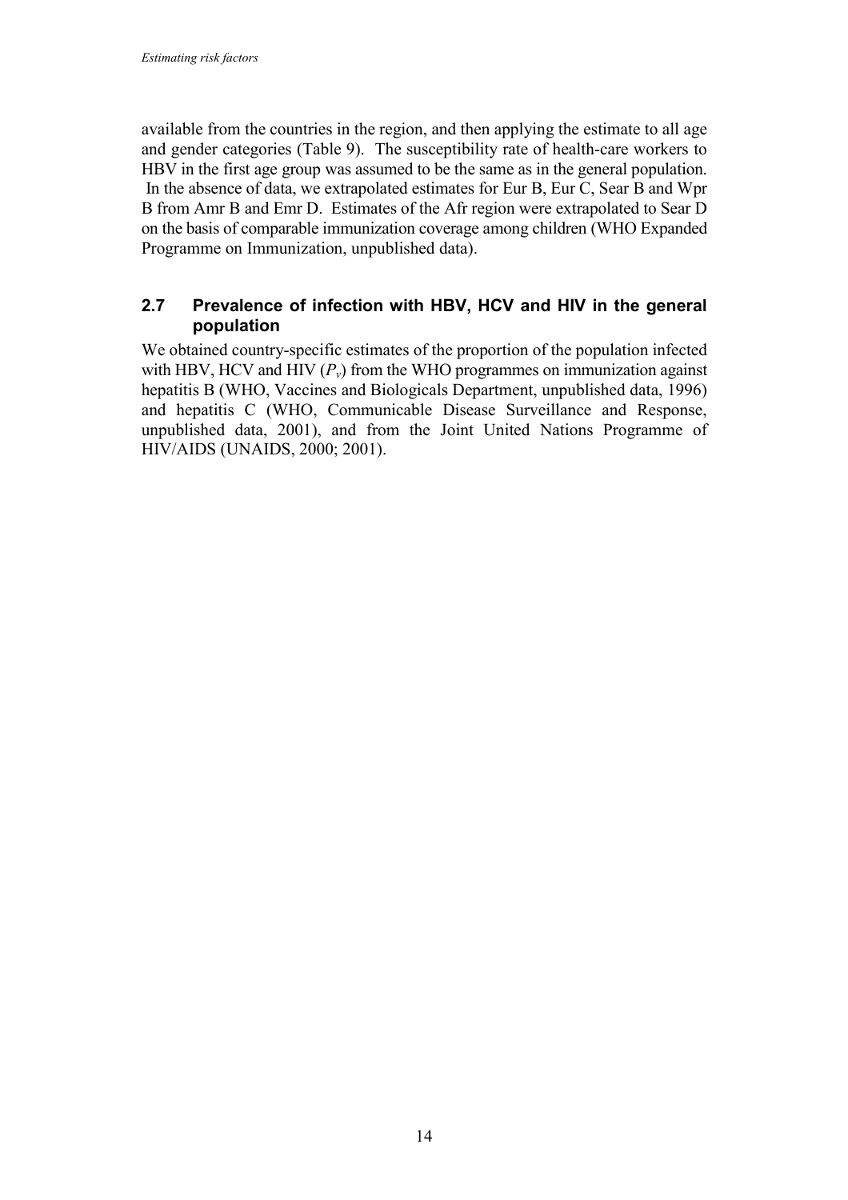available from the countries in the region, and then applying the estimate to all age and gender categories (Table 9). The susceptibility rate of health-care workers to HBV in the first age group was assumed to be the same as in the general population. In the absence of data, we extrapolated estimates for Eur B, Eur C, Sear B and Wpr B from Amr B and Emr D. Estimates of the Afr region were extrapolated to Sear D on the basis of comparable immunization coverage among children (WHO Expanded Programme on Immunization, unpublished data).

## 2.7 Prevalence of infection with HBV, HCV and HIV in the general population

We obtained country-specific estimates of the proportion of the population infected with HBV, HCV and HIV ($P_v$) from the WHO programmes on immunization against hepatitis B (WHO, Vaccines and Biologicals Department, unpublished data, 1996) and hepatitis C (WHO, Communicable Disease Surveillance and Response, unpublished data, 2001), and from the Joint United Nations Programme of HIV/AIDS (UNAIDS, 2000; 2001).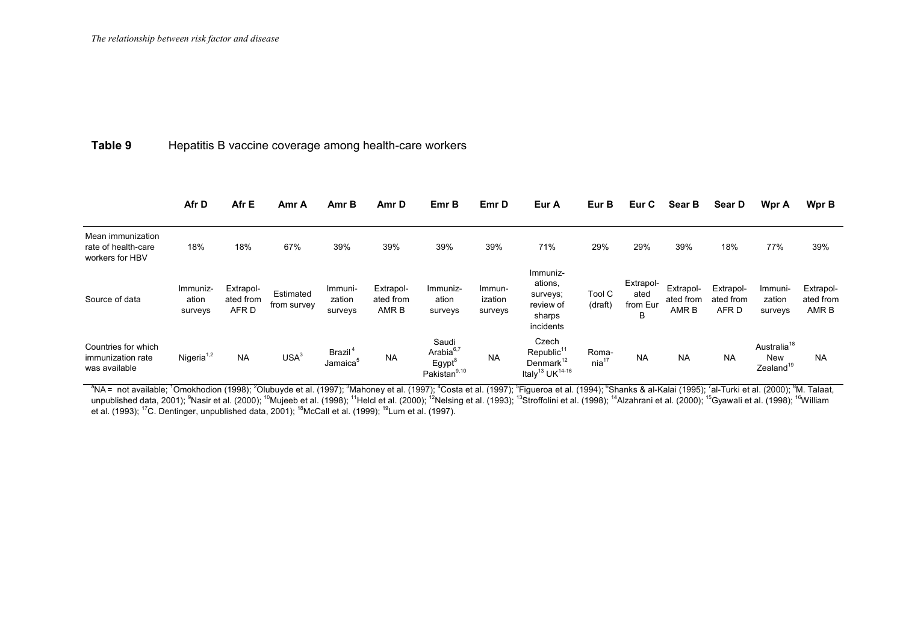**Table 9** Hepatitis B vaccine coverage among health-care workers

| | Afr D | Afr E | Amr A | Amr B | Amr D | Emr B | Emr D | Eur A | Eur B | Eur C | Sear B | Sear D | Wpr A | Wpr B |
|---|---|---|---|---|---|---|---|---|---|---|---|---|---|---|
| Mean immunization rate of health-care workers for HBV | 18% | 18% | 67% | 39% | 39% | 39% | 39% | 71% | 29% | 29% | 39% | 18% | 77% | 39% |
| Source of data | Immunization surveys | Extrapolated from AFR D | Estimated from survey | Immunization surveys | Extrapolated from AMR B | Immunization surveys | Immunization surveys | Immunizations, surveys; review of sharps incidents | Tool C (draft) | Extrapolated from Eur B | Extrapolated from AMR B | Extrapolated from AFR D | Immunization surveys | Extrapolated from AMR B |
| Countries for which immunization rate was available | Nigeria[1,2] | NA | USA[3] | Brazil[4] Jamaica[5] | NA | Saudi Arabia[6,7] Egypt[8] Pakistan[9,10] | NA | Czech Republic[11] Denmark[12] Italy[13] UK[14-16] | Romania[17] | NA | NA | NA | Australia[18] New Zealand[19] | NA |

[a]NA = not available; [1]Omokhodion (1998); [2]Olubuyde et al. (1997); [3]Mahoney et al. (1997); [4]Costa et al. (1997); [5]Figueroa et al. (1994); [6]Shanks & al-Kalai (1995); [7]al-Turki et al. (2000); [8]M. Talaat, unpublished data, 2001); [9]Nasir et al. (2000); [10]Mujeeb et al. (1998); [11]Helcl et al. (2000); [12]Nelsing et al. (1993); [13]Stroffolini et al. (1998); [14]Alzahrani et al. (2000); [15]Gyawali et al. (1998); [16]William et al. (1993); [17]C. Dentinger, unpublished data, 2001); [18]McCall et al. (1999); [19]Lum et al. (1997).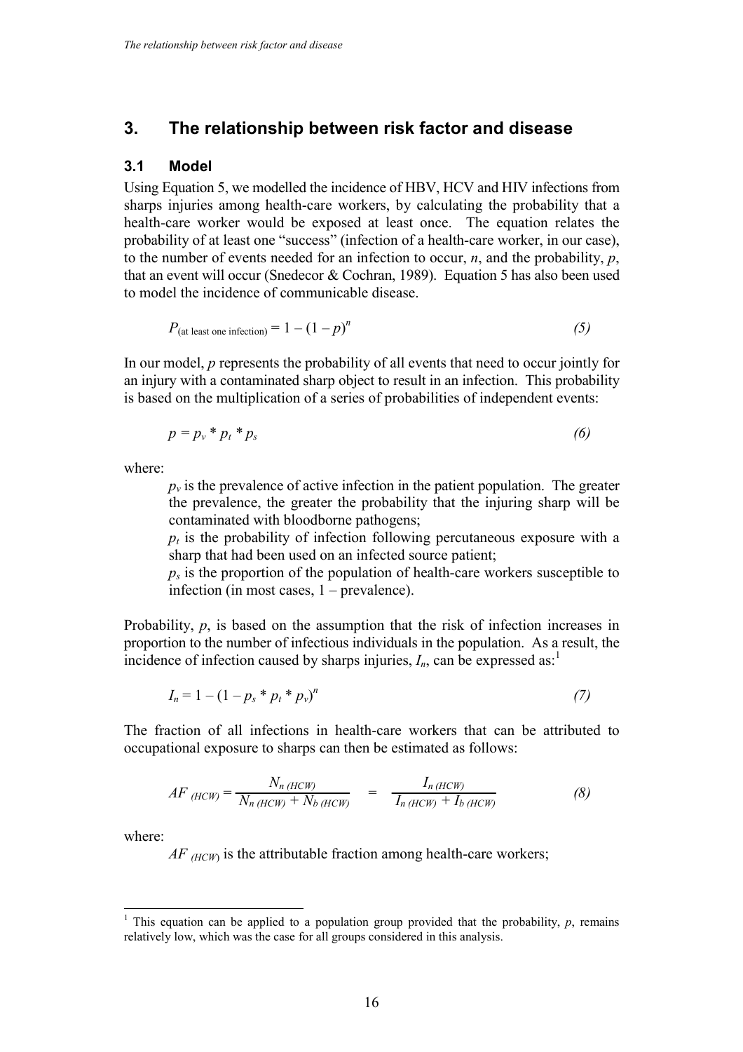# 3. The relationship between risk factor and disease

## 3.1 Model

Using Equation 5, we modelled the incidence of HBV, HCV and HIV infections from sharps injuries among health-care workers, by calculating the probability that a health-care worker would be exposed at least once. The equation relates the probability of at least one "success" (infection of a health-care worker, in our case), to the number of events needed for an infection to occur, $n$, and the probability, $p$, that an event will occur (Snedecor & Cochran, 1989). Equation 5 has also been used to model the incidence of communicable disease.

$$P_{(\text{at least one infection})} = 1 - (1 - p)^n \tag{5}$$

In our model, $p$ represents the probability of all events that need to occur jointly for an injury with a contaminated sharp object to result in an infection. This probability is based on the multiplication of a series of probabilities of independent events:

$$p = p_v * p_t * p_s \tag{6}$$

where:

- $p_v$ is the prevalence of active infection in the patient population. The greater the prevalence, the greater the probability that the injuring sharp will be contaminated with bloodborne pathogens;
- $p_t$ is the probability of infection following percutaneous exposure with a sharp that had been used on an infected source patient;
- $p_s$ is the proportion of the population of health-care workers susceptible to infection (in most cases, 1 – prevalence).

Probability, $p$, is based on the assumption that the risk of infection increases in proportion to the number of infectious individuals in the population. As a result, the incidence of infection caused by sharps injuries, $I_n$, can be expressed as:[1]

$$I_n = 1 - (1 - p_s * p_t * p_v)^n \tag{7}$$

The fraction of all infections in health-care workers that can be attributed to occupational exposure to sharps can then be estimated as follows:

$$AF_{(HCW)} = \frac{N_{n\,(HCW)}}{N_{n\,(HCW)} + N_{b\,(HCW)}} = \frac{I_{n\,(HCW)}}{I_{n\,(HCW)} + I_{b\,(HCW)}} \tag{8}$$

where:

- $AF_{(HCW)}$ is the attributable fraction among health-care workers;

[1] This equation can be applied to a population group provided that the probability, $p$, remains relatively low, which was the case for all groups considered in this analysis.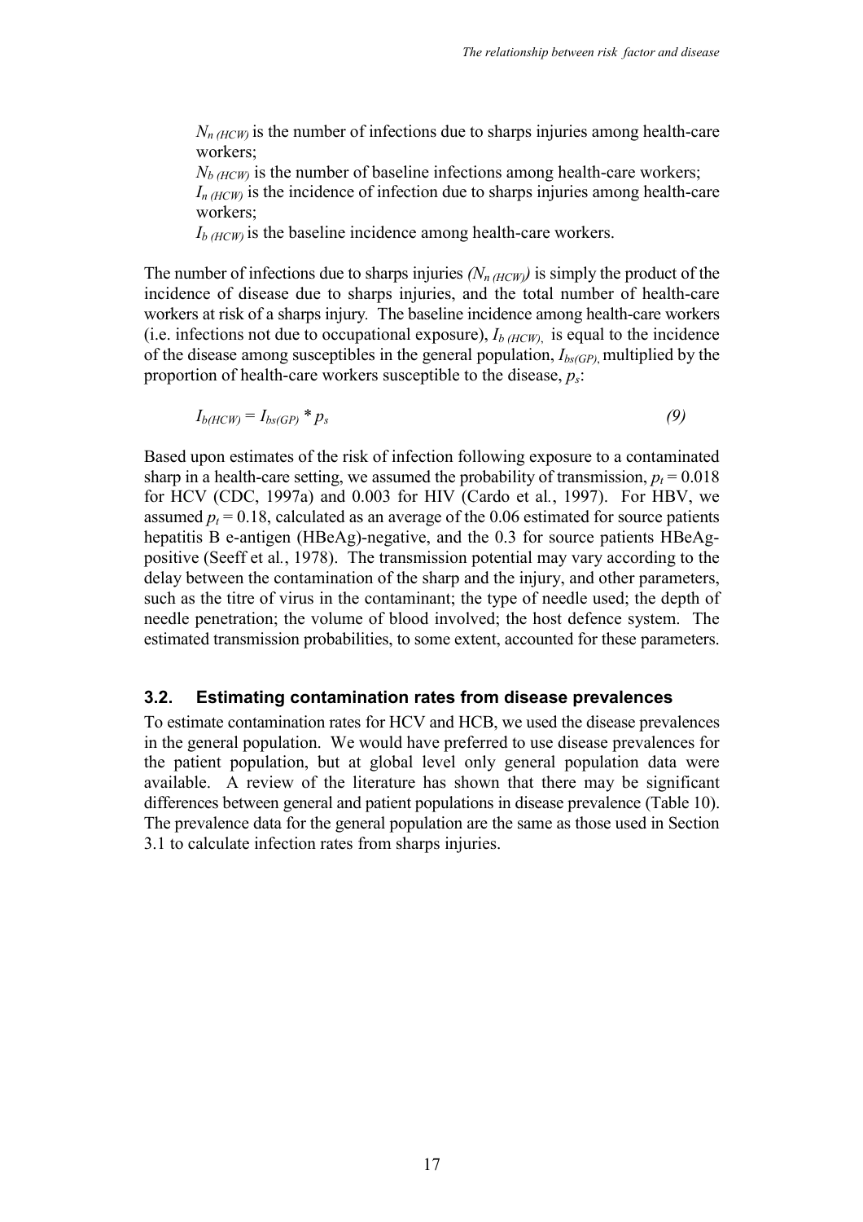$N_{n\,(HCW)}$ is the number of infections due to sharps injuries among health-care workers;

$N_{b\,(HCW)}$ is the number of baseline infections among health-care workers;

$I_{n\,(HCW)}$ is the incidence of infection due to sharps injuries among health-care workers;

$I_{b\,(HCW)}$ is the baseline incidence among health-care workers.

The number of infections due to sharps injuries *($N_{n\,(HCW)}$)* is simply the product of the incidence of disease due to sharps injuries, and the total number of health-care workers at risk of a sharps injury. The baseline incidence among health-care workers (i.e. infections not due to occupational exposure), $I_{b\,(HCW)}$, is equal to the incidence of the disease among susceptibles in the general population, $I_{bs(GP)}$, multiplied by the proportion of health-care workers susceptible to the disease, $p_s$:

$$I_{b(HCW)} = I_{bs(GP)} * p_s \qquad (9)$$

Based upon estimates of the risk of infection following exposure to a contaminated sharp in a health-care setting, we assumed the probability of transmission, $p_t = 0.018$ for HCV (CDC, 1997a) and 0.003 for HIV (Cardo et al*.*, 1997). For HBV, we assumed $p_t = 0.18$, calculated as an average of the 0.06 estimated for source patients hepatitis B e-antigen (HBeAg)-negative, and the 0.3 for source patients HBeAg-positive (Seeff et al*.*, 1978). The transmission potential may vary according to the delay between the contamination of the sharp and the injury, and other parameters, such as the titre of virus in the contaminant; the type of needle used; the depth of needle penetration; the volume of blood involved; the host defence system. The estimated transmission probabilities, to some extent, accounted for these parameters.

### 3.2. Estimating contamination rates from disease prevalences

To estimate contamination rates for HCV and HCB, we used the disease prevalences in the general population. We would have preferred to use disease prevalences for the patient population, but at global level only general population data were available. A review of the literature has shown that there may be significant differences between general and patient populations in disease prevalence (Table 10). The prevalence data for the general population are the same as those used in Section 3.1 to calculate infection rates from sharps injuries.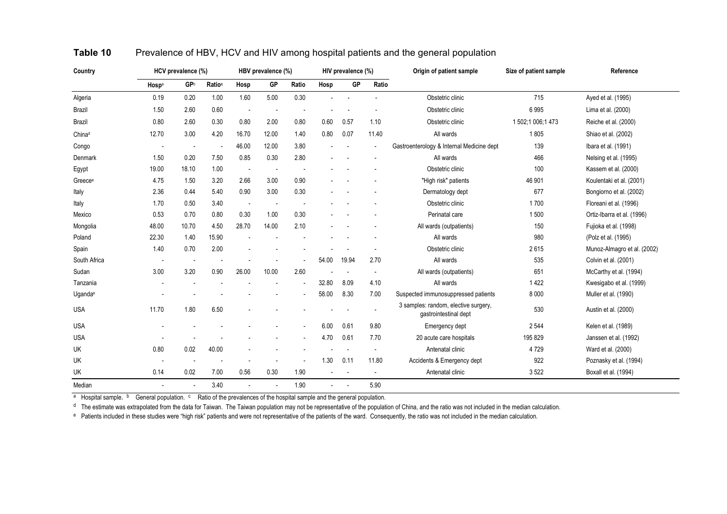**Table 10** Prevalence of HBV, HCV and HIV among hospital patients and the general population

| Country | HCV prevalence (%) | | | HBV prevalence (%) | | | HIV prevalence (%) | | | Origin of patient sample | Size of patient sample | Reference |
|---|---|---|---|---|---|---|---|---|---|---|---|---|
| | Hosp[a] | GP[b] | Ratio[c] | Hosp | GP | Ratio | Hosp | GP | Ratio | | | |
| Algeria | 0.19 | 0.20 | 1.00 | 1.60 | 5.00 | 0.30 | - | - | - | Obstetric clinic | 715 | Ayed et al. (1995) |
| Brazil | 1.50 | 2.60 | 0.60 | - | - | - | - | - | - | Obstetric clinic | 6 995 | Lima et al. (2000) |
| Brazil | 0.80 | 2.60 | 0.30 | 0.80 | 2.00 | 0.80 | 0.60 | 0.57 | 1.10 | Obstetric clinic | 1 502;1 006;1 473 | Reiche et al. (2000) |
| China[d] | 12.70 | 3.00 | 4.20 | 16.70 | 12.00 | 1.40 | 0.80 | 0.07 | 11.40 | All wards | 1 805 | Shiao et al. (2002) |
| Congo | - | - | - | 46.00 | 12.00 | 3.80 | - | - | - | Gastroenterology & Internal Medicine dept | 139 | Ibara et al. (1991) |
| Denmark | 1.50 | 0.20 | 7.50 | 0.85 | 0.30 | 2.80 | - | - | - | All wards | 466 | Nelsing et al. (1995) |
| Egypt | 19.00 | 18.10 | 1.00 | - | - | - | - | - | - | Obstetric clinic | 100 | Kassem et al. (2000) |
| Greece[e] | 4.75 | 1.50 | 3.20 | 2.66 | 3.00 | 0.90 | - | - | - | "High risk" patients | 46 901 | Koulentaki et al. (2001) |
| Italy | 2.36 | 0.44 | 5.40 | 0.90 | 3.00 | 0.30 | - | - | - | Dermatology dept | 677 | Bongiorno et al. (2002) |
| Italy | 1.70 | 0.50 | 3.40 | - | - | - | - | - | - | Obstetric clinic | 1 700 | Floreani et al. (1996) |
| Mexico | 0.53 | 0.70 | 0.80 | 0.30 | 1.00 | 0.30 | - | - | - | Perinatal care | 1 500 | Ortiz-Ibarra et al. (1996) |
| Mongolia | 48.00 | 10.70 | 4.50 | 28.70 | 14.00 | 2.10 | - | - | - | All wards (outpatients) | 150 | Fujioka et al. (1998) |
| Poland | 22.30 | 1.40 | 15.90 | - | - | - | - | - | - | All wards | 980 | (Polz et al. (1995) |
| Spain | 1.40 | 0.70 | 2.00 | - | - | - | - | - | - | Obstetric clinic | 2 615 | Munoz-Almagro et al. (2002) |
| South Africa | - | - | - | - | - | - | 54.00 | 19.94 | 2.70 | All wards | 535 | Colvin et al. (2001) |
| Sudan | 3.00 | 3.20 | 0.90 | 26.00 | 10.00 | 2.60 | - | - | - | All wards (outpatients) | 651 | McCarthy et al. (1994) |
| Tanzania | - | - | - | - | - | - | 32.80 | 8.09 | 4.10 | All wards | 1 422 | Kwesigabo et al. (1999) |
| Uganda[e] | - | - | - | - | - | - | 58.00 | 8.30 | 7.00 | Suspected immunosuppressed patients | 8 000 | Muller et al. (1990) |
| USA | 11.70 | 1.80 | 6.50 | - | - | - | - | - | - | 3 samples: random, elective surgery, gastrointestinal dept | 530 | Austin et al. (2000) |
| USA | - | - | - | - | - | - | 6.00 | 0.61 | 9.80 | Emergency dept | 2 544 | Kelen et al. (1989) |
| USA | - | - | - | - | - | - | 4.70 | 0.61 | 7.70 | 20 acute care hospitals | 195 829 | Janssen et al. (1992) |
| UK | 0.80 | 0.02 | 40.00 | - | - | - | - | - | - | Antenatal clinic | 4 729 | Ward et al. (2000) |
| UK | - | - | - | - | - | - | 1.30 | 0.11 | 11.80 | Accidents & Emergency dept | 922 | Poznasky et al. (1994) |
| UK | 0.14 | 0.02 | 7.00 | 0.56 | 0.30 | 1.90 | - | - | - | Antenatal clinic | 3 522 | Boxall et al. (1994) |
| Median | - | - | 3.40 | - | - | 1.90 | - | - | 5.90 | | | |

[a] Hospital sample. [b] General population. [c] Ratio of the prevalences of the hospital sample and the general population.

[d] The estimate was extrapolated from the data for Taiwan. The Taiwan population may not be representative of the population of China, and the ratio was not included in the median calculation.

[e] Patients included in these studies were "high risk" patients and were not representative of the patients of the ward. Consequently, the ratio was not included in the median calculation.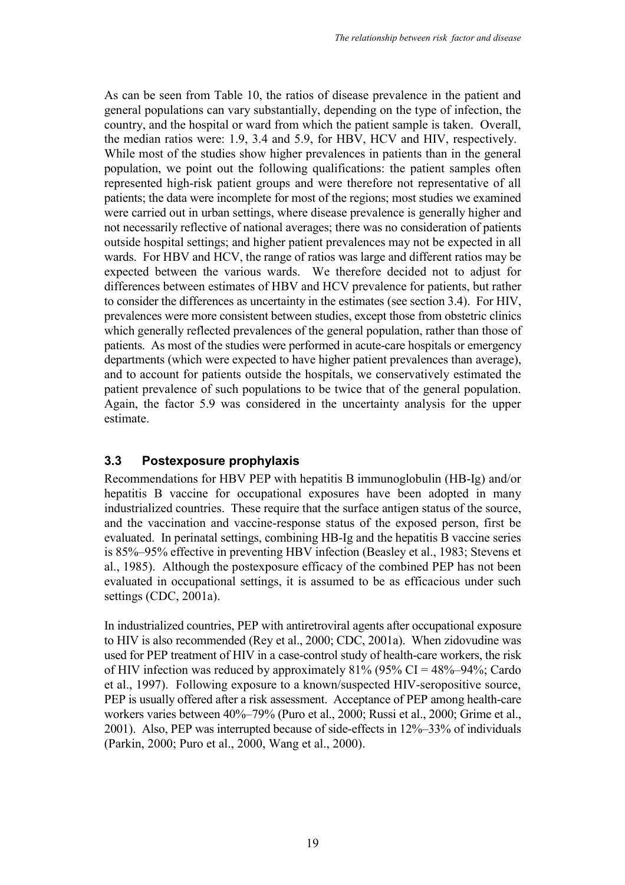As can be seen from Table 10, the ratios of disease prevalence in the patient and general populations can vary substantially, depending on the type of infection, the country, and the hospital or ward from which the patient sample is taken. Overall, the median ratios were: 1.9, 3.4 and 5.9, for HBV, HCV and HIV, respectively. While most of the studies show higher prevalences in patients than in the general population, we point out the following qualifications: the patient samples often represented high-risk patient groups and were therefore not representative of all patients; the data were incomplete for most of the regions; most studies we examined were carried out in urban settings, where disease prevalence is generally higher and not necessarily reflective of national averages; there was no consideration of patients outside hospital settings; and higher patient prevalences may not be expected in all wards. For HBV and HCV, the range of ratios was large and different ratios may be expected between the various wards. We therefore decided not to adjust for differences between estimates of HBV and HCV prevalence for patients, but rather to consider the differences as uncertainty in the estimates (see section 3.4). For HIV, prevalences were more consistent between studies, except those from obstetric clinics which generally reflected prevalences of the general population, rather than those of patients. As most of the studies were performed in acute-care hospitals or emergency departments (which were expected to have higher patient prevalences than average), and to account for patients outside the hospitals, we conservatively estimated the patient prevalence of such populations to be twice that of the general population. Again, the factor 5.9 was considered in the uncertainty analysis for the upper estimate.

## 3.3 Postexposure prophylaxis

Recommendations for HBV PEP with hepatitis B immunoglobulin (HB-Ig) and/or hepatitis B vaccine for occupational exposures have been adopted in many industrialized countries. These require that the surface antigen status of the source, and the vaccination and vaccine-response status of the exposed person, first be evaluated. In perinatal settings, combining HB-Ig and the hepatitis B vaccine series is 85%–95% effective in preventing HBV infection (Beasley et al., 1983; Stevens et al., 1985). Although the postexposure efficacy of the combined PEP has not been evaluated in occupational settings, it is assumed to be as efficacious under such settings (CDC, 2001a).

In industrialized countries, PEP with antiretroviral agents after occupational exposure to HIV is also recommended (Rey et al., 2000; CDC, 2001a). When zidovudine was used for PEP treatment of HIV in a case-control study of health-care workers, the risk of HIV infection was reduced by approximately 81% (95% CI = 48%–94%; Cardo et al., 1997). Following exposure to a known/suspected HIV-seropositive source, PEP is usually offered after a risk assessment. Acceptance of PEP among health-care workers varies between 40%–79% (Puro et al., 2000; Russi et al., 2000; Grime et al., 2001). Also, PEP was interrupted because of side-effects in 12%–33% of individuals (Parkin, 2000; Puro et al., 2000, Wang et al., 2000).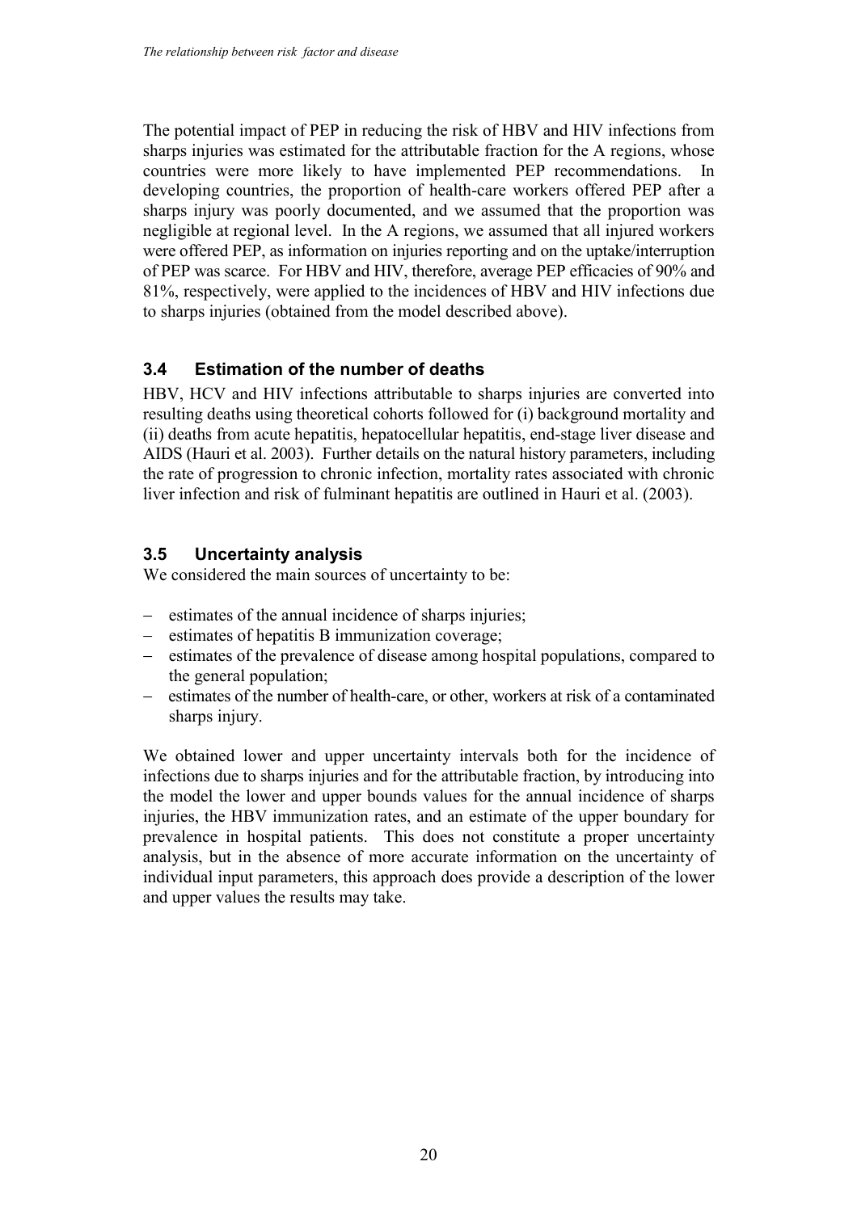The potential impact of PEP in reducing the risk of HBV and HIV infections from sharps injuries was estimated for the attributable fraction for the A regions, whose countries were more likely to have implemented PEP recommendations. In developing countries, the proportion of health-care workers offered PEP after a sharps injury was poorly documented, and we assumed that the proportion was negligible at regional level. In the A regions, we assumed that all injured workers were offered PEP, as information on injuries reporting and on the uptake/interruption of PEP was scarce. For HBV and HIV, therefore, average PEP efficacies of 90% and 81%, respectively, were applied to the incidences of HBV and HIV infections due to sharps injuries (obtained from the model described above).

## 3.4 Estimation of the number of deaths

HBV, HCV and HIV infections attributable to sharps injuries are converted into resulting deaths using theoretical cohorts followed for (i) background mortality and (ii) deaths from acute hepatitis, hepatocellular hepatitis, end-stage liver disease and AIDS (Hauri et al. 2003). Further details on the natural history parameters, including the rate of progression to chronic infection, mortality rates associated with chronic liver infection and risk of fulminant hepatitis are outlined in Hauri et al. (2003).

## 3.5 Uncertainty analysis

We considered the main sources of uncertainty to be:

- estimates of the annual incidence of sharps injuries;
- estimates of hepatitis B immunization coverage;
- estimates of the prevalence of disease among hospital populations, compared to the general population;
- estimates of the number of health-care, or other, workers at risk of a contaminated sharps injury.

We obtained lower and upper uncertainty intervals both for the incidence of infections due to sharps injuries and for the attributable fraction, by introducing into the model the lower and upper bounds values for the annual incidence of sharps injuries, the HBV immunization rates, and an estimate of the upper boundary for prevalence in hospital patients. This does not constitute a proper uncertainty analysis, but in the absence of more accurate information on the uncertainty of individual input parameters, this approach does provide a description of the lower and upper values the results may take.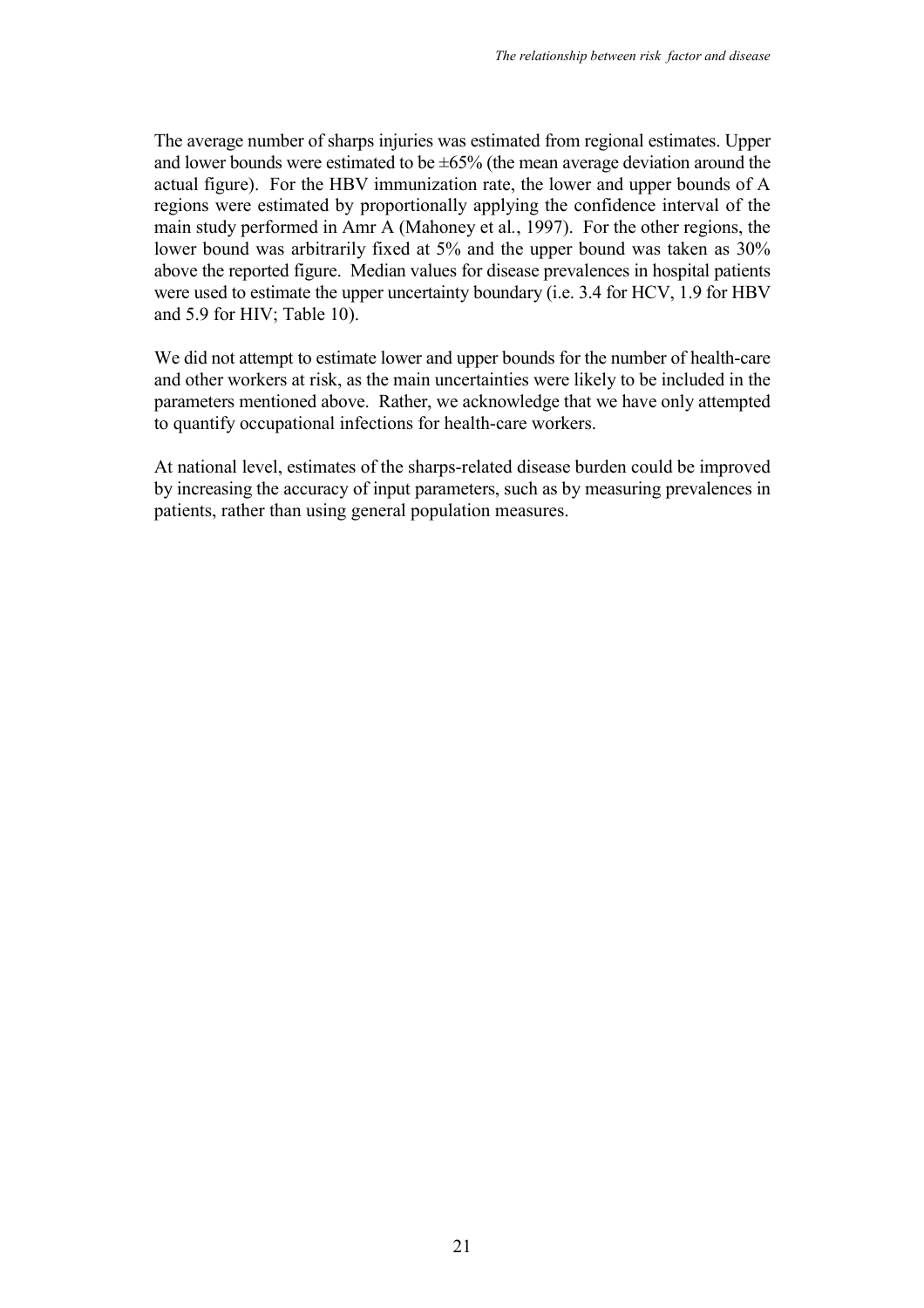The average number of sharps injuries was estimated from regional estimates. Upper and lower bounds were estimated to be ±65% (the mean average deviation around the actual figure). For the HBV immunization rate, the lower and upper bounds of A regions were estimated by proportionally applying the confidence interval of the main study performed in Amr A (Mahoney et al., 1997). For the other regions, the lower bound was arbitrarily fixed at 5% and the upper bound was taken as 30% above the reported figure. Median values for disease prevalences in hospital patients were used to estimate the upper uncertainty boundary (i.e. 3.4 for HCV, 1.9 for HBV and 5.9 for HIV; Table 10).

We did not attempt to estimate lower and upper bounds for the number of health-care and other workers at risk, as the main uncertainties were likely to be included in the parameters mentioned above. Rather, we acknowledge that we have only attempted to quantify occupational infections for health-care workers.

At national level, estimates of the sharps-related disease burden could be improved by increasing the accuracy of input parameters, such as by measuring prevalences in patients, rather than using general population measures.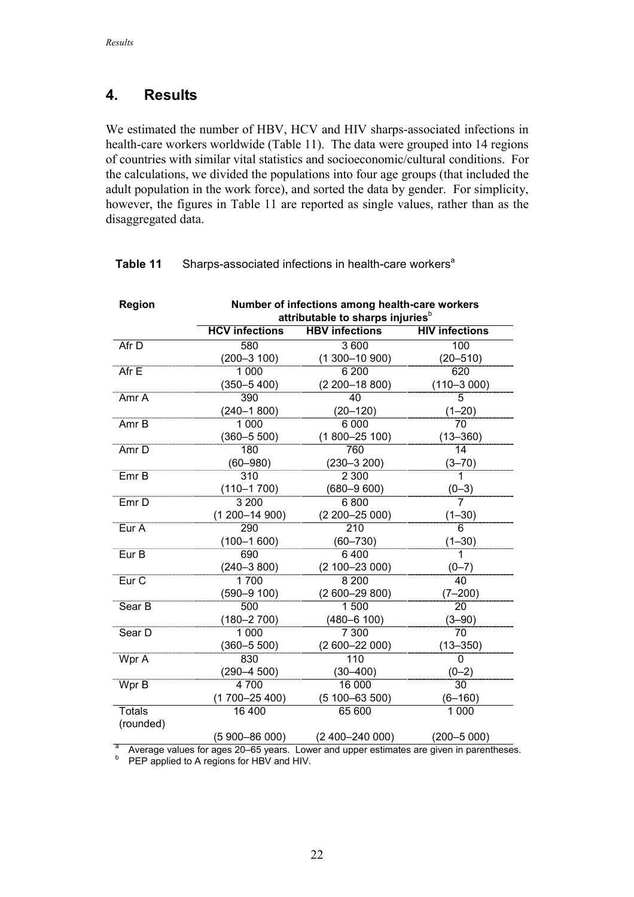## 4. Results

We estimated the number of HBV, HCV and HIV sharps-associated infections in health-care workers worldwide (Table 11). The data were grouped into 14 regions of countries with similar vital statistics and socioeconomic/cultural conditions. For the calculations, we divided the populations into four age groups (that included the adult population in the work force), and sorted the data by gender. For simplicity, however, the figures in Table 11 are reported as single values, rather than as the disaggregated data.

**Table 11** Sharps-associated infections in health-care workers[a]

| Region | Number of infections among health-care workers attributable to sharps injuries[b] | | |
|---|---|---|---|
| | HCV infections | HBV infections | HIV infections |
| Afr D | 580<br>(200–3 100) | 3 600<br>(1 300–10 900) | 100<br>(20–510) |
| Afr E | 1 000<br>(350–5 400) | 6 200<br>(2 200–18 800) | 620<br>(110–3 000) |
| Amr A | 390<br>(240–1 800) | 40<br>(20–120) | 5<br>(1–20) |
| Amr B | 1 000<br>(360–5 500) | 6 000<br>(1 800–25 100) | 70<br>(13–360) |
| Amr D | 180<br>(60–980) | 760<br>(230–3 200) | 14<br>(3–70) |
| Emr B | 310<br>(110–1 700) | 2 300<br>(680–9 600) | 1<br>(0–3) |
| Emr D | 3 200<br>(1 200–14 900) | 6 800<br>(2 200–25 000) | 7<br>(1–30) |
| Eur A | 290<br>(100–1 600) | 210<br>(60–730) | 6<br>(1–30) |
| Eur B | 690<br>(240–3 800) | 6 400<br>(2 100–23 000) | 1<br>(0–7) |
| Eur C | 1 700<br>(590–9 100) | 8 200<br>(2 600–29 800) | 40<br>(7–200) |
| Sear B | 500<br>(180–2 700) | 1 500<br>(480–6 100) | 20<br>(3–90) |
| Sear D | 1 000<br>(360–5 500) | 7 300<br>(2 600–22 000) | 70<br>(13–350) |
| Wpr A | 830<br>(290–4 500) | 110<br>(30–400) | 0<br>(0–2) |
| Wpr B | 4 700<br>(1 700–25 400) | 16 000<br>(5 100–63 500) | 30<br>(6–160) |
| Totals (rounded) | 16 400<br>(5 900–86 000) | 65 600<br>(2 400–240 000) | 1 000<br>(200–5 000) |

[a] Average values for ages 20–65 years. Lower and upper estimates are given in parentheses.
[b] PEP applied to A regions for HBV and HIV.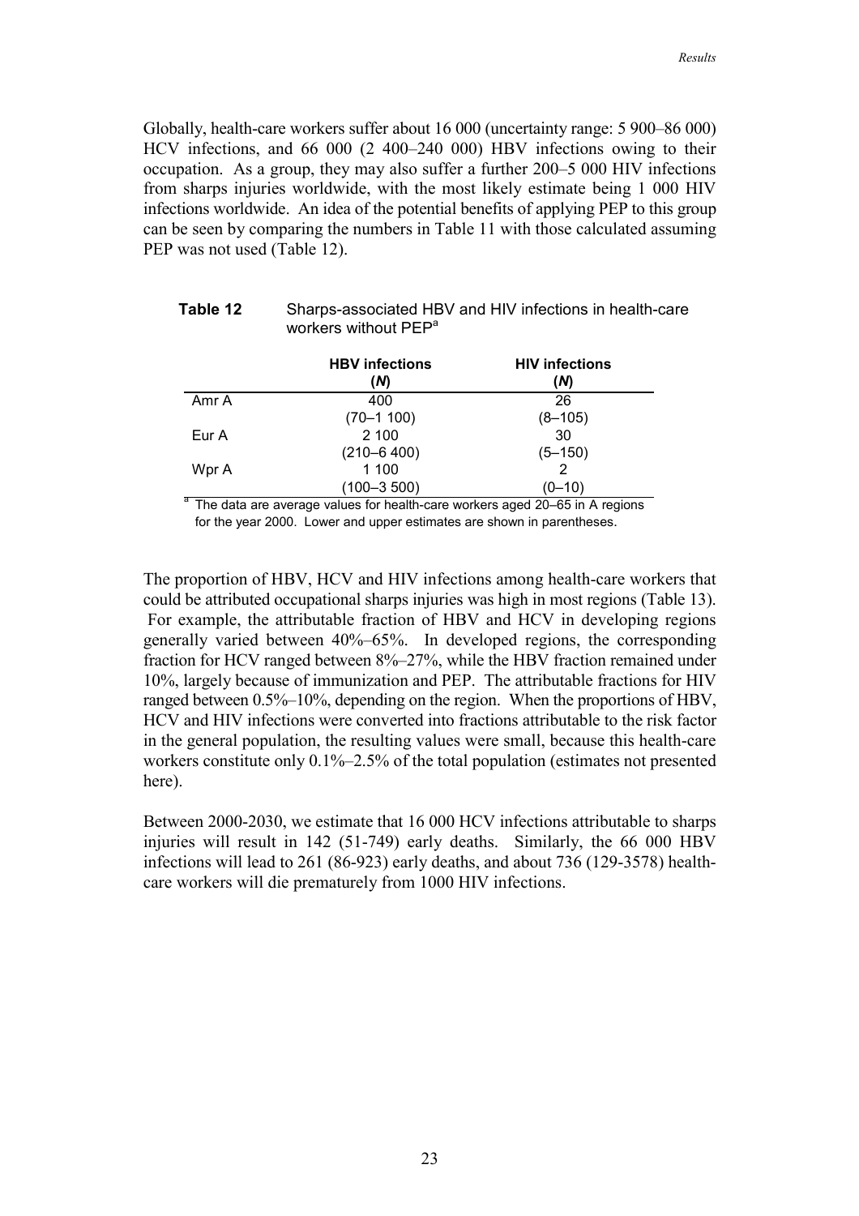Globally, health-care workers suffer about 16 000 (uncertainty range: 5 900–86 000) HCV infections, and 66 000 (2 400–240 000) HBV infections owing to their occupation. As a group, they may also suffer a further 200–5 000 HIV infections from sharps injuries worldwide, with the most likely estimate being 1 000 HIV infections worldwide. An idea of the potential benefits of applying PEP to this group can be seen by comparing the numbers in Table 11 with those calculated assuming PEP was not used (Table 12).

**Table 12** Sharps-associated HBV and HIV infections in health-care workers without PEP[a]

| | **HBV infections (*N*)** | **HIV infections (*N*)** |
|---|---|---|
| Amr A | 400<br>(70–1 100) | 26<br>(8–105) |
| Eur A | 2 100<br>(210–6 400) | 30<br>(5–150) |
| Wpr A | 1 100<br>(100–3 500) | 2<br>(0–10) |

[a] The data are average values for health-care workers aged 20–65 in A regions for the year 2000. Lower and upper estimates are shown in parentheses.

The proportion of HBV, HCV and HIV infections among health-care workers that could be attributed occupational sharps injuries was high in most regions (Table 13). For example, the attributable fraction of HBV and HCV in developing regions generally varied between 40%–65%. In developed regions, the corresponding fraction for HCV ranged between 8%–27%, while the HBV fraction remained under 10%, largely because of immunization and PEP. The attributable fractions for HIV ranged between 0.5%–10%, depending on the region. When the proportions of HBV, HCV and HIV infections were converted into fractions attributable to the risk factor in the general population, the resulting values were small, because this health-care workers constitute only 0.1%–2.5% of the total population (estimates not presented here).

Between 2000-2030, we estimate that 16 000 HCV infections attributable to sharps injuries will result in 142 (51-749) early deaths. Similarly, the 66 000 HBV infections will lead to 261 (86-923) early deaths, and about 736 (129-3578) health-care workers will die prematurely from 1000 HIV infections.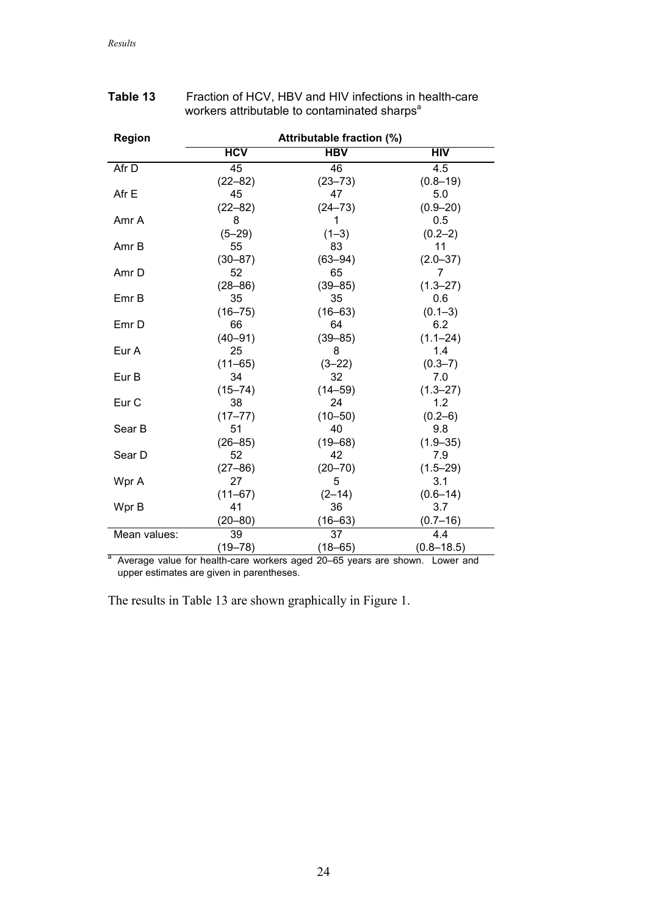**Table 13** Fraction of HCV, HBV and HIV infections in health-care workers attributable to contaminated sharps[a]

| Region | Attributable fraction (%) | | |
|---|---|---|---|
| | HCV | HBV | HIV |
| Afr D | 45<br>(22–82) | 46<br>(23–73) | 4.5<br>(0.8–19) |
| Afr E | 45<br>(22–82) | 47<br>(24–73) | 5.0<br>(0.9–20) |
| Amr A | 8<br>(5–29) | 1<br>(1–3) | 0.5<br>(0.2–2) |
| Amr B | 55<br>(30–87) | 83<br>(63–94) | 11<br>(2.0–37) |
| Amr D | 52<br>(28–86) | 65<br>(39–85) | 7<br>(1.3–27) |
| Emr B | 35<br>(16–75) | 35<br>(16–63) | 0.6<br>(0.1–3) |
| Emr D | 66<br>(40–91) | 64<br>(39–85) | 6.2<br>(1.1–24) |
| Eur A | 25<br>(11–65) | 8<br>(3–22) | 1.4<br>(0.3–7) |
| Eur B | 34<br>(15–74) | 32<br>(14–59) | 7.0<br>(1.3–27) |
| Eur C | 38<br>(17–77) | 24<br>(10–50) | 1.2<br>(0.2–6) |
| Sear B | 51<br>(26–85) | 40<br>(19–68) | 9.8<br>(1.9–35) |
| Sear D | 52<br>(27–86) | 42<br>(20–70) | 7.9<br>(1.5–29) |
| Wpr A | 27<br>(11–67) | 5<br>(2–14) | 3.1<br>(0.6–14) |
| Wpr B | 41<br>(20–80) | 36<br>(16–63) | 3.7<br>(0.7–16) |
| Mean values: | 39<br>(19–78) | 37<br>(18–65) | 4.4<br>(0.8–18.5) |

[a] Average value for health-care workers aged 20–65 years are shown. Lower and upper estimates are given in parentheses.

The results in Table 13 are shown graphically in Figure 1.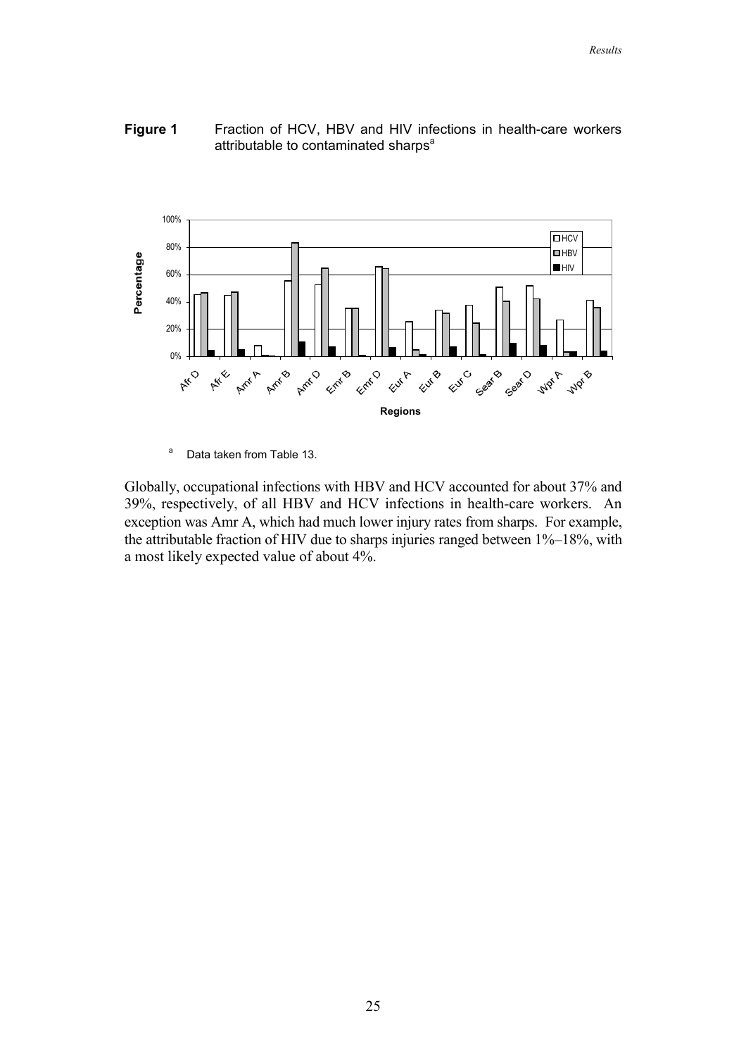**Figure 1** Fraction of HCV, HBV and HIV infections in health-care workers attributable to contaminated sharps[a]

[a] Data taken from Table 13.

Globally, occupational infections with HBV and HCV accounted for about 37% and 39%, respectively, of all HBV and HCV infections in health-care workers. An exception was Amr A, which had much lower injury rates from sharps. For example, the attributable fraction of HIV due to sharps injuries ranged between 1%–18%, with a most likely expected value of about 4%.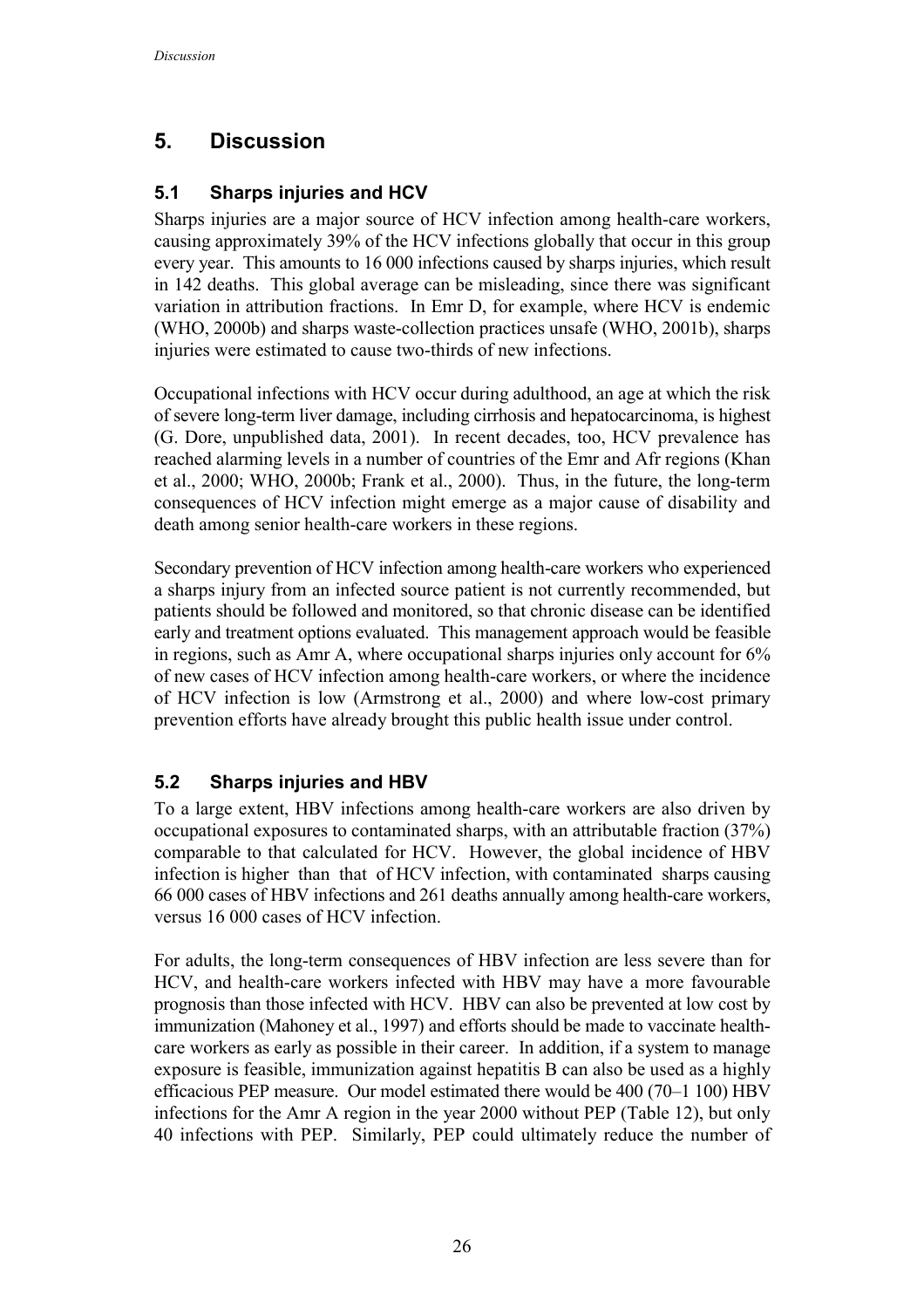# 5. Discussion

## 5.1 Sharps injuries and HCV

Sharps injuries are a major source of HCV infection among health-care workers, causing approximately 39% of the HCV infections globally that occur in this group every year. This amounts to 16 000 infections caused by sharps injuries, which result in 142 deaths. This global average can be misleading, since there was significant variation in attribution fractions. In Emr D, for example, where HCV is endemic (WHO, 2000b) and sharps waste-collection practices unsafe (WHO, 2001b), sharps injuries were estimated to cause two-thirds of new infections.

Occupational infections with HCV occur during adulthood, an age at which the risk of severe long-term liver damage, including cirrhosis and hepatocarcinoma, is highest (G. Dore, unpublished data, 2001). In recent decades, too, HCV prevalence has reached alarming levels in a number of countries of the Emr and Afr regions (Khan et al., 2000; WHO, 2000b; Frank et al., 2000). Thus, in the future, the long-term consequences of HCV infection might emerge as a major cause of disability and death among senior health-care workers in these regions.

Secondary prevention of HCV infection among health-care workers who experienced a sharps injury from an infected source patient is not currently recommended, but patients should be followed and monitored, so that chronic disease can be identified early and treatment options evaluated. This management approach would be feasible in regions, such as Amr A, where occupational sharps injuries only account for 6% of new cases of HCV infection among health-care workers, or where the incidence of HCV infection is low (Armstrong et al., 2000) and where low-cost primary prevention efforts have already brought this public health issue under control.

## 5.2 Sharps injuries and HBV

To a large extent, HBV infections among health-care workers are also driven by occupational exposures to contaminated sharps, with an attributable fraction (37%) comparable to that calculated for HCV. However, the global incidence of HBV infection is higher than that of HCV infection, with contaminated sharps causing 66 000 cases of HBV infections and 261 deaths annually among health-care workers, versus 16 000 cases of HCV infection.

For adults, the long-term consequences of HBV infection are less severe than for HCV, and health-care workers infected with HBV may have a more favourable prognosis than those infected with HCV. HBV can also be prevented at low cost by immunization (Mahoney et al., 1997) and efforts should be made to vaccinate health-care workers as early as possible in their career. In addition, if a system to manage exposure is feasible, immunization against hepatitis B can also be used as a highly efficacious PEP measure. Our model estimated there would be 400 (70–1 100) HBV infections for the Amr A region in the year 2000 without PEP (Table 12), but only 40 infections with PEP. Similarly, PEP could ultimately reduce the number of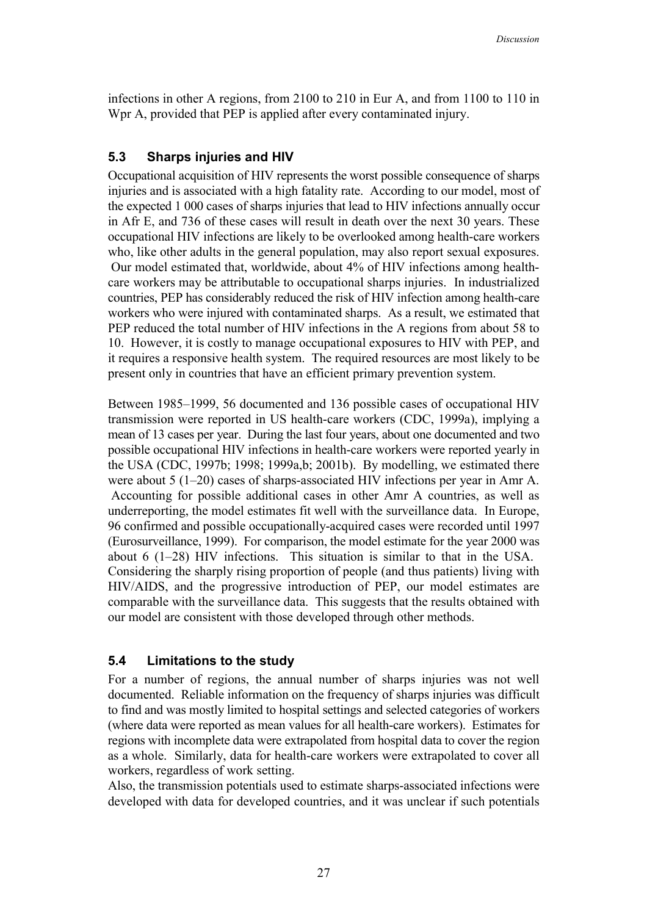infections in other A regions, from 2100 to 210 in Eur A, and from 1100 to 110 in Wpr A, provided that PEP is applied after every contaminated injury.

## 5.3 Sharps injuries and HIV

Occupational acquisition of HIV represents the worst possible consequence of sharps injuries and is associated with a high fatality rate. According to our model, most of the expected 1 000 cases of sharps injuries that lead to HIV infections annually occur in Afr E, and 736 of these cases will result in death over the next 30 years. These occupational HIV infections are likely to be overlooked among health-care workers who, like other adults in the general population, may also report sexual exposures. Our model estimated that, worldwide, about 4% of HIV infections among health-care workers may be attributable to occupational sharps injuries. In industrialized countries, PEP has considerably reduced the risk of HIV infection among health-care workers who were injured with contaminated sharps. As a result, we estimated that PEP reduced the total number of HIV infections in the A regions from about 58 to 10. However, it is costly to manage occupational exposures to HIV with PEP, and it requires a responsive health system. The required resources are most likely to be present only in countries that have an efficient primary prevention system.

Between 1985–1999, 56 documented and 136 possible cases of occupational HIV transmission were reported in US health-care workers (CDC, 1999a), implying a mean of 13 cases per year. During the last four years, about one documented and two possible occupational HIV infections in health-care workers were reported yearly in the USA (CDC, 1997b; 1998; 1999a,b; 2001b). By modelling, we estimated there were about 5 (1–20) cases of sharps-associated HIV infections per year in Amr A. Accounting for possible additional cases in other Amr A countries, as well as underreporting, the model estimates fit well with the surveillance data. In Europe, 96 confirmed and possible occupationally-acquired cases were recorded until 1997 (Eurosurveillance, 1999). For comparison, the model estimate for the year 2000 was about 6 (1–28) HIV infections. This situation is similar to that in the USA. Considering the sharply rising proportion of people (and thus patients) living with HIV/AIDS, and the progressive introduction of PEP, our model estimates are comparable with the surveillance data. This suggests that the results obtained with our model are consistent with those developed through other methods.

## 5.4 Limitations to the study

For a number of regions, the annual number of sharps injuries was not well documented. Reliable information on the frequency of sharps injuries was difficult to find and was mostly limited to hospital settings and selected categories of workers (where data were reported as mean values for all health-care workers). Estimates for regions with incomplete data were extrapolated from hospital data to cover the region as a whole. Similarly, data for health-care workers were extrapolated to cover all workers, regardless of work setting.

Also, the transmission potentials used to estimate sharps-associated infections were developed with data for developed countries, and it was unclear if such potentials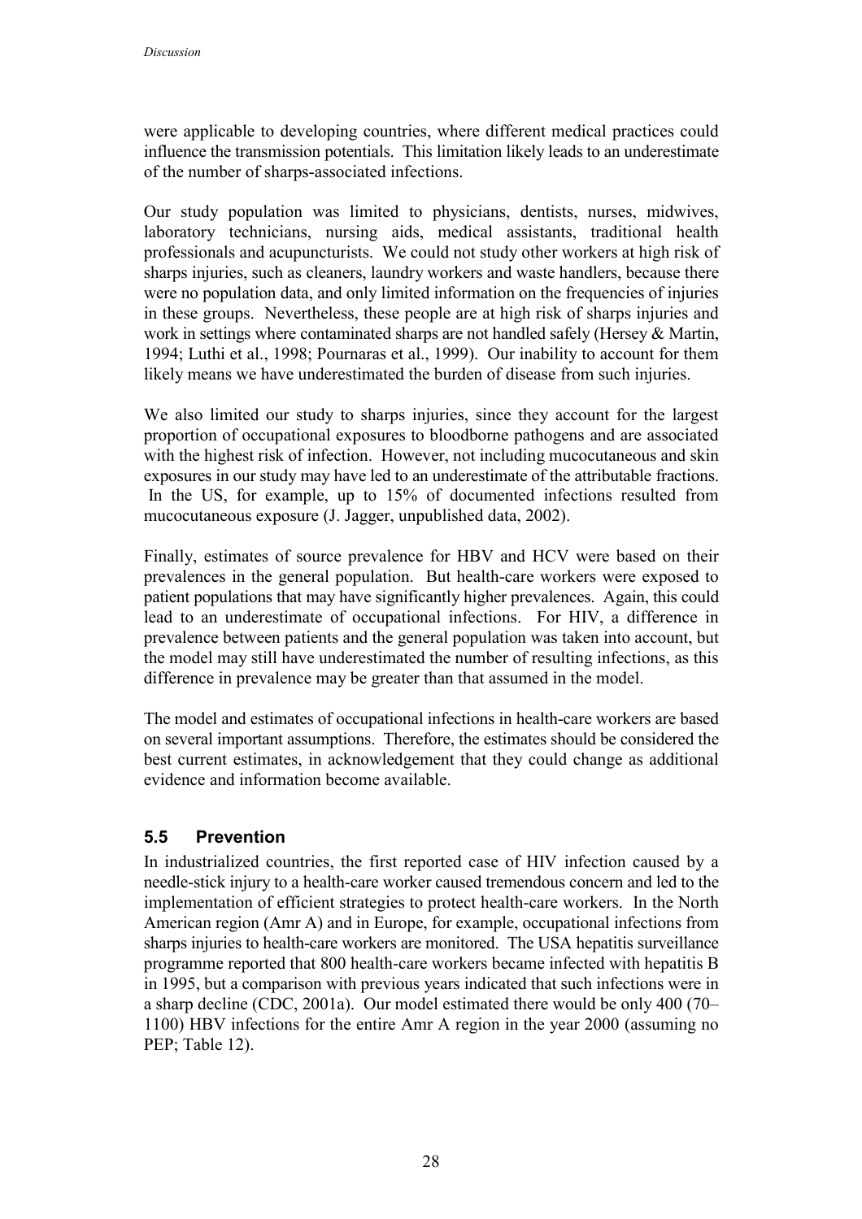were applicable to developing countries, where different medical practices could influence the transmission potentials. This limitation likely leads to an underestimate of the number of sharps-associated infections.

Our study population was limited to physicians, dentists, nurses, midwives, laboratory technicians, nursing aids, medical assistants, traditional health professionals and acupuncturists. We could not study other workers at high risk of sharps injuries, such as cleaners, laundry workers and waste handlers, because there were no population data, and only limited information on the frequencies of injuries in these groups. Nevertheless, these people are at high risk of sharps injuries and work in settings where contaminated sharps are not handled safely (Hersey & Martin, 1994; Luthi et al., 1998; Pournaras et al., 1999). Our inability to account for them likely means we have underestimated the burden of disease from such injuries.

We also limited our study to sharps injuries, since they account for the largest proportion of occupational exposures to bloodborne pathogens and are associated with the highest risk of infection. However, not including mucocutaneous and skin exposures in our study may have led to an underestimate of the attributable fractions. In the US, for example, up to 15% of documented infections resulted from mucocutaneous exposure (J. Jagger, unpublished data, 2002).

Finally, estimates of source prevalence for HBV and HCV were based on their prevalences in the general population. But health-care workers were exposed to patient populations that may have significantly higher prevalences. Again, this could lead to an underestimate of occupational infections. For HIV, a difference in prevalence between patients and the general population was taken into account, but the model may still have underestimated the number of resulting infections, as this difference in prevalence may be greater than that assumed in the model.

The model and estimates of occupational infections in health-care workers are based on several important assumptions. Therefore, the estimates should be considered the best current estimates, in acknowledgement that they could change as additional evidence and information become available.

## 5.5 Prevention

In industrialized countries, the first reported case of HIV infection caused by a needle-stick injury to a health-care worker caused tremendous concern and led to the implementation of efficient strategies to protect health-care workers. In the North American region (Amr A) and in Europe, for example, occupational infections from sharps injuries to health-care workers are monitored. The USA hepatitis surveillance programme reported that 800 health-care workers became infected with hepatitis B in 1995, but a comparison with previous years indicated that such infections were in a sharp decline (CDC, 2001a). Our model estimated there would be only 400 (70–1100) HBV infections for the entire Amr A region in the year 2000 (assuming no PEP; Table 12).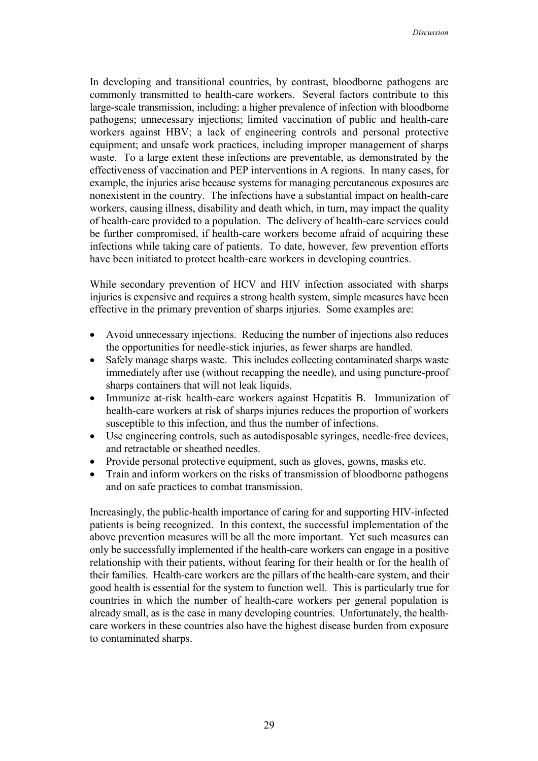In developing and transitional countries, by contrast, bloodborne pathogens are commonly transmitted to health-care workers. Several factors contribute to this large-scale transmission, including: a higher prevalence of infection with bloodborne pathogens; unnecessary injections; limited vaccination of public and health-care workers against HBV; a lack of engineering controls and personal protective equipment; and unsafe work practices, including improper management of sharps waste. To a large extent these infections are preventable, as demonstrated by the effectiveness of vaccination and PEP interventions in A regions. In many cases, for example, the injuries arise because systems for managing percutaneous exposures are nonexistent in the country. The infections have a substantial impact on health-care workers, causing illness, disability and death which, in turn, may impact the quality of health-care provided to a population. The delivery of health-care services could be further compromised, if health-care workers become afraid of acquiring these infections while taking care of patients. To date, however, few prevention efforts have been initiated to protect health-care workers in developing countries.

While secondary prevention of HCV and HIV infection associated with sharps injuries is expensive and requires a strong health system, simple measures have been effective in the primary prevention of sharps injuries. Some examples are:

- Avoid unnecessary injections. Reducing the number of injections also reduces the opportunities for needle-stick injuries, as fewer sharps are handled.
- Safely manage sharps waste. This includes collecting contaminated sharps waste immediately after use (without recapping the needle), and using puncture-proof sharps containers that will not leak liquids.
- Immunize at-risk health-care workers against Hepatitis B. Immunization of health-care workers at risk of sharps injuries reduces the proportion of workers susceptible to this infection, and thus the number of infections.
- Use engineering controls, such as autodisposable syringes, needle-free devices, and retractable or sheathed needles.
- Provide personal protective equipment, such as gloves, gowns, masks etc.
- Train and inform workers on the risks of transmission of bloodborne pathogens and on safe practices to combat transmission.

Increasingly, the public-health importance of caring for and supporting HIV-infected patients is being recognized. In this context, the successful implementation of the above prevention measures will be all the more important. Yet such measures can only be successfully implemented if the health-care workers can engage in a positive relationship with their patients, without fearing for their health or for the health of their families. Health-care workers are the pillars of the health-care system, and their good health is essential for the system to function well. This is particularly true for countries in which the number of health-care workers per general population is already small, as is the case in many developing countries. Unfortunately, the health-care workers in these countries also have the highest disease burden from exposure to contaminated sharps.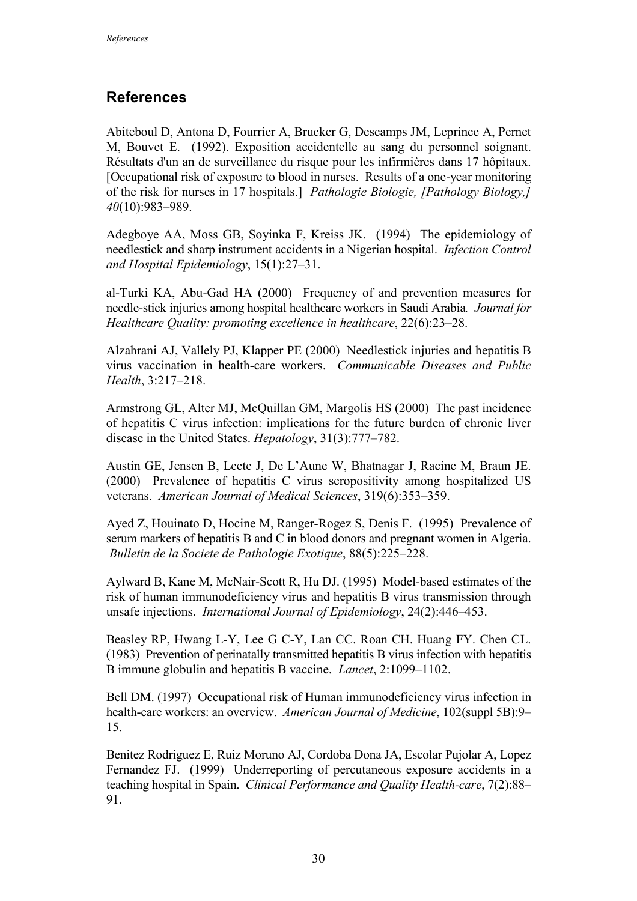## References

Abiteboul D, Antona D, Fourrier A, Brucker G, Descamps JM, Leprince A, Pernet M, Bouvet E. (1992). Exposition accidentelle au sang du personnel soignant. Résultats d'un an de surveillance du risque pour les infirmières dans 17 hôpitaux. [Occupational risk of exposure to blood in nurses. Results of a one-year monitoring of the risk for nurses in 17 hospitals.] *Pathologie Biologie, [Pathology Biology,] 40*(10):983–989.

Adegboye AA, Moss GB, Soyinka F, Kreiss JK. (1994) The epidemiology of needlestick and sharp instrument accidents in a Nigerian hospital. *Infection Control and Hospital Epidemiology*, 15(1):27–31.

al-Turki KA, Abu-Gad HA (2000) Frequency of and prevention measures for needle-stick injuries among hospital healthcare workers in Saudi Arabia. *Journal for Healthcare Quality: promoting excellence in healthcare*, 22(6):23–28.

Alzahrani AJ, Vallely PJ, Klapper PE (2000) Needlestick injuries and hepatitis B virus vaccination in health-care workers. *Communicable Diseases and Public Health*, 3:217–218.

Armstrong GL, Alter MJ, McQuillan GM, Margolis HS (2000) The past incidence of hepatitis C virus infection: implications for the future burden of chronic liver disease in the United States. *Hepatology*, 31(3):777–782.

Austin GE, Jensen B, Leete J, De L'Aune W, Bhatnagar J, Racine M, Braun JE. (2000) Prevalence of hepatitis C virus seropositivity among hospitalized US veterans. *American Journal of Medical Sciences*, 319(6):353–359.

Ayed Z, Houinato D, Hocine M, Ranger-Rogez S, Denis F. (1995) Prevalence of serum markers of hepatitis B and C in blood donors and pregnant women in Algeria. *Bulletin de la Societe de Pathologie Exotique*, 88(5):225–228.

Aylward B, Kane M, McNair-Scott R, Hu DJ. (1995) Model-based estimates of the risk of human immunodeficiency virus and hepatitis B virus transmission through unsafe injections. *International Journal of Epidemiology*, 24(2):446–453.

Beasley RP, Hwang L-Y, Lee G C-Y, Lan CC. Roan CH. Huang FY. Chen CL. (1983) Prevention of perinatally transmitted hepatitis B virus infection with hepatitis B immune globulin and hepatitis B vaccine. *Lancet*, 2:1099–1102.

Bell DM. (1997) Occupational risk of Human immunodeficiency virus infection in health-care workers: an overview. *American Journal of Medicine*, 102(suppl 5B):9–15.

Benitez Rodriguez E, Ruiz Moruno AJ, Cordoba Dona JA, Escolar Pujolar A, Lopez Fernandez FJ. (1999) Underreporting of percutaneous exposure accidents in a teaching hospital in Spain. *Clinical Performance and Quality Health-care*, 7(2):88–91.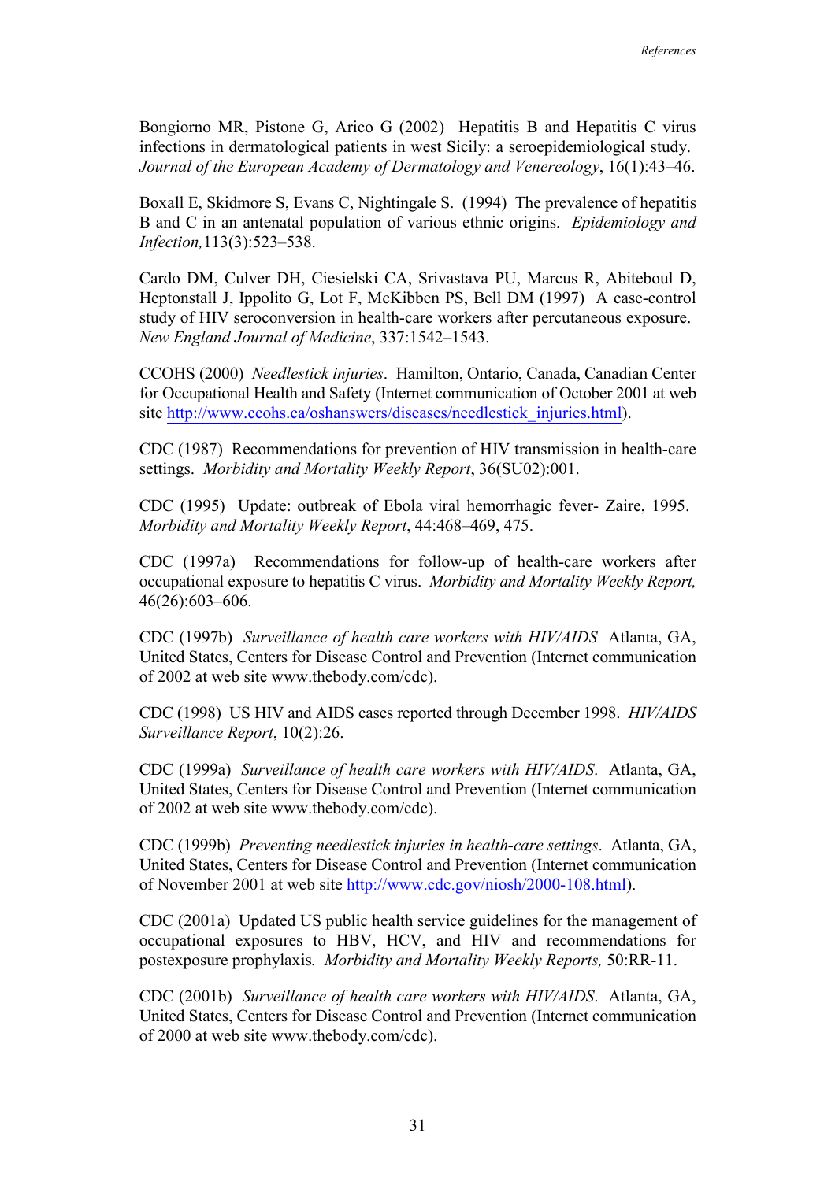Bongiorno MR, Pistone G, Arico G (2002) Hepatitis B and Hepatitis C virus infections in dermatological patients in west Sicily: a seroepidemiological study. *Journal of the European Academy of Dermatology and Venereology*, 16(1):43–46.

Boxall E, Skidmore S, Evans C, Nightingale S. (1994) The prevalence of hepatitis B and C in an antenatal population of various ethnic origins. *Epidemiology and Infection,*113(3):523–538.

Cardo DM, Culver DH, Ciesielski CA, Srivastava PU, Marcus R, Abiteboul D, Heptonstall J, Ippolito G, Lot F, McKibben PS, Bell DM (1997) A case-control study of HIV seroconversion in health-care workers after percutaneous exposure. *New England Journal of Medicine*, 337:1542–1543.

CCOHS (2000) *Needlestick injuries*. Hamilton, Ontario, Canada, Canadian Center for Occupational Health and Safety (Internet communication of October 2001 at web site http://www.ccohs.ca/oshanswers/diseases/needlestick_injuries.html).

CDC (1987) Recommendations for prevention of HIV transmission in health-care settings. *Morbidity and Mortality Weekly Report*, 36(SU02):001.

CDC (1995) Update: outbreak of Ebola viral hemorrhagic fever- Zaire, 1995. *Morbidity and Mortality Weekly Report*, 44:468–469, 475.

CDC (1997a) Recommendations for follow-up of health-care workers after occupational exposure to hepatitis C virus. *Morbidity and Mortality Weekly Report,* 46(26):603–606.

CDC (1997b) *Surveillance of health care workers with HIV/AIDS* Atlanta, GA, United States, Centers for Disease Control and Prevention (Internet communication of 2002 at web site www.thebody.com/cdc).

CDC (1998) US HIV and AIDS cases reported through December 1998. *HIV/AIDS Surveillance Report*, 10(2):26.

CDC (1999a) *Surveillance of health care workers with HIV/AIDS*. Atlanta, GA, United States, Centers for Disease Control and Prevention (Internet communication of 2002 at web site www.thebody.com/cdc).

CDC (1999b) *Preventing needlestick injuries in health-care settings*. Atlanta, GA, United States, Centers for Disease Control and Prevention (Internet communication of November 2001 at web site http://www.cdc.gov/niosh/2000-108.html).

CDC (2001a) Updated US public health service guidelines for the management of occupational exposures to HBV, HCV, and HIV and recommendations for postexposure prophylaxis*. Morbidity and Mortality Weekly Reports,* 50:RR-11.

CDC (2001b) *Surveillance of health care workers with HIV/AIDS*. Atlanta, GA, United States, Centers for Disease Control and Prevention (Internet communication of 2000 at web site www.thebody.com/cdc).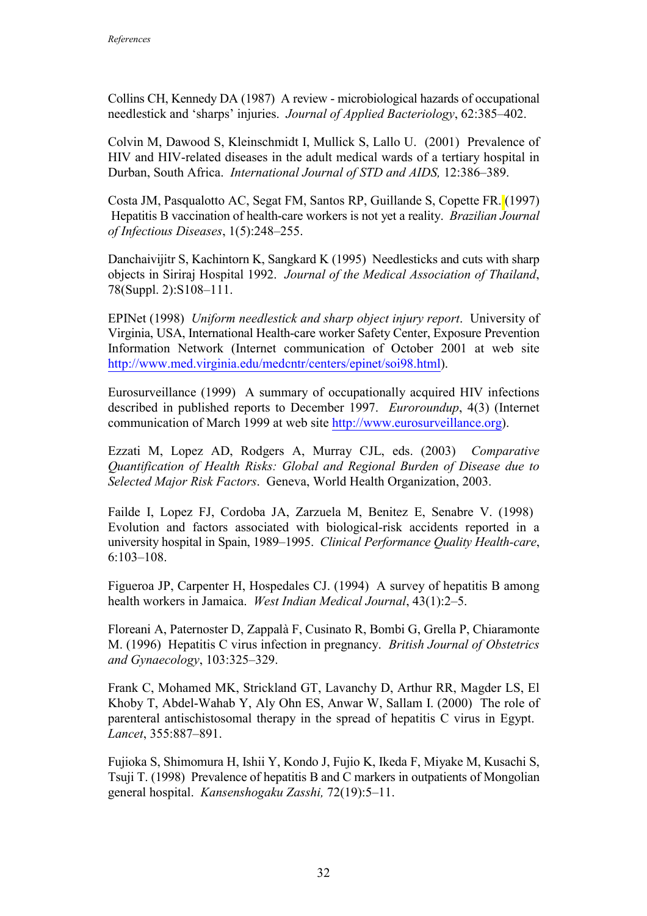Collins CH, Kennedy DA (1987) A review - microbiological hazards of occupational needlestick and 'sharps' injuries. *Journal of Applied Bacteriology*, 62:385–402.

Colvin M, Dawood S, Kleinschmidt I, Mullick S, Lallo U. (2001) Prevalence of HIV and HIV-related diseases in the adult medical wards of a tertiary hospital in Durban, South Africa. *International Journal of STD and AIDS,* 12:386–389.

Costa JM, Pasqualotto AC, Segat FM, Santos RP, Guillande S, Copette FR. (1997) Hepatitis B vaccination of health-care workers is not yet a reality. *Brazilian Journal of Infectious Diseases*, 1(5):248–255.

Danchaivijitr S, Kachintorn K, Sangkard K (1995) Needlesticks and cuts with sharp objects in Siriraj Hospital 1992. *Journal of the Medical Association of Thailand*, 78(Suppl. 2):S108–111.

EPINet (1998) *Uniform needlestick and sharp object injury report*. University of Virginia, USA, International Health-care worker Safety Center, Exposure Prevention Information Network (Internet communication of October 2001 at web site http://www.med.virginia.edu/medcntr/centers/epinet/soi98.html).

Eurosurveillance (1999) A summary of occupationally acquired HIV infections described in published reports to December 1997. *Euroroundup*, 4(3) (Internet communication of March 1999 at web site http://www.eurosurveillance.org).

Ezzati M, Lopez AD, Rodgers A, Murray CJL, eds. (2003) *Comparative Quantification of Health Risks: Global and Regional Burden of Disease due to Selected Major Risk Factors*. Geneva, World Health Organization, 2003.

Failde I, Lopez FJ, Cordoba JA, Zarzuela M, Benitez E, Senabre V. (1998) Evolution and factors associated with biological-risk accidents reported in a university hospital in Spain, 1989–1995. *Clinical Performance Quality Health-care*, 6:103–108.

Figueroa JP, Carpenter H, Hospedales CJ. (1994) A survey of hepatitis B among health workers in Jamaica. *West Indian Medical Journal*, 43(1):2–5.

Floreani A, Paternoster D, Zappalà F, Cusinato R, Bombi G, Grella P, Chiaramonte M. (1996) Hepatitis C virus infection in pregnancy. *British Journal of Obstetrics and Gynaecology*, 103:325–329.

Frank C, Mohamed MK, Strickland GT, Lavanchy D, Arthur RR, Magder LS, El Khoby T, Abdel-Wahab Y, Aly Ohn ES, Anwar W, Sallam I. (2000) The role of parenteral antischistosomal therapy in the spread of hepatitis C virus in Egypt. *Lancet*, 355:887–891.

Fujioka S, Shimomura H, Ishii Y, Kondo J, Fujio K, Ikeda F, Miyake M, Kusachi S, Tsuji T. (1998) Prevalence of hepatitis B and C markers in outpatients of Mongolian general hospital. *Kansenshogaku Zasshi,* 72(19):5–11.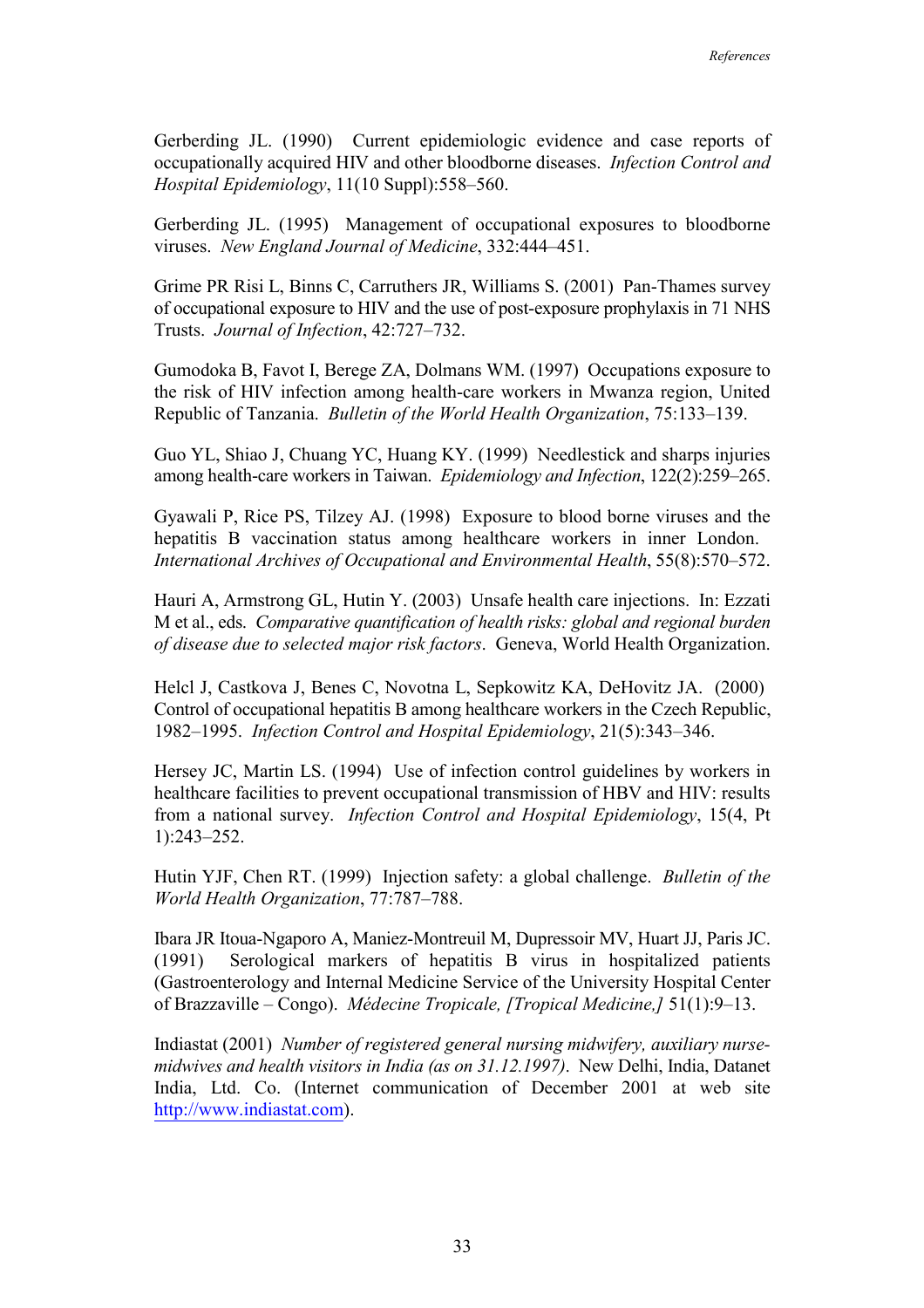Gerberding JL. (1990) Current epidemiologic evidence and case reports of occupationally acquired HIV and other bloodborne diseases. *Infection Control and Hospital Epidemiology*, 11(10 Suppl):558–560.

Gerberding JL. (1995) Management of occupational exposures to bloodborne viruses. *New England Journal of Medicine*, 332:444–451.

Grime PR Risi L, Binns C, Carruthers JR, Williams S. (2001) Pan-Thames survey of occupational exposure to HIV and the use of post-exposure prophylaxis in 71 NHS Trusts. *Journal of Infection*, 42:727–732.

Gumodoka B, Favot I, Berege ZA, Dolmans WM. (1997) Occupations exposure to the risk of HIV infection among health-care workers in Mwanza region, United Republic of Tanzania. *Bulletin of the World Health Organization*, 75:133–139.

Guo YL, Shiao J, Chuang YC, Huang KY. (1999) Needlestick and sharps injuries among health-care workers in Taiwan. *Epidemiology and Infection*, 122(2):259–265.

Gyawali P, Rice PS, Tilzey AJ. (1998) Exposure to blood borne viruses and the hepatitis B vaccination status among healthcare workers in inner London. *International Archives of Occupational and Environmental Health*, 55(8):570–572.

Hauri A, Armstrong GL, Hutin Y. (2003) Unsafe health care injections. In: Ezzati M et al., eds. *Comparative quantification of health risks: global and regional burden of disease due to selected major risk factors*. Geneva, World Health Organization.

Helcl J, Castkova J, Benes C, Novotna L, Sepkowitz KA, DeHovitz JA. (2000) Control of occupational hepatitis B among healthcare workers in the Czech Republic, 1982–1995. *Infection Control and Hospital Epidemiology*, 21(5):343–346.

Hersey JC, Martin LS. (1994) Use of infection control guidelines by workers in healthcare facilities to prevent occupational transmission of HBV and HIV: results from a national survey. *Infection Control and Hospital Epidemiology*, 15(4, Pt 1):243–252.

Hutin YJF, Chen RT. (1999) Injection safety: a global challenge. *Bulletin of the World Health Organization*, 77:787–788.

Ibara JR Itoua-Ngaporo A, Maniez-Montreuil M, Dupressoir MV, Huart JJ, Paris JC. (1991) Serological markers of hepatitis B virus in hospitalized patients (Gastroenterology and Internal Medicine Service of the University Hospital Center of Brazzaville – Congo). *Médecine Tropicale, [Tropical Medicine,]* 51(1):9–13.

Indiastat (2001) *Number of registered general nursing midwifery, auxiliary nurse-midwives and health visitors in India (as on 31.12.1997)*. New Delhi, India, Datanet India, Ltd. Co. (Internet communication of December 2001 at web site http://www.indiastat.com).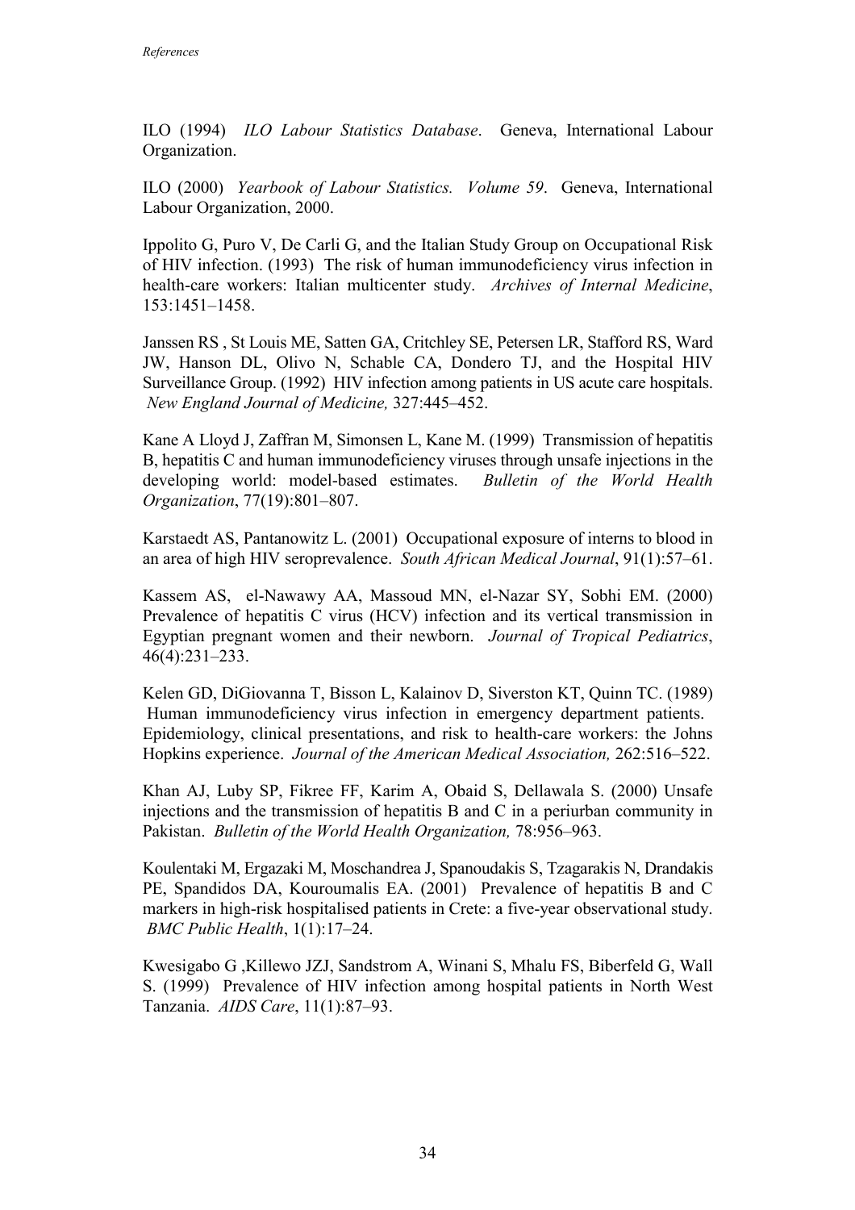ILO (1994) *ILO Labour Statistics Database*. Geneva, International Labour Organization.

ILO (2000) *Yearbook of Labour Statistics. Volume 59*. Geneva, International Labour Organization, 2000.

Ippolito G, Puro V, De Carli G, and the Italian Study Group on Occupational Risk of HIV infection. (1993) The risk of human immunodeficiency virus infection in health-care workers: Italian multicenter study. *Archives of Internal Medicine*, 153:1451–1458.

Janssen RS , St Louis ME, Satten GA, Critchley SE, Petersen LR, Stafford RS, Ward JW, Hanson DL, Olivo N, Schable CA, Dondero TJ, and the Hospital HIV Surveillance Group. (1992) HIV infection among patients in US acute care hospitals. *New England Journal of Medicine,* 327:445–452.

Kane A Lloyd J, Zaffran M, Simonsen L, Kane M. (1999) Transmission of hepatitis B, hepatitis C and human immunodeficiency viruses through unsafe injections in the developing world: model-based estimates. *Bulletin of the World Health Organization*, 77(19):801–807.

Karstaedt AS, Pantanowitz L. (2001) Occupational exposure of interns to blood in an area of high HIV seroprevalence. *South African Medical Journal*, 91(1):57–61.

Kassem AS, el-Nawawy AA, Massoud MN, el-Nazar SY, Sobhi EM. (2000) Prevalence of hepatitis C virus (HCV) infection and its vertical transmission in Egyptian pregnant women and their newborn. *Journal of Tropical Pediatrics*, 46(4):231–233.

Kelen GD, DiGiovanna T, Bisson L, Kalainov D, Siverston KT, Quinn TC. (1989) Human immunodeficiency virus infection in emergency department patients. Epidemiology, clinical presentations, and risk to health-care workers: the Johns Hopkins experience. *Journal of the American Medical Association,* 262:516–522.

Khan AJ, Luby SP, Fikree FF, Karim A, Obaid S, Dellawala S. (2000) Unsafe injections and the transmission of hepatitis B and C in a periurban community in Pakistan. *Bulletin of the World Health Organization,* 78:956–963.

Koulentaki M, Ergazaki M, Moschandrea J, Spanoudakis S, Tzagarakis N, Drandakis PE, Spandidos DA, Kouroumalis EA. (2001) Prevalence of hepatitis B and C markers in high-risk hospitalised patients in Crete: a five-year observational study. *BMC Public Health*, 1(1):17–24.

Kwesigabo G ,Killewo JZJ, Sandstrom A, Winani S, Mhalu FS, Biberfeld G, Wall S. (1999) Prevalence of HIV infection among hospital patients in North West Tanzania. *AIDS Care*, 11(1):87–93.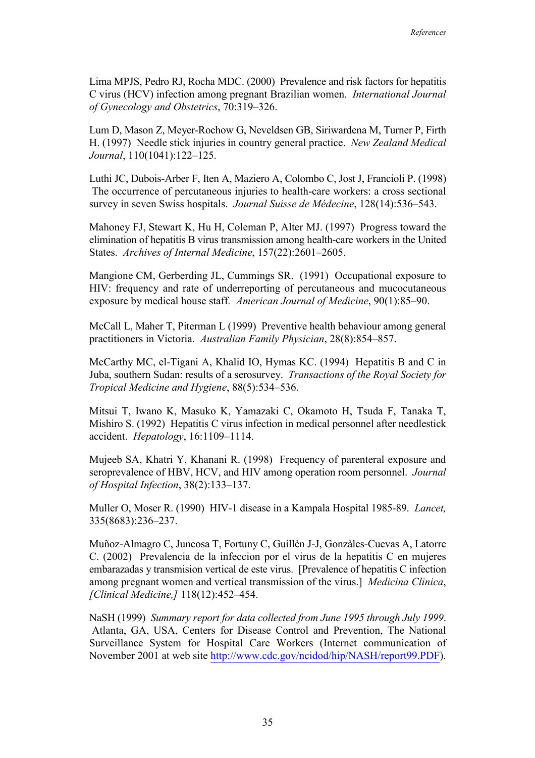Lima MPJS, Pedro RJ, Rocha MDC. (2000) Prevalence and risk factors for hepatitis C virus (HCV) infection among pregnant Brazilian women. *International Journal of Gynecology and Obstetrics*, 70:319–326.

Lum D, Mason Z, Meyer-Rochow G, Neveldsen GB, Siriwardena M, Turner P, Firth H. (1997) Needle stick injuries in country general practice. *New Zealand Medical Journal*, 110(1041):122–125.

Luthi JC, Dubois-Arber F, Iten A, Maziero A, Colombo C, Jost J, Francioli P. (1998) The occurrence of percutaneous injuries to health-care workers: a cross sectional survey in seven Swiss hospitals. *Journal Suisse de Médecine*, 128(14):536–543.

Mahoney FJ, Stewart K, Hu H, Coleman P, Alter MJ. (1997) Progress toward the elimination of hepatitis B virus transmission among health-care workers in the United States. *Archives of Internal Medicine*, 157(22):2601–2605.

Mangione CM, Gerberding JL, Cummings SR. (1991) Occupational exposure to HIV: frequency and rate of underreporting of percutaneous and mucocutaneous exposure by medical house staff. *American Journal of Medicine*, 90(1):85–90.

McCall L, Maher T, Piterman L (1999) Preventive health behaviour among general practitioners in Victoria. *Australian Family Physician*, 28(8):854–857.

McCarthy MC, el-Tigani A, Khalid IO, Hymas KC. (1994) Hepatitis B and C in Juba, southern Sudan: results of a serosurvey. *Transactions of the Royal Society for Tropical Medicine and Hygiene*, 88(5):534–536.

Mitsui T, Iwano K, Masuko K, Yamazaki C, Okamoto H, Tsuda F, Tanaka T, Mishiro S. (1992) Hepatitis C virus infection in medical personnel after needlestick accident. *Hepatology*, 16:1109–1114.

Mujeeb SA, Khatri Y, Khanani R. (1998) Frequency of parenteral exposure and seroprevalence of HBV, HCV, and HIV among operation room personnel. *Journal of Hospital Infection*, 38(2):133–137.

Muller O, Moser R. (1990) HIV-1 disease in a Kampala Hospital 1985-89. *Lancet,* 335(8683):236–237.

Muñoz-Almagro C, Juncosa T, Fortuny C, Guillèn J-J, Gonzàles-Cuevas A, Latorre C. (2002) Prevalencia de la infeccion por el virus de la hepatitis C en mujeres embarazadas y transmision vertical de este virus. [Prevalence of hepatitis C infection among pregnant women and vertical transmission of the virus.] *Medicina Clinica*, *[Clinical Medicine,]* 118(12):452–454.

NaSH (1999) *Summary report for data collected from June 1995 through July 1999*. Atlanta, GA, USA, Centers for Disease Control and Prevention, The National Surveillance System for Hospital Care Workers (Internet communication of November 2001 at web site http://www.cdc.gov/ncidod/hip/NASH/report99.PDF).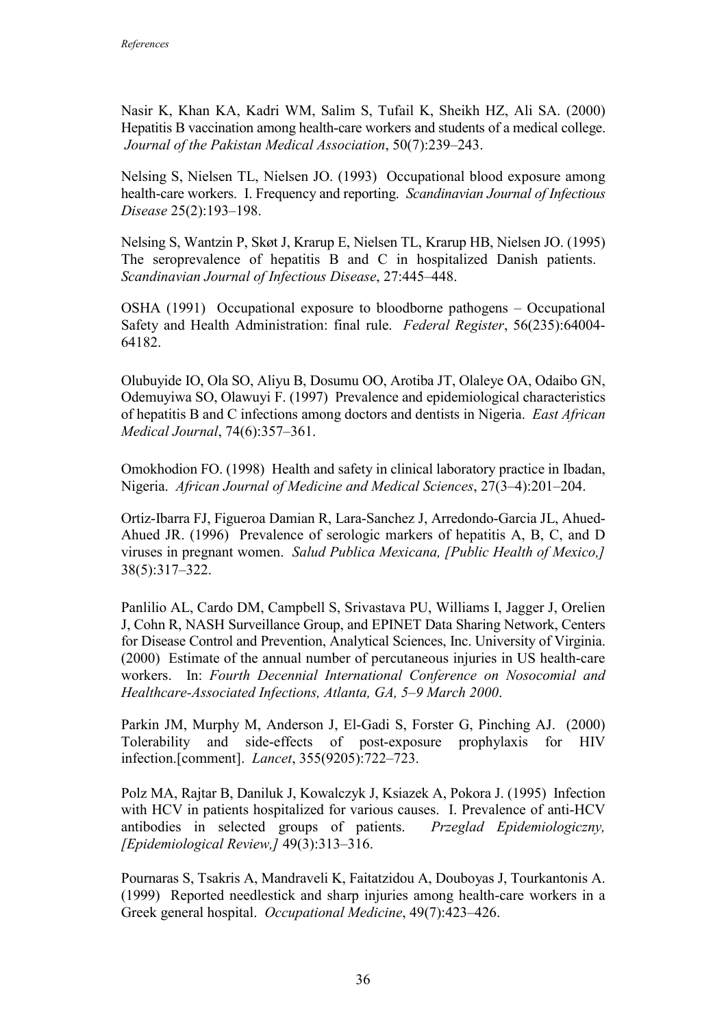Nasir K, Khan KA, Kadri WM, Salim S, Tufail K, Sheikh HZ, Ali SA. (2000) Hepatitis B vaccination among health-care workers and students of a medical college. *Journal of the Pakistan Medical Association*, 50(7):239–243.

Nelsing S, Nielsen TL, Nielsen JO. (1993) Occupational blood exposure among health-care workers. I. Frequency and reporting. *Scandinavian Journal of Infectious Disease* 25(2):193–198.

Nelsing S, Wantzin P, Skøt J, Krarup E, Nielsen TL, Krarup HB, Nielsen JO. (1995) The seroprevalence of hepatitis B and C in hospitalized Danish patients. *Scandinavian Journal of Infectious Disease*, 27:445–448.

OSHA (1991) Occupational exposure to bloodborne pathogens – Occupational Safety and Health Administration: final rule. *Federal Register*, 56(235):64004-64182.

Olubuyide IO, Ola SO, Aliyu B, Dosumu OO, Arotiba JT, Olaleye OA, Odaibo GN, Odemuyiwa SO, Olawuyi F. (1997) Prevalence and epidemiological characteristics of hepatitis B and C infections among doctors and dentists in Nigeria. *East African Medical Journal*, 74(6):357–361.

Omokhodion FO. (1998) Health and safety in clinical laboratory practice in Ibadan, Nigeria. *African Journal of Medicine and Medical Sciences*, 27(3–4):201–204.

Ortiz-Ibarra FJ, Figueroa Damian R, Lara-Sanchez J, Arredondo-Garcia JL, Ahued-Ahued JR. (1996) Prevalence of serologic markers of hepatitis A, B, C, and D viruses in pregnant women. *Salud Publica Mexicana, [Public Health of Mexico,]* 38(5):317–322.

Panlilio AL, Cardo DM, Campbell S, Srivastava PU, Williams I, Jagger J, Orelien J, Cohn R, NASH Surveillance Group, and EPINET Data Sharing Network, Centers for Disease Control and Prevention, Analytical Sciences, Inc. University of Virginia. (2000) Estimate of the annual number of percutaneous injuries in US health-care workers. In: *Fourth Decennial International Conference on Nosocomial and Healthcare-Associated Infections, Atlanta, GA, 5–9 March 2000*.

Parkin JM, Murphy M, Anderson J, El-Gadi S, Forster G, Pinching AJ. (2000) Tolerability and side-effects of post-exposure prophylaxis for HIV infection.[comment]. *Lancet*, 355(9205):722–723.

Polz MA, Rajtar B, Daniluk J, Kowalczyk J, Ksiazek A, Pokora J. (1995) Infection with HCV in patients hospitalized for various causes. I. Prevalence of anti-HCV antibodies in selected groups of patients. *Przeglad Epidemiologiczny, [Epidemiological Review,]* 49(3):313–316.

Pournaras S, Tsakris A, Mandraveli K, Faitatzidou A, Douboyas J, Tourkantonis A. (1999) Reported needlestick and sharp injuries among health-care workers in a Greek general hospital. *Occupational Medicine*, 49(7):423–426.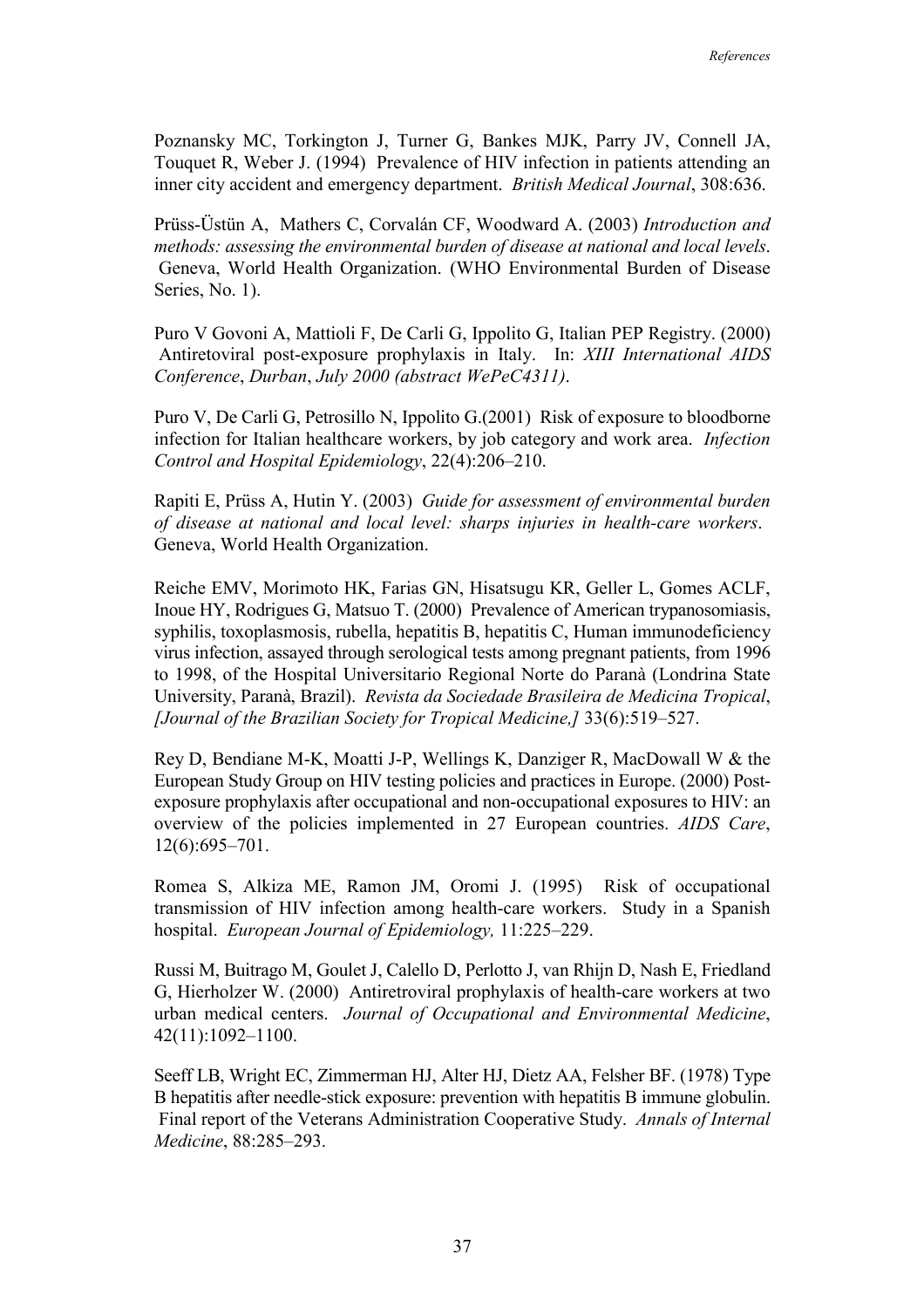Poznansky MC, Torkington J, Turner G, Bankes MJK, Parry JV, Connell JA, Touquet R, Weber J. (1994) Prevalence of HIV infection in patients attending an inner city accident and emergency department. *British Medical Journal*, 308:636.

Prüss-Üstün A, Mathers C, Corvalán CF, Woodward A. (2003) *Introduction and methods: assessing the environmental burden of disease at national and local levels*. Geneva, World Health Organization. (WHO Environmental Burden of Disease Series, No. 1).

Puro V Govoni A, Mattioli F, De Carli G, Ippolito G, Italian PEP Registry. (2000) Antiretoviral post-exposure prophylaxis in Italy. In: *XIII International AIDS Conference*, *Durban*, *July 2000 (abstract WePeC4311)*.

Puro V, De Carli G, Petrosillo N, Ippolito G.(2001) Risk of exposure to bloodborne infection for Italian healthcare workers, by job category and work area. *Infection Control and Hospital Epidemiology*, 22(4):206–210.

Rapiti E, Prüss A, Hutin Y. (2003) *Guide for assessment of environmental burden of disease at national and local level: sharps injuries in health-care workers*. Geneva, World Health Organization.

Reiche EMV, Morimoto HK, Farias GN, Hisatsugu KR, Geller L, Gomes ACLF, Inoue HY, Rodrigues G, Matsuo T. (2000) Prevalence of American trypanosomiasis, syphilis, toxoplasmosis, rubella, hepatitis B, hepatitis C, Human immunodeficiency virus infection, assayed through serological tests among pregnant patients, from 1996 to 1998, of the Hospital Universitario Regional Norte do Paranà (Londrina State University, Paranà, Brazil). *Revista da Sociedade Brasileira de Medicina Tropical*, *[Journal of the Brazilian Society for Tropical Medicine,]* 33(6):519–527.

Rey D, Bendiane M-K, Moatti J-P, Wellings K, Danziger R, MacDowall W & the European Study Group on HIV testing policies and practices in Europe. (2000) Post-exposure prophylaxis after occupational and non-occupational exposures to HIV: an overview of the policies implemented in 27 European countries. *AIDS Care*, 12(6):695–701.

Romea S, Alkiza ME, Ramon JM, Oromi J. (1995) Risk of occupational transmission of HIV infection among health-care workers. Study in a Spanish hospital. *European Journal of Epidemiology,* 11:225–229.

Russi M, Buitrago M, Goulet J, Calello D, Perlotto J, van Rhijn D, Nash E, Friedland G, Hierholzer W. (2000) Antiretroviral prophylaxis of health-care workers at two urban medical centers. *Journal of Occupational and Environmental Medicine*, 42(11):1092–1100.

Seeff LB, Wright EC, Zimmerman HJ, Alter HJ, Dietz AA, Felsher BF. (1978) Type B hepatitis after needle-stick exposure: prevention with hepatitis B immune globulin. Final report of the Veterans Administration Cooperative Study. *Annals of Internal Medicine*, 88:285–293.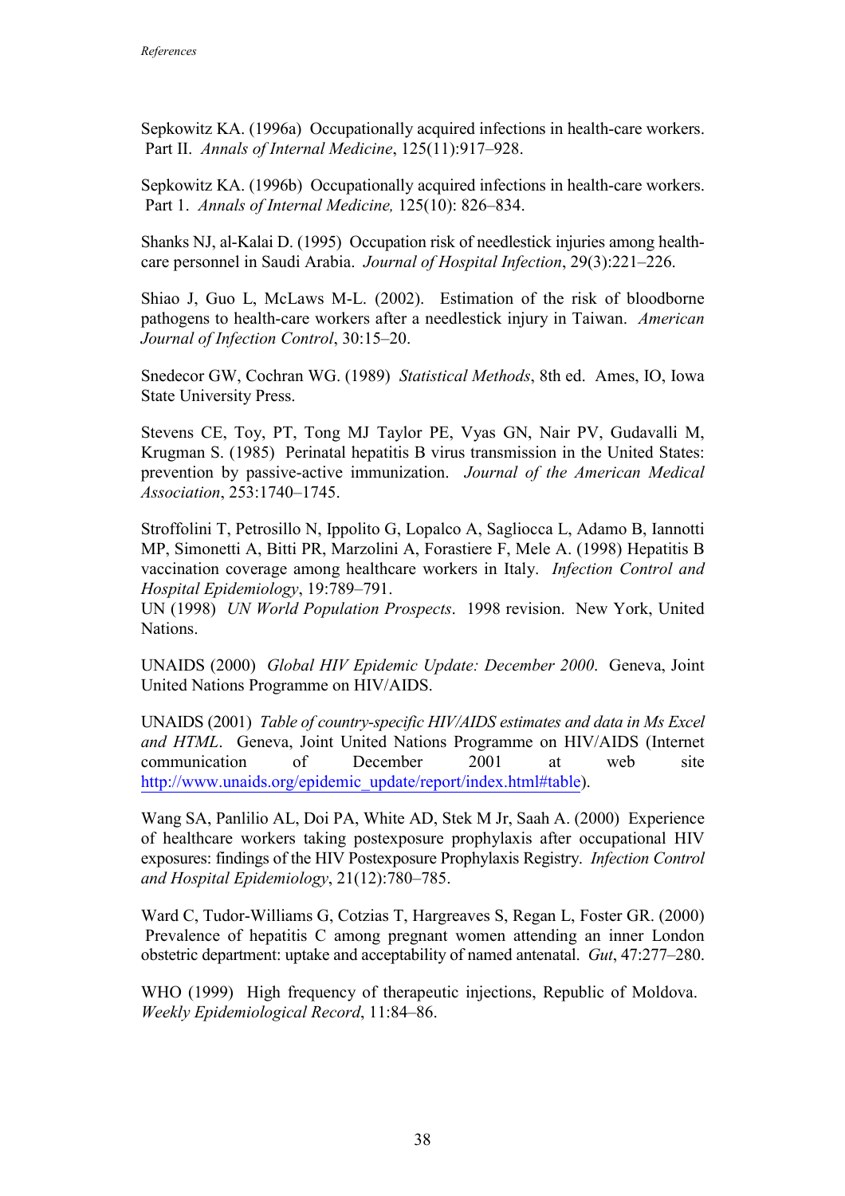Sepkowitz KA. (1996a) Occupationally acquired infections in health-care workers. Part II. *Annals of Internal Medicine*, 125(11):917–928.

Sepkowitz KA. (1996b) Occupationally acquired infections in health-care workers. Part 1. *Annals of Internal Medicine,* 125(10): 826–834.

Shanks NJ, al-Kalai D. (1995) Occupation risk of needlestick injuries among health-care personnel in Saudi Arabia. *Journal of Hospital Infection*, 29(3):221–226.

Shiao J, Guo L, McLaws M-L. (2002). Estimation of the risk of bloodborne pathogens to health-care workers after a needlestick injury in Taiwan. *American Journal of Infection Control*, 30:15–20.

Snedecor GW, Cochran WG. (1989) *Statistical Methods*, 8th ed. Ames, IO, Iowa State University Press.

Stevens CE, Toy, PT, Tong MJ Taylor PE, Vyas GN, Nair PV, Gudavalli M, Krugman S. (1985) Perinatal hepatitis B virus transmission in the United States: prevention by passive-active immunization. *Journal of the American Medical Association*, 253:1740–1745.

Stroffolini T, Petrosillo N, Ippolito G, Lopalco A, Sagliocca L, Adamo B, Iannotti MP, Simonetti A, Bitti PR, Marzolini A, Forastiere F, Mele A. (1998) Hepatitis B vaccination coverage among healthcare workers in Italy. *Infection Control and Hospital Epidemiology*, 19:789–791.

UN (1998) *UN World Population Prospects*. 1998 revision. New York, United Nations.

UNAIDS (2000) *Global HIV Epidemic Update: December 2000*. Geneva, Joint United Nations Programme on HIV/AIDS.

UNAIDS (2001) *Table of country-specific HIV/AIDS estimates and data in Ms Excel and HTML*. Geneva, Joint United Nations Programme on HIV/AIDS (Internet communication of December 2001 at web site http://www.unaids.org/epidemic_update/report/index.html#table).

Wang SA, Panlilio AL, Doi PA, White AD, Stek M Jr, Saah A. (2000) Experience of healthcare workers taking postexposure prophylaxis after occupational HIV exposures: findings of the HIV Postexposure Prophylaxis Registry. *Infection Control and Hospital Epidemiology*, 21(12):780–785.

Ward C, Tudor-Williams G, Cotzias T, Hargreaves S, Regan L, Foster GR. (2000) Prevalence of hepatitis C among pregnant women attending an inner London obstetric department: uptake and acceptability of named antenatal. *Gut*, 47:277–280.

WHO (1999) High frequency of therapeutic injections, Republic of Moldova. *Weekly Epidemiological Record*, 11:84–86.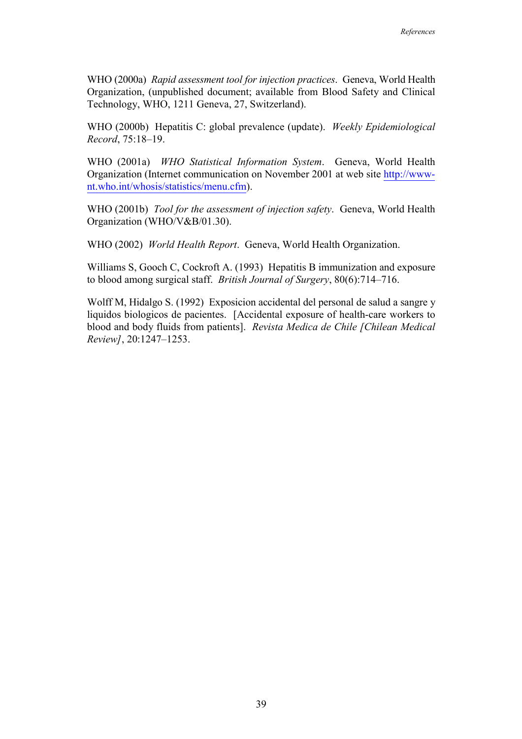WHO (2000a) *Rapid assessment tool for injection practices*. Geneva, World Health Organization, (unpublished document; available from Blood Safety and Clinical Technology, WHO, 1211 Geneva, 27, Switzerland).

WHO (2000b) Hepatitis C: global prevalence (update). *Weekly Epidemiological Record*, 75:18–19.

WHO (2001a) *WHO Statistical Information System*. Geneva, World Health Organization (Internet communication on November 2001 at web site http://www-nt.who.int/whosis/statistics/menu.cfm).

WHO (2001b) *Tool for the assessment of injection safety*. Geneva, World Health Organization (WHO/V&B/01.30).

WHO (2002) *World Health Report*. Geneva, World Health Organization.

Williams S, Gooch C, Cockroft A. (1993) Hepatitis B immunization and exposure to blood among surgical staff. *British Journal of Surgery*, 80(6):714–716.

Wolff M, Hidalgo S. (1992) Exposicion accidental del personal de salud a sangre y liquidos biologicos de pacientes. [Accidental exposure of health-care workers to blood and body fluids from patients]. *Revista Medica de Chile [Chilean Medical Review]*, 20:1247–1253.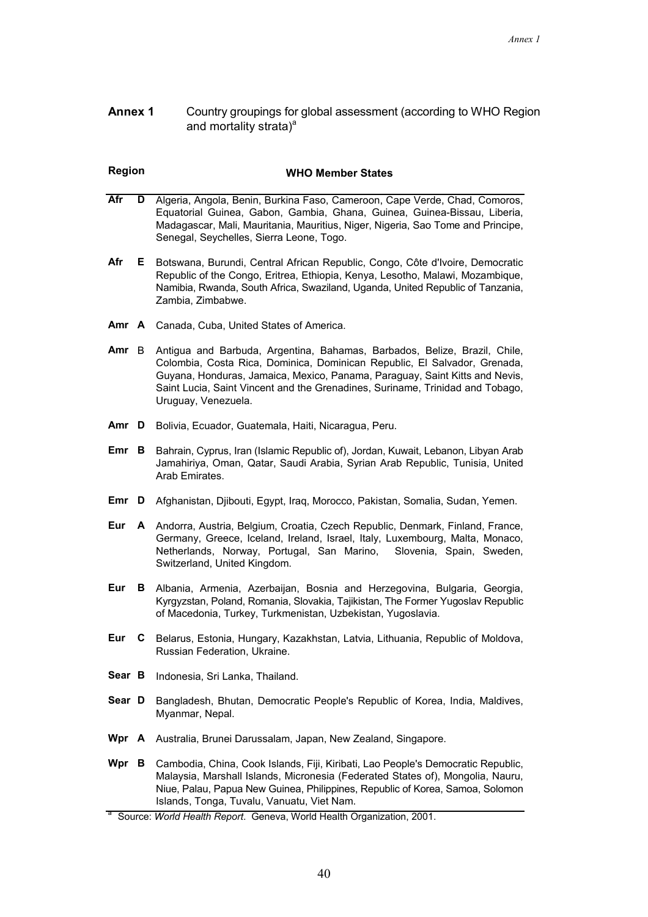## Annex 1 Country groupings for global assessment (according to WHO Region and mortality strata)[a]

| Region | | WHO Member States |
|---|---|---|
| **Afr** | **D** | Algeria, Angola, Benin, Burkina Faso, Cameroon, Cape Verde, Chad, Comoros, Equatorial Guinea, Gabon, Gambia, Ghana, Guinea, Guinea-Bissau, Liberia, Madagascar, Mali, Mauritania, Mauritius, Niger, Nigeria, Sao Tome and Principe, Senegal, Seychelles, Sierra Leone, Togo. |
| **Afr** | **E** | Botswana, Burundi, Central African Republic, Congo, Côte d'Ivoire, Democratic Republic of the Congo, Eritrea, Ethiopia, Kenya, Lesotho, Malawi, Mozambique, Namibia, Rwanda, South Africa, Swaziland, Uganda, United Republic of Tanzania, Zambia, Zimbabwe. |
| **Amr** | **A** | Canada, Cuba, United States of America. |
| **Amr** | B | Antigua and Barbuda, Argentina, Bahamas, Barbados, Belize, Brazil, Chile, Colombia, Costa Rica, Dominica, Dominican Republic, El Salvador, Grenada, Guyana, Honduras, Jamaica, Mexico, Panama, Paraguay, Saint Kitts and Nevis, Saint Lucia, Saint Vincent and the Grenadines, Suriname, Trinidad and Tobago, Uruguay, Venezuela. |
| **Amr** | **D** | Bolivia, Ecuador, Guatemala, Haiti, Nicaragua, Peru. |
| **Emr** | **B** | Bahrain, Cyprus, Iran (Islamic Republic of), Jordan, Kuwait, Lebanon, Libyan Arab Jamahiriya, Oman, Qatar, Saudi Arabia, Syrian Arab Republic, Tunisia, United Arab Emirates. |
| **Emr** | **D** | Afghanistan, Djibouti, Egypt, Iraq, Morocco, Pakistan, Somalia, Sudan, Yemen. |
| **Eur** | **A** | Andorra, Austria, Belgium, Croatia, Czech Republic, Denmark, Finland, France, Germany, Greece, Iceland, Ireland, Israel, Italy, Luxembourg, Malta, Monaco, Netherlands, Norway, Portugal, San Marino, Slovenia, Spain, Sweden, Switzerland, United Kingdom. |
| **Eur** | **B** | Albania, Armenia, Azerbaijan, Bosnia and Herzegovina, Bulgaria, Georgia, Kyrgyzstan, Poland, Romania, Slovakia, Tajikistan, The Former Yugoslav Republic of Macedonia, Turkey, Turkmenistan, Uzbekistan, Yugoslavia. |
| **Eur** | **C** | Belarus, Estonia, Hungary, Kazakhstan, Latvia, Lithuania, Republic of Moldova, Russian Federation, Ukraine. |
| **Sear** | **B** | Indonesia, Sri Lanka, Thailand. |
| **Sear** | **D** | Bangladesh, Bhutan, Democratic People's Republic of Korea, India, Maldives, Myanmar, Nepal. |
| **Wpr** | **A** | Australia, Brunei Darussalam, Japan, New Zealand, Singapore. |
| **Wpr** | **B** | Cambodia, China, Cook Islands, Fiji, Kiribati, Lao People's Democratic Republic, Malaysia, Marshall Islands, Micronesia (Federated States of), Mongolia, Nauru, Niue, Palau, Papua New Guinea, Philippines, Republic of Korea, Samoa, Solomon Islands, Tonga, Tuvalu, Vanuatu, Viet Nam. |

[a] Source: *World Health Report*. Geneva, World Health Organization, 2001.